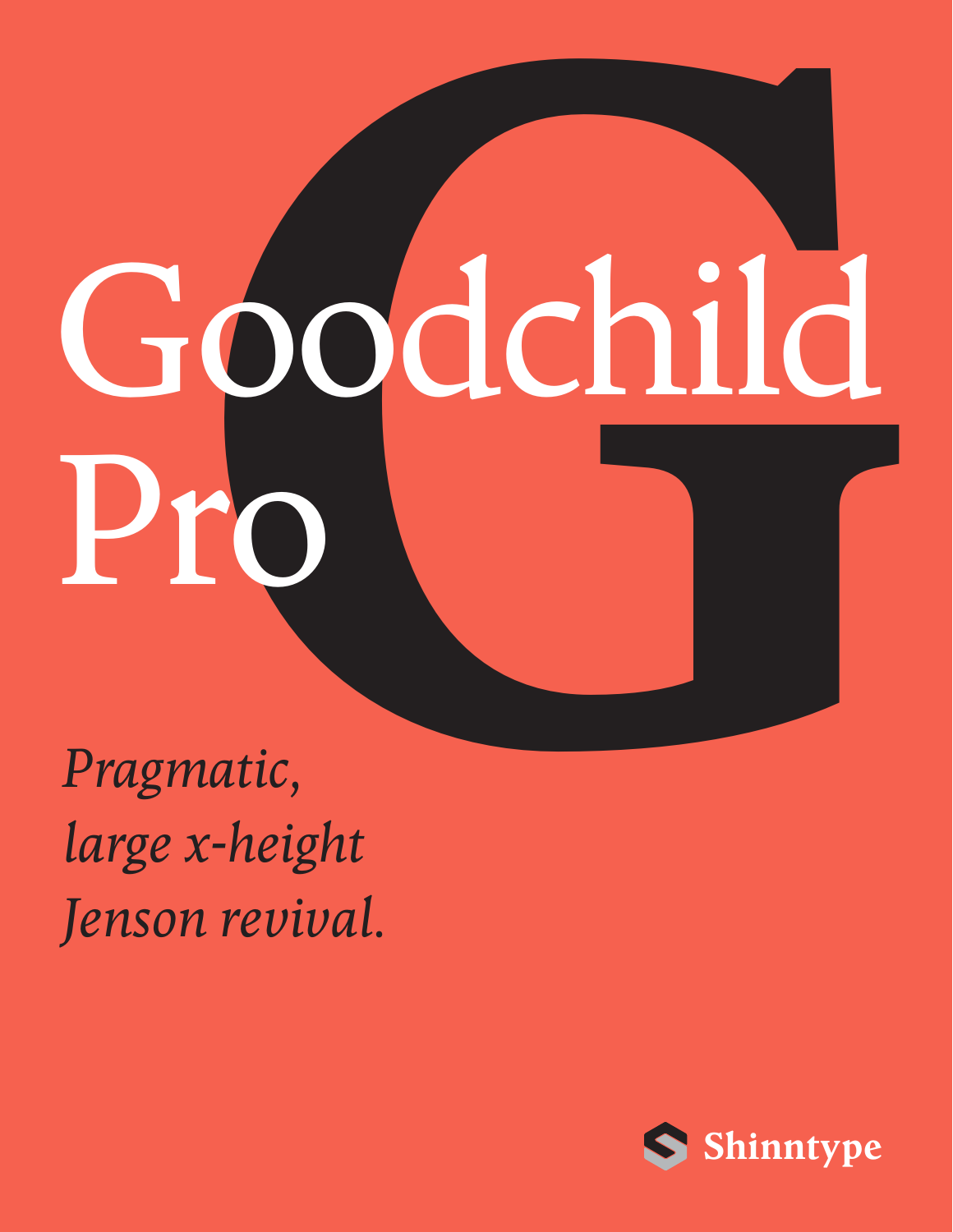# Goodchild Pro

*Pragmatic, large x-height Jenson revival.*

Shinntype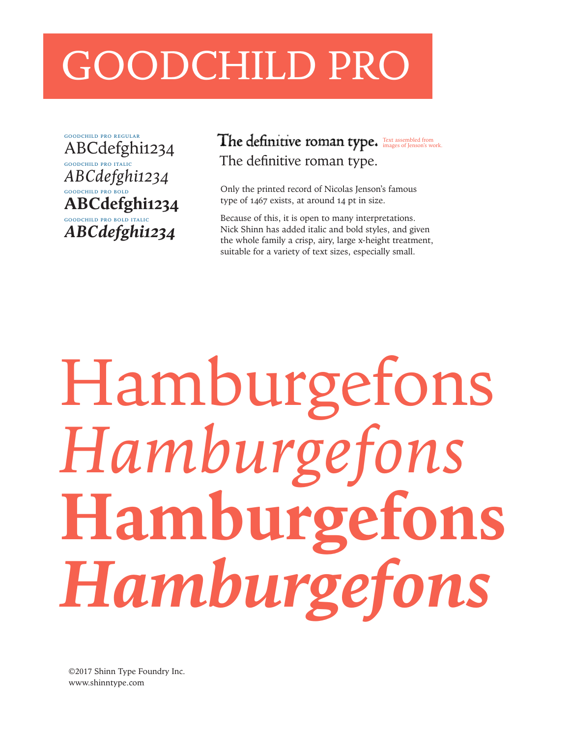# GOODCHILD PRO

GOODCHILD PRO REGULAR

ABCdefghi1234

GOODCHILD PRO ITALIC

*ABCdefghi1234*

GOODCHILD PRO BOLD

**ABCdefghi1234**

GOODCHILD PRO BOLD ITALIC

***ABCdefghi1234***

The definitive roman type. Text assembled from images of Jenson's work.

The definitive roman type.

Only the printed record of Nicolas Jenson's famous type of 1467 exists, at around 14 pt in size.

Because of this, it is open to many interpretations. Nick Shinn has added italic and bold styles, and given the whole family a crisp, airy, large x-height treatment, suitable for a variety of text sizes, especially small.

Hamburgefons

*Hamburgefons*

**Hamburgefons**

***Hamburgefons***

©2017 Shinn Type Foundry Inc.
www.shinntype.com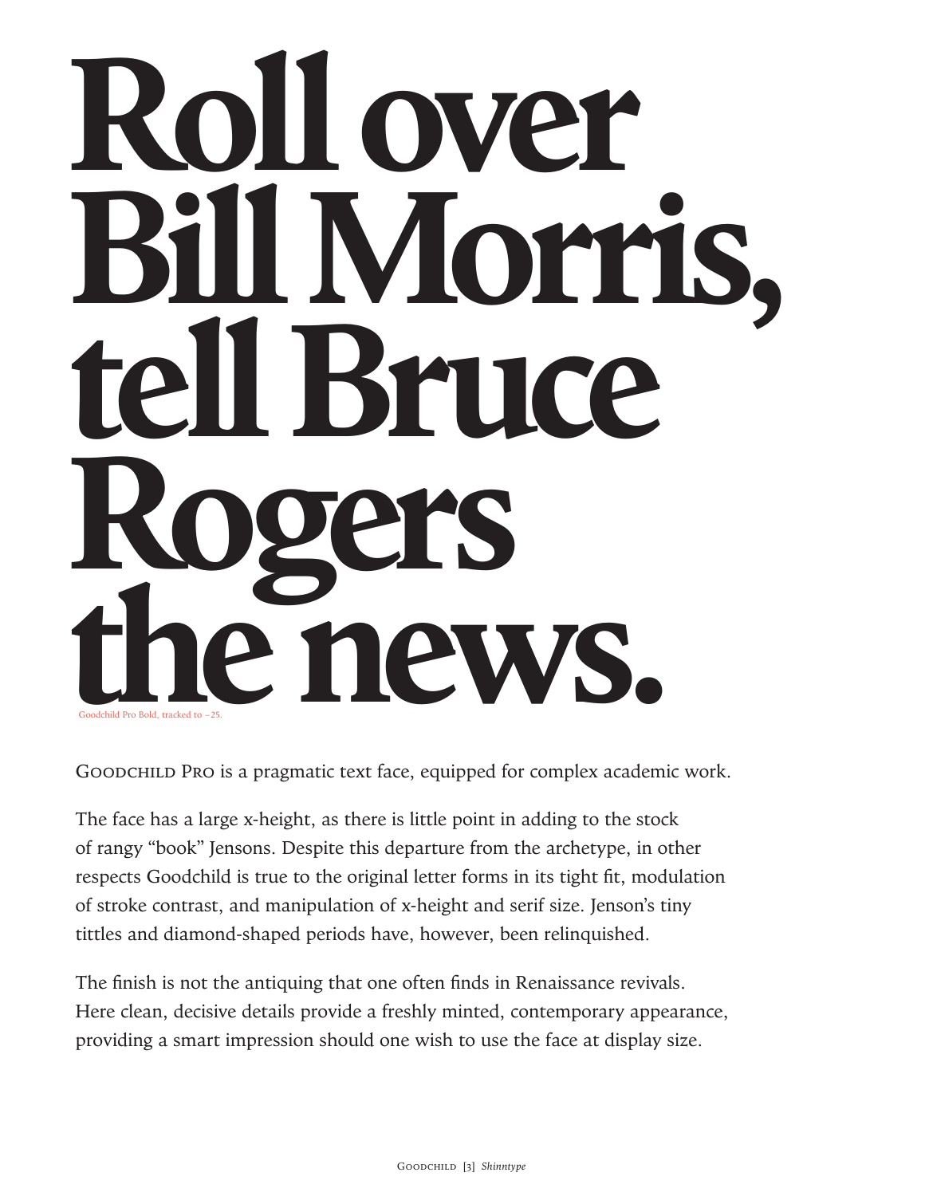# Roll over Bill Morris, tell Bruce Rogers the news.

Goodchild Pro Bold, tracked to −25.

Goodchild Pro is a pragmatic text face, equipped for complex academic work.

The face has a large x-height, as there is little point in adding to the stock of rangy "book" Jensons. Despite this departure from the archetype, in other respects Goodchild is true to the original letter forms in its tight fit, modulation of stroke contrast, and manipulation of x-height and serif size. Jenson's tiny tittles and diamond-shaped periods have, however, been relinquished.

The finish is not the antiquing that one often finds in Renaissance revivals. Here clean, decisive details provide a freshly minted, contemporary appearance, providing a smart impression should one wish to use the face at display size.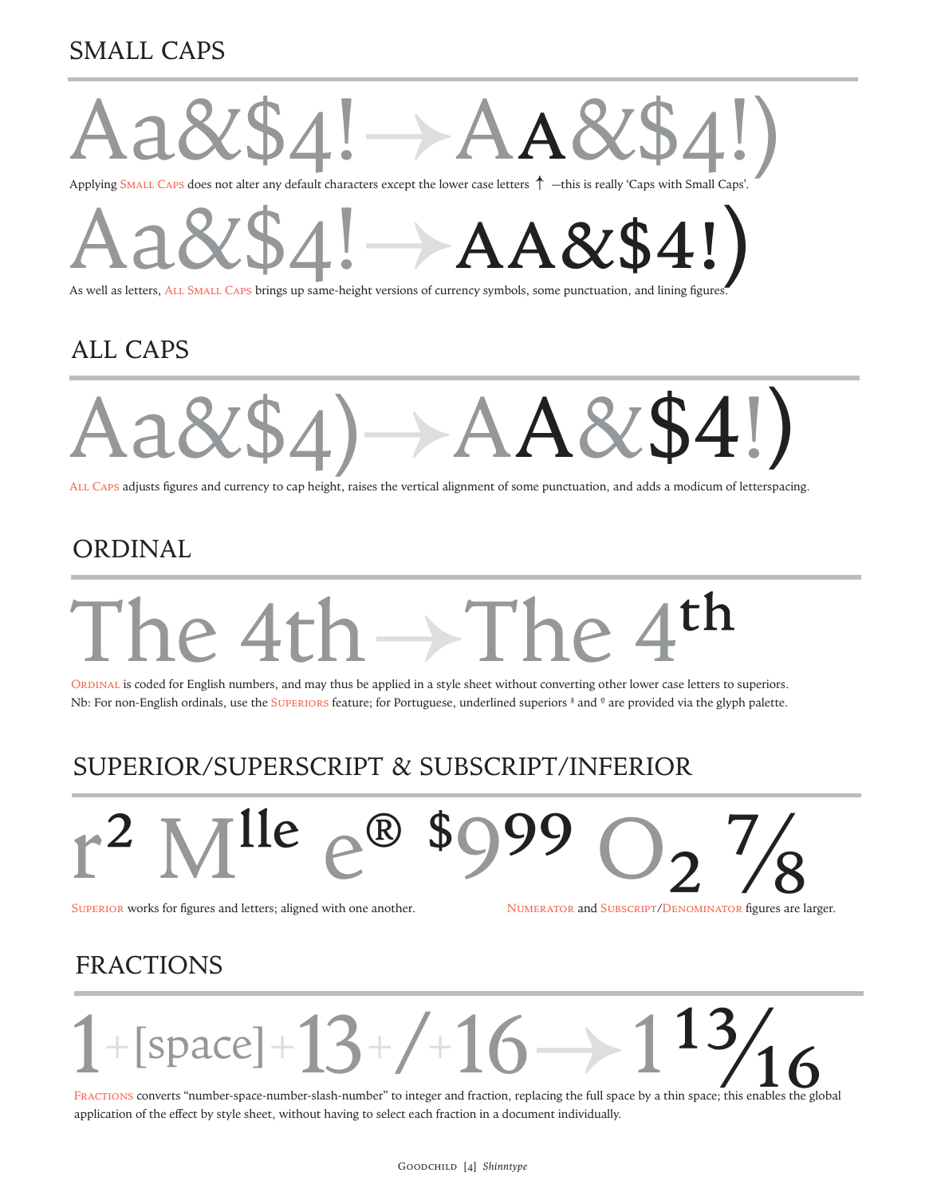## SMALL CAPS

Aa&$4! → Aᴀ&$4!)

Applying Small Caps does not alter any default characters except the lower case letters ↑ —this is really 'Caps with Small Caps'.

Aa&$4! → ᴀᴀ&$4!)

As well as letters, All Small Caps brings up same-height versions of currency symbols, some punctuation, and lining figures.

## ALL CAPS

Aa&$4) → AA&$4!)

All Caps adjusts figures and currency to cap height, raises the vertical alignment of some punctuation, and adds a modicum of letterspacing.

## ORDINAL

The 4th → The 4th

Ordinal is coded for English numbers, and may thus be applied in a style sheet without converting other lower case letters to superiors.
Nb: For non-English ordinals, use the Superiors feature; for Portuguese, underlined superiors ª and º are provided via the glyph palette.

## SUPERIOR/SUPERSCRIPT & SUBSCRIPT/INFERIOR

r² Mˡˡᵉ e® $999 O₂ 7⁄8

Superior works for figures and letters; aligned with one another.

Numerator and Subscript/Denominator figures are larger.

## FRACTIONS

1 + [space] + 13 + / + 16 → 1 13⁄16

Fractions converts "number-space-number-slash-number" to integer and fraction, replacing the full space by a thin space; this enables the global application of the effect by style sheet, without having to select each fraction in a document individually.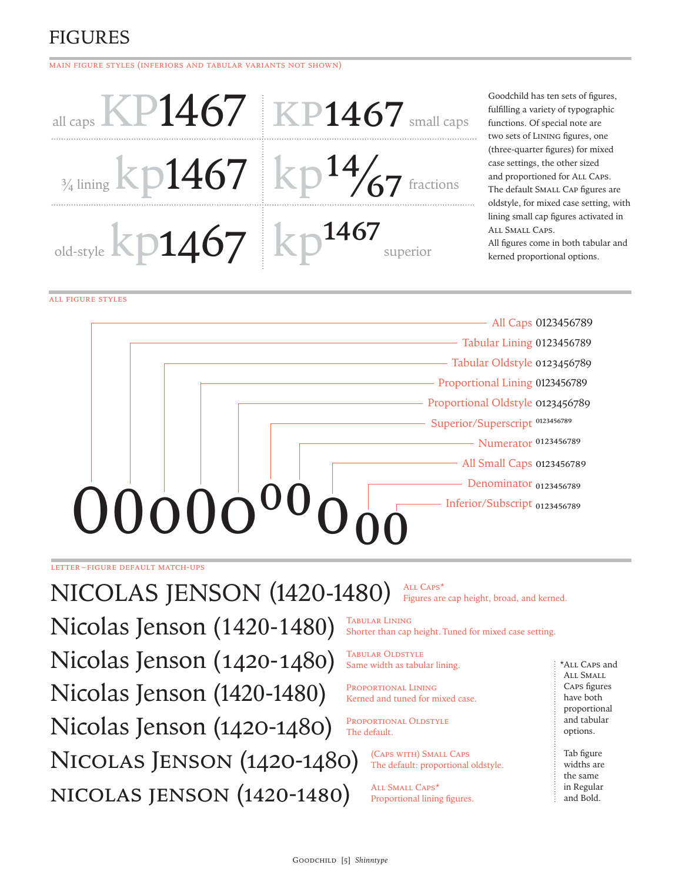# FIGURES

MAIN FIGURE STYLES (INFERIORS AND TABULAR VARIANTS NOT SHOWN)

all caps KP1467 | KP1467 small caps

¾ lining kp1467 | kp 14/67 fractions

old-style kp1467 | kp1467 superior

Goodchild has ten sets of figures, fulfilling a variety of typographic functions. Of special note are two sets of LINING figures, one (three-quarter figures) for mixed case settings, the other sized and proportioned for ALL CAPS. The default SMALL CAP figures are oldstyle, for mixed case setting, with lining small cap figures activated in ALL SMALL CAPS. All figures come in both tabular and kerned proportional options.

ALL FIGURE STYLES

- All Caps 0123456789
- Tabular Lining 0123456789
- Tabular Oldstyle 0123456789
- Proportional Lining 0123456789
- Proportional Oldstyle 0123456789
- Superior/Superscript 0123456789
- Numerator 0123456789
- All Small Caps 0123456789
- Denominator 0123456789
- Inferior/Subscript 0123456789

LETTER–FIGURE DEFAULT MATCH-UPS

NICOLAS JENSON (1420-1480) — ALL CAPS* Figures are cap height, broad, and kerned.

Nicolas Jenson (1420-1480) — TABULAR LINING Shorter than cap height. Tuned for mixed case setting.

Nicolas Jenson (1420-1480) — TABULAR OLDSTYLE Same width as tabular lining.

Nicolas Jenson (1420-1480) — PROPORTIONAL LINING Kerned and tuned for mixed case.

Nicolas Jenson (1420-1480) — PROPORTIONAL OLDSTYLE The default.

NICOLAS JENSON (1420-1480) — (CAPS WITH) SMALL CAPS The default: proportional oldstyle.

NICOLAS JENSON (1420-1480) — ALL SMALL CAPS* Proportional lining figures.

*ALL CAPS and ALL SMALL CAPS figures have both proportional and tabular options.

Tab figure widths are the same in Regular and Bold.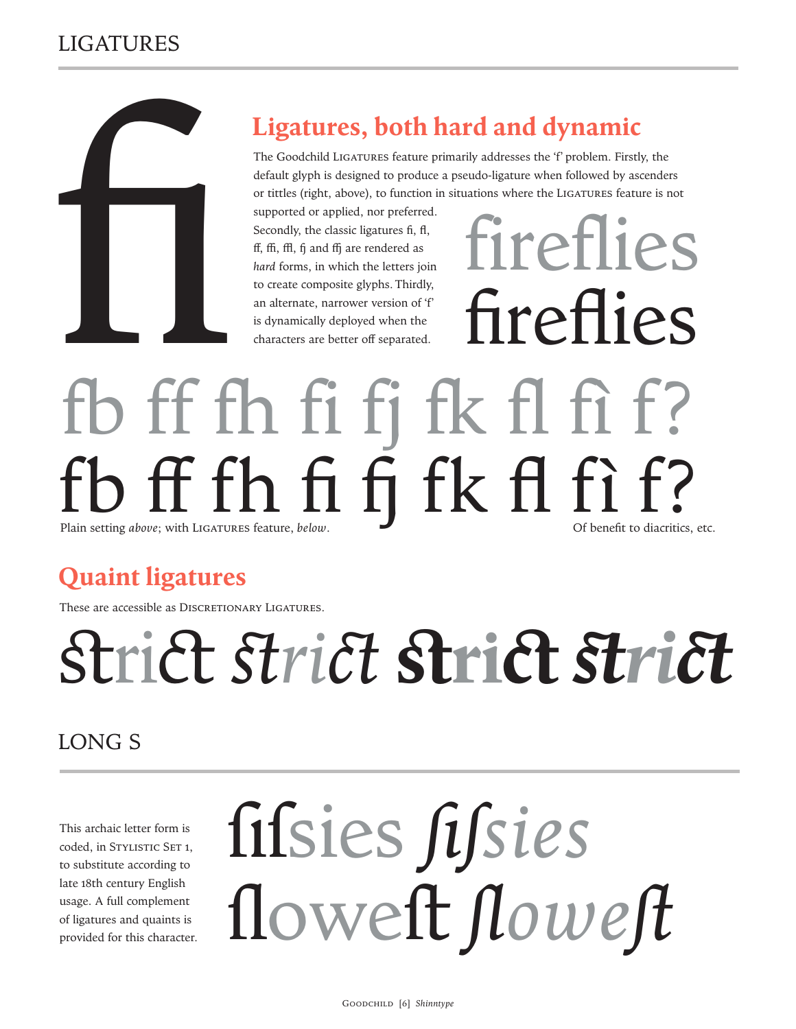# LIGATURES

fi

## Ligatures, both hard and dynamic

The Goodchild Ligatures feature primarily addresses the 'f' problem. Firstly, the default glyph is designed to produce a pseudo-ligature when followed by ascenders or tittles (right, above), to function in situations where the Ligatures feature is not supported or applied, nor preferred. Secondly, the classic ligatures fi, fl, ff, ffi, ffl, fj and ffj are rendered as *hard* forms, in which the letters join to create composite glyphs. Thirdly, an alternate, narrower version of 'f' is dynamically deployed when the characters are better off separated.

fireflies
fireflies

fb ff fh fi fj fk fl fì f?
fb ff fh fi fj fk fl fì f?

Plain setting *above*; with Ligatures feature, *below*.

Of benefit to diacritics, etc.

## Quaint ligatures

These are accessible as Discretionary Ligatures.

strict *strict* **strict** ***strict***

# LONG S

This archaic letter form is coded, in Stylistic Set 1, to substitute according to late 18th century English usage. A full complement of ligatures and quaints is provided for this character.

fiſsies *fiſsies*
floweſt *floweſt*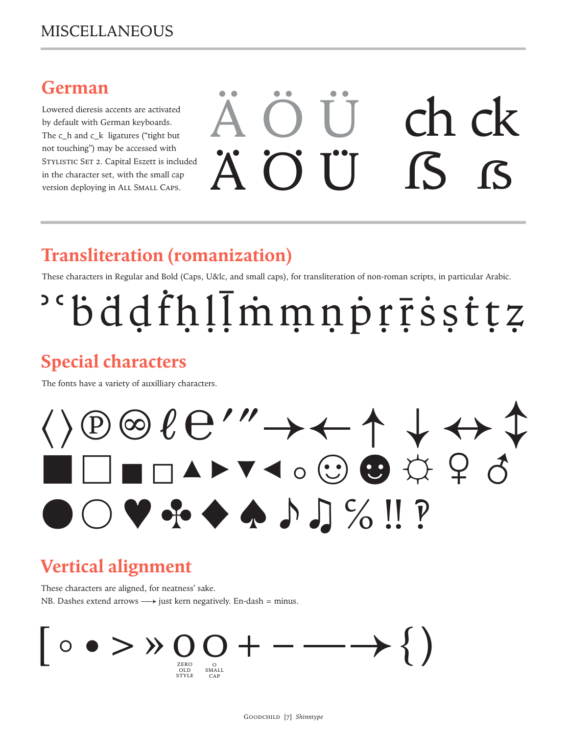# MISCELLANEOUS

## German

Lowered dieresis accents are activated by default with German keyboards. The c_h and c_k ligatures ("tight but not touching") may be accessed with Stylistic Set 2. Capital Eszett is included in the character set, with the small cap version deploying in All Small Caps.

Ä Ö Ü ch ck

Ä Ö Ü ẞ ẞ

## Transliteration (romanization)

These characters in Regular and Bold (Caps, U&lc, and small caps), for transliteration of non-roman scripts, in particular Arabic.

ʾ ʿ ḃ ḋ ḍ ḟ ḥ ḷ ḹ ṁ ṃ ṇ ṗ ṛ ṝ ṡ ṣ ṫ ṭ ẓ

## Special characters

The fonts have a variety of auxilliary characters.

⟨ ⟩ ℗ ♾ ℓ ℮ ′ ″ → ← ↑ ↓ ↔ ↕

■ □ ▪ ▫ ▲ ▶ ▼ ◀ ◦ ☺ ☻ ☼ ♀ ♂

● ○ ♥ ♣ ◆ ♠ ♪ ♫ ℅ ‼ ‽

## Vertical alignment

These characters are aligned, for neatness' sake.
NB. Dashes extend arrows ⟶ just kern negatively. En-dash = minus.

[ ◦ • > » 0 o + – —→ { )

ZERO OLD STYLE · O SMALL CAP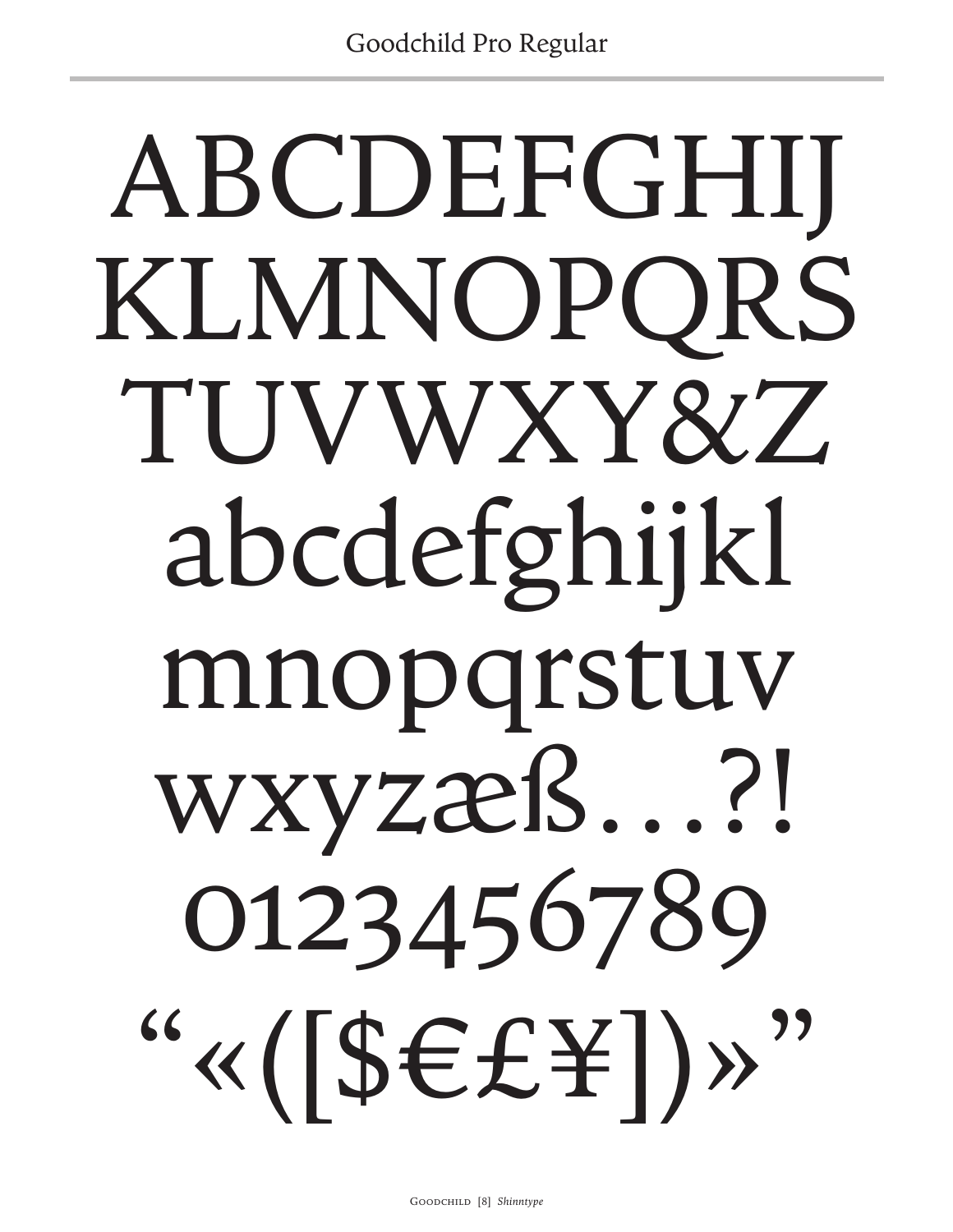Goodchild Pro Regular

ABCDEFGHIJ
KLMNOPQRS
TUVWXY&Z
abcdefghijkl
mnopqrstuv
wxyzæß…?!
0123456789
“«([$€£¥])»”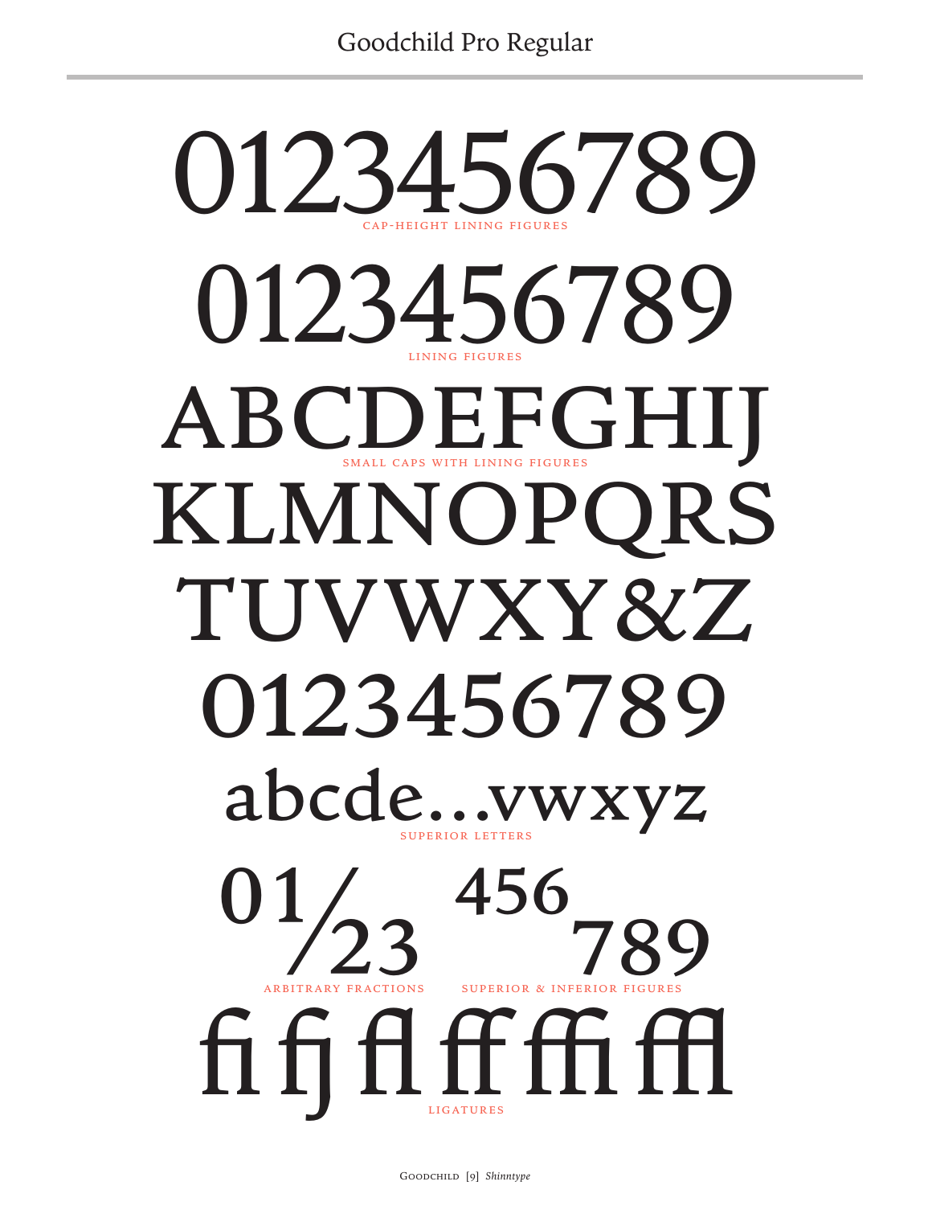# Goodchild Pro Regular

0123456789

CAP-HEIGHT LINING FIGURES

0123456789

LINING FIGURES

ABCDEFGHIJ

SMALL CAPS WITH LINING FIGURES

KLMNOPQRS

TUVWXY&Z

0123456789

abcde...vwxyz

SUPERIOR LETTERS

01⁄23 456 789

ARBITRARY FRACTIONS SUPERIOR & INFERIOR FIGURES

ﬁ fj ﬂ ﬀ ﬃ ﬄ

LIGATURES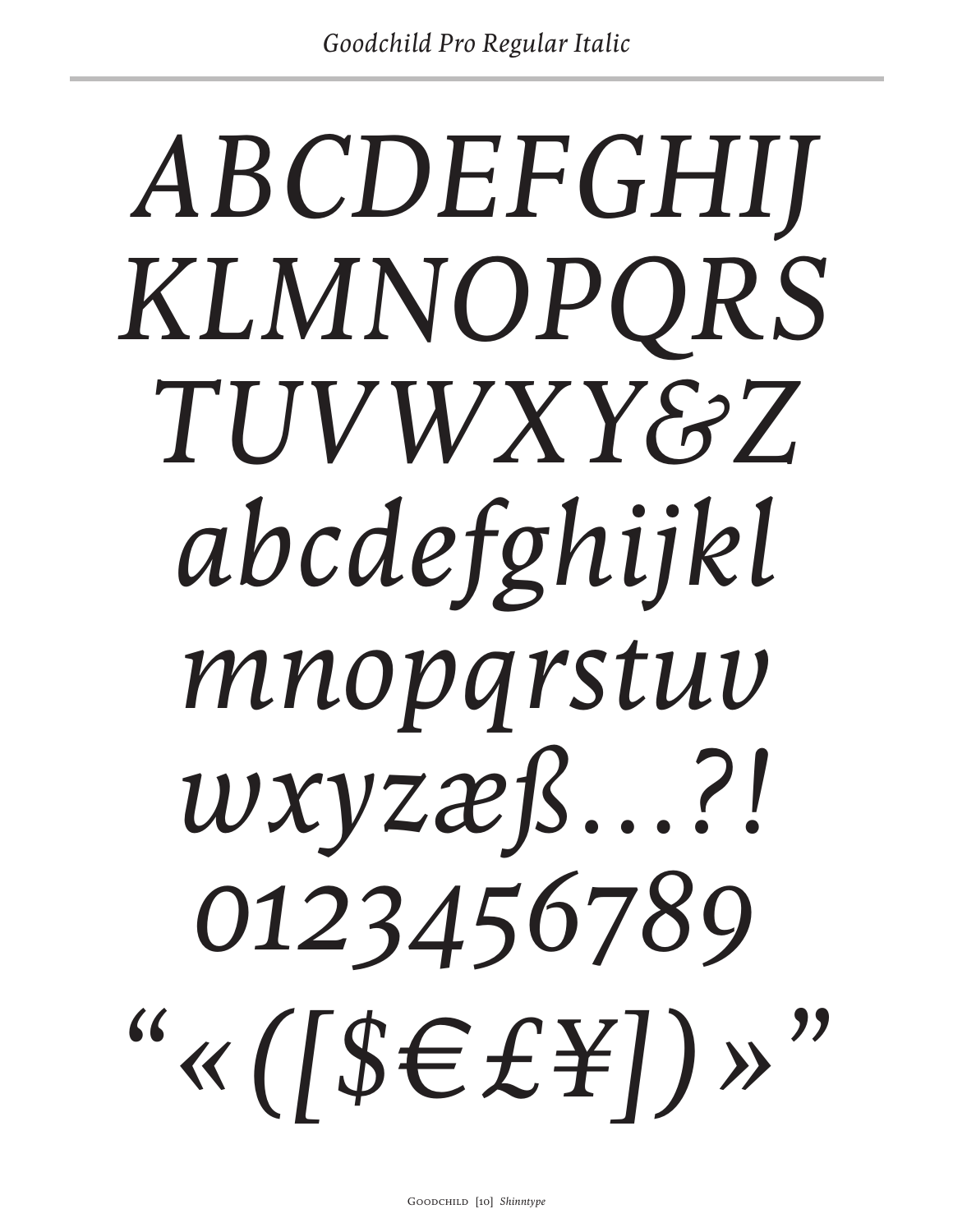*Goodchild Pro Regular Italic*

*ABCDEFGHIJ*
*KLMNOPQRS*
*TUVWXY&Z*
*abcdefghijkl*
*mnopqrstuv*
*wxyzæß…?!*
*0123456789*
*“«([$€£¥])»”*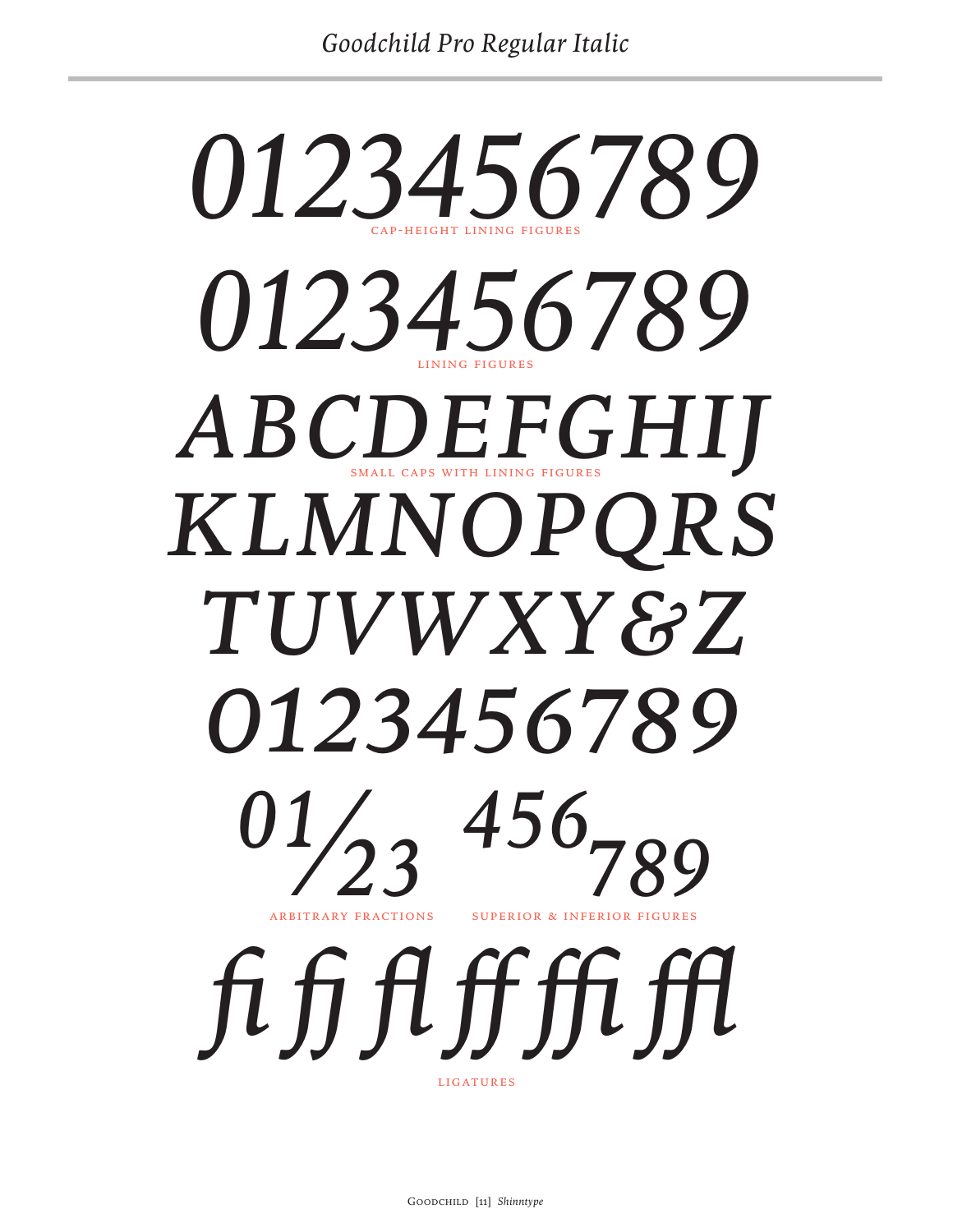# *Goodchild Pro Regular Italic*

*0123456789*

CAP-HEIGHT LINING FIGURES

*0123456789*

LINING FIGURES

*ABCDEFGHIJ*

*KLMNOPQRS*

*TUVWXY&Z*

*0123456789*

SMALL CAPS WITH LINING FIGURES

*01⁄23* *456789*

ARBITRARY FRACTIONS SUPERIOR & INFERIOR FIGURES

*ﬁ fj ﬂ ﬀ ﬃ ﬄ*

LIGATURES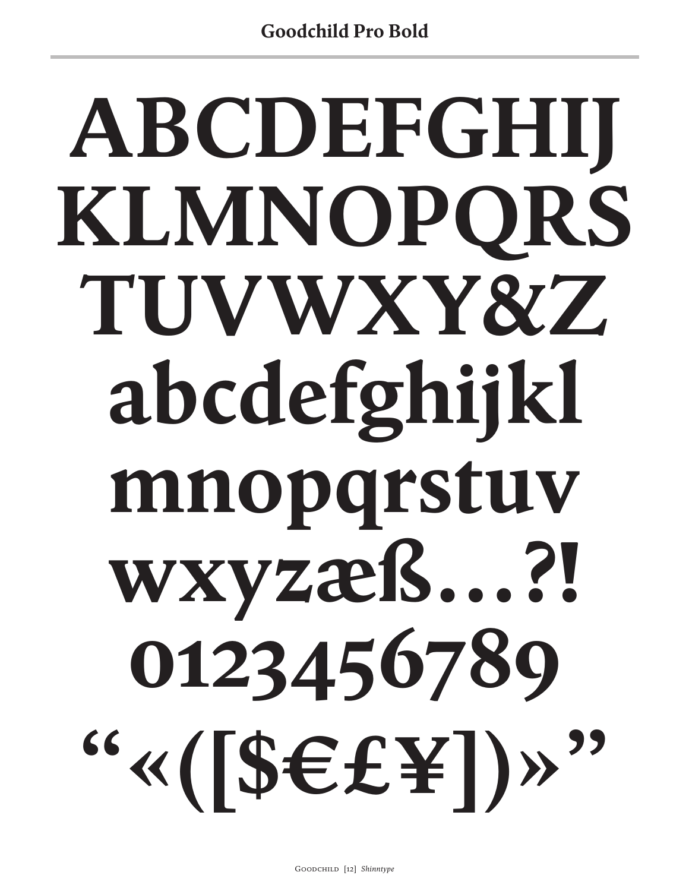## Goodchild Pro Bold

ABCDEFGHIJ
KLMNOPQRS
TUVWXY&Z
abcdefghijkl
mnopqrstuv
wxyzæß…?!
0123456789
“«([$€£¥])»”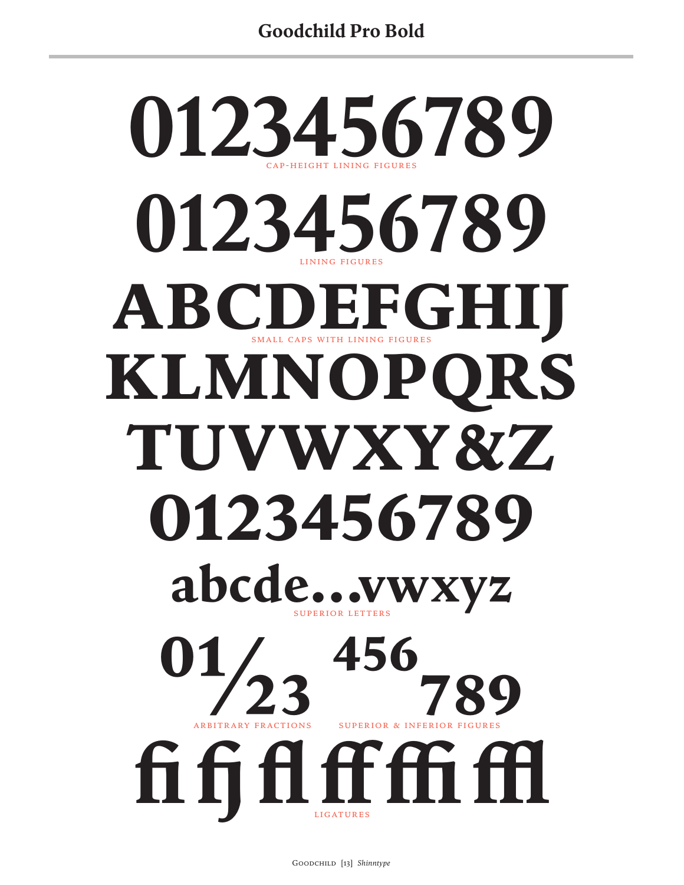# Goodchild Pro Bold

0123456789

CAP-HEIGHT LINING FIGURES

0123456789

LINING FIGURES

ABCDEFGHIJ
KLMNOPQRS
TUVWXY&Z
0123456789

SMALL CAPS WITH LINING FIGURES

abcde…vwxyz

SUPERIOR LETTERS

01⁄23

ARBITRARY FRACTIONS

456 789

SUPERIOR & INFERIOR FIGURES

ﬁ fj ﬂ ﬀ ﬃ ﬄ

LIGATURES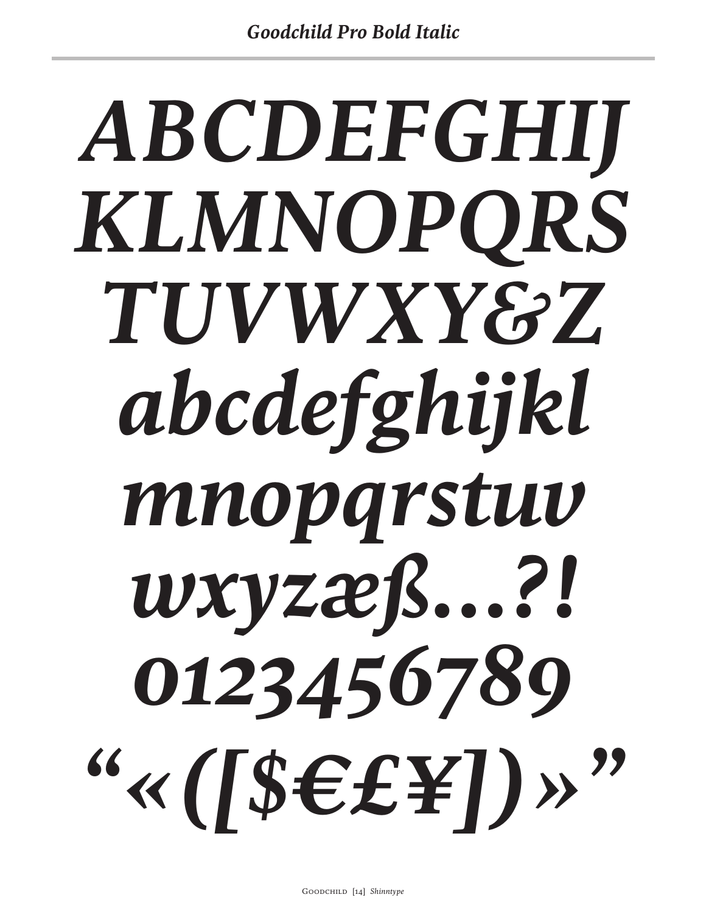## *Goodchild Pro Bold Italic*

***ABCDEFGHIJ***
***KLMNOPQRS***
***TUVWXY&Z***
***abcdefghijkl***
***mnopqrstuv***
***wxyzæß…?!***
***0123456789***
***“«([$€£¥])»”***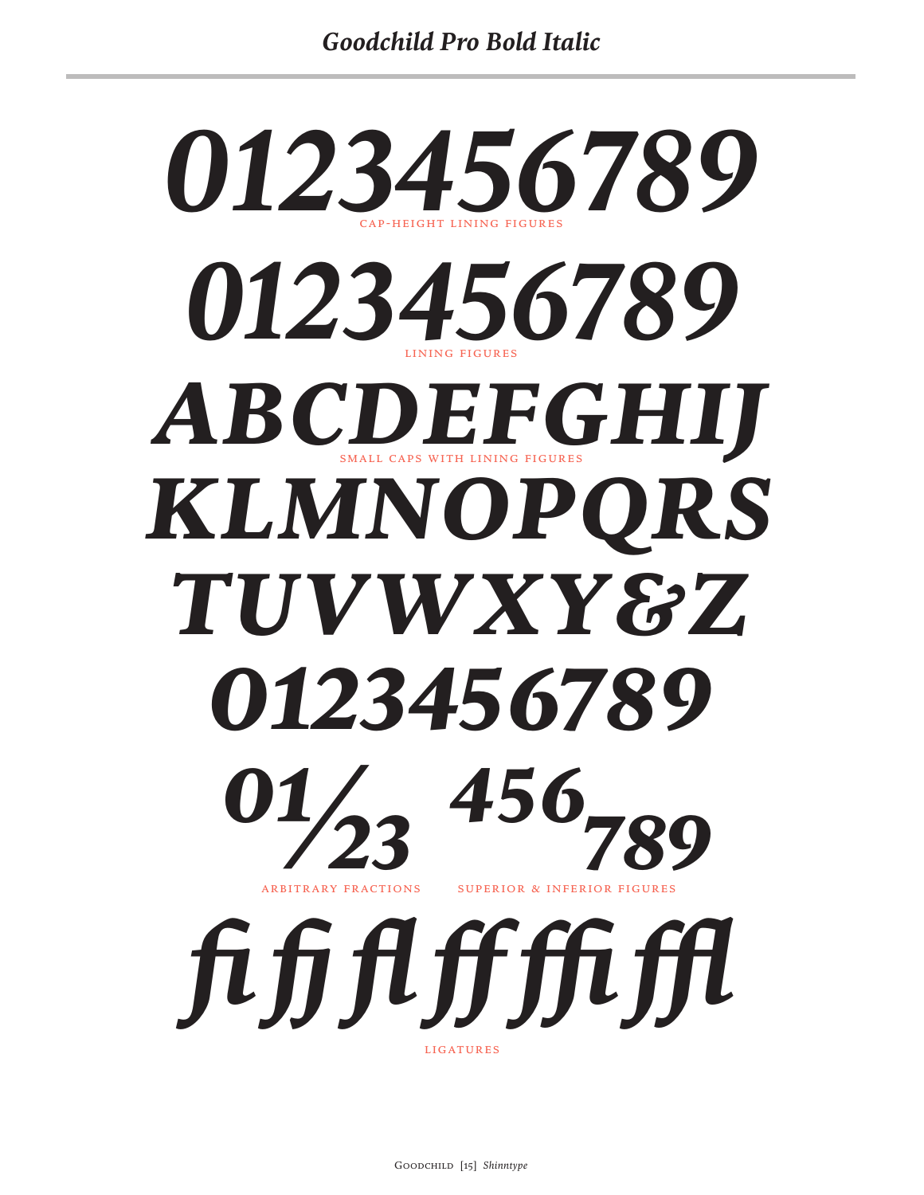# *Goodchild Pro Bold Italic*

***0123456789***

CAP-HEIGHT LINING FIGURES

***0123456789***

LINING FIGURES

***ABCDEFGHIJ***

SMALL CAPS WITH LINING FIGURES

***KLMNOPQRS***

***TUVWXY&Z***

***0123456789***

***01/23*** ***456789***

ARBITRARY FRACTIONS SUPERIOR & INFERIOR FIGURES

***fi fj fl ff ffi ffl***

LIGATURES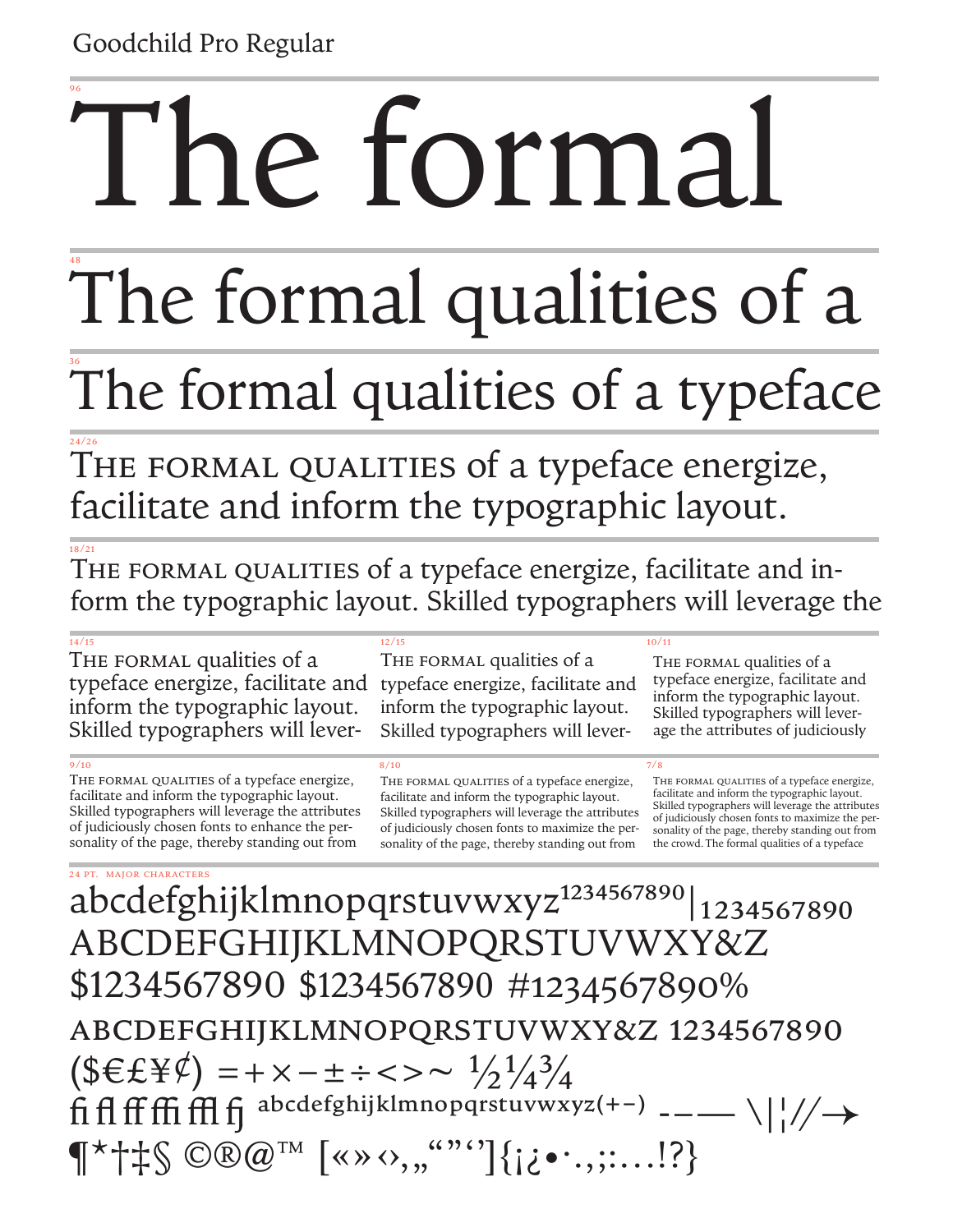Goodchild Pro Regular

96

# The formal

48

The formal qualities of a

36

The formal qualities of a typeface

24/26

THE FORMAL QUALITIES of a typeface energize, facilitate and inform the typographic layout.

18/21

THE FORMAL QUALITIES of a typeface energize, facilitate and inform the typographic layout. Skilled typographers will leverage the

14/15

THE FORMAL qualities of a typeface energize, facilitate and inform the typographic layout. Skilled typographers will lever-

12/15

THE FORMAL qualities of a typeface energize, facilitate and inform the typographic layout. Skilled typographers will lever-

10/11

THE FORMAL qualities of a typeface energize, facilitate and inform the typographic layout. Skilled typographers will leverage the attributes of judiciously

9/10

THE FORMAL QUALITIES of a typeface energize, facilitate and inform the typographic layout. Skilled typographers will leverage the attributes of judiciously chosen fonts to enhance the personality of the page, thereby standing out from

8/10

THE FORMAL QUALITIES of a typeface energize, facilitate and inform the typographic layout. Skilled typographers will leverage the attributes of judiciously chosen fonts to maximize the personality of the page, thereby standing out from

7/8

THE FORMAL QUALITIES of a typeface energize, facilitate and inform the typographic layout. Skilled typographers will leverage the attributes of judiciously chosen fonts to maximize the personality of the page, thereby standing out from the crowd. The formal qualities of a typeface

24 PT. MAJOR CHARACTERS

abcdefghijklmnopqrstuvwxyz1234567890|1234567890
ABCDEFGHIJKLMNOPQRSTUVWXY&Z
$1234567890 $1234567890 #1234567890%
ABCDEFGHIJKLMNOPQRSTUVWXY&Z 1234567890
($€£¥¢) =+×−±÷<>~ ½¼¾
fi fl ff ffi ffl fj abcdefghijklmnopqrstuvwxyz(+−) -–— \|¦//→
¶*†‡§ ©®@™ [«»‹›‚„“”‘’]{¡¿•·.,;:…!?}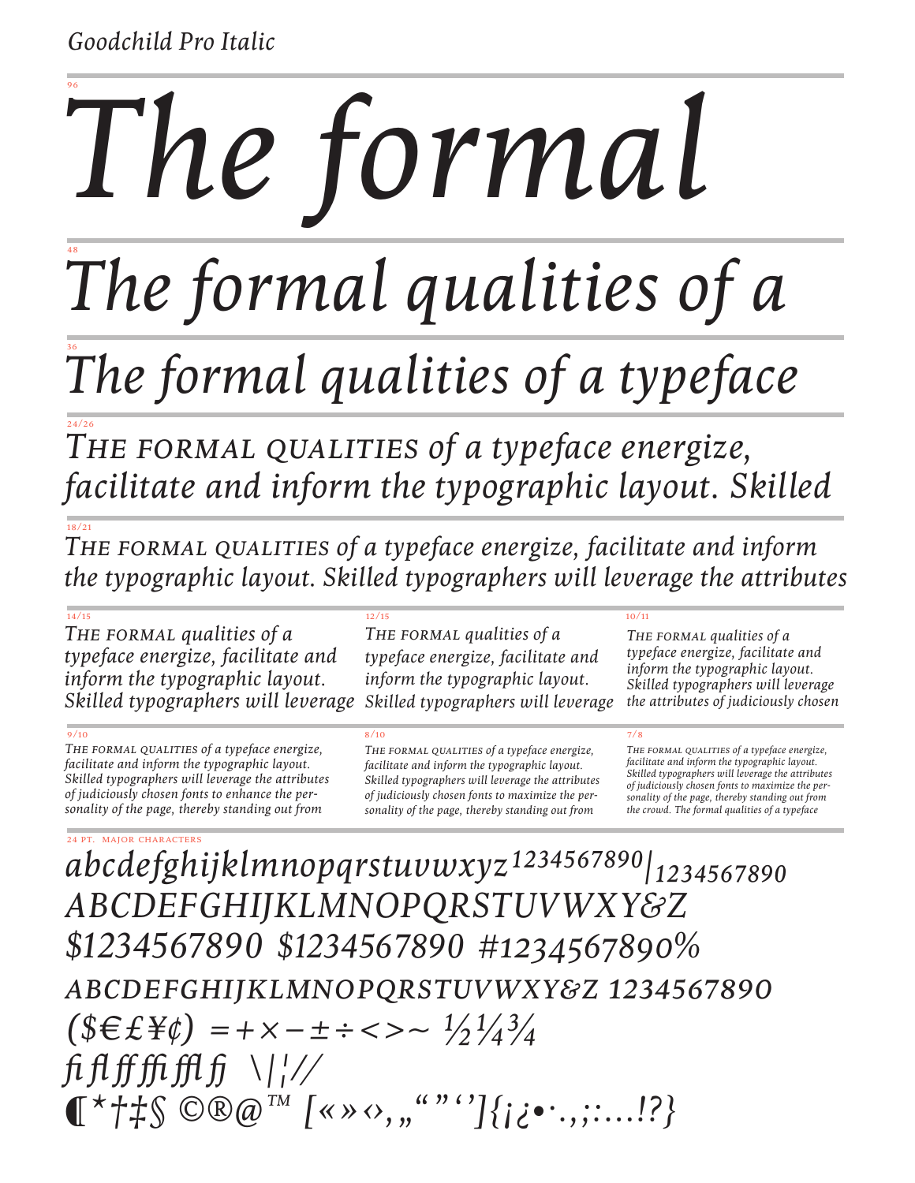*Goodchild Pro Italic*

96

*The formal*

48

*The formal qualities of a*

36

*The formal qualities of a typeface*

24/26

*THE FORMAL QUALITIES of a typeface energize, facilitate and inform the typographic layout. Skilled*

18/21

*THE FORMAL QUALITIES of a typeface energize, facilitate and inform the typographic layout. Skilled typographers will leverage the attributes*

14/15

*THE FORMAL qualities of a typeface energize, facilitate and inform the typographic layout. Skilled typographers will leverage*

12/15

*THE FORMAL qualities of a typeface energize, facilitate and inform the typographic layout. Skilled typographers will leverage*

10/11

*THE FORMAL qualities of a typeface energize, facilitate and inform the typographic layout. Skilled typographers will leverage the attributes of judiciously chosen*

9/10

*THE FORMAL QUALITIES of a typeface energize, facilitate and inform the typographic layout. Skilled typographers will leverage the attributes of judiciously chosen fonts to enhance the personality of the page, thereby standing out from*

8/10

*THE FORMAL QUALITIES of a typeface energize, facilitate and inform the typographic layout. Skilled typographers will leverage the attributes of judiciously chosen fonts to maximize the personality of the page, thereby standing out from*

7/8

*THE FORMAL QUALITIES of a typeface energize, facilitate and inform the typographic layout. Skilled typographers will leverage the attributes of judiciously chosen fonts to maximize the personality of the page, thereby standing out from the crowd. The formal qualities of a typeface*

24 PT. MAJOR CHARACTERS

*abcdefghijklmnopqrstuvwxyz 1234567890 | 1234567890*

*ABCDEFGHIJKLMNOPQRSTUVWXY&Z*

*$1234567890 $1234567890 #1234567890%*

*ABCDEFGHIJKLMNOPQRSTUVWXY&Z 1234567890*

*($€£¥¢) =+×−±÷<>~ ½¼¾*

*ﬁ ﬂ ﬀ ﬃ ﬄ fj \|¦//*

*¶*†‡§ ©®@™ [«»‹›,„“”‘’]{¡¿•·.,;:…!?}*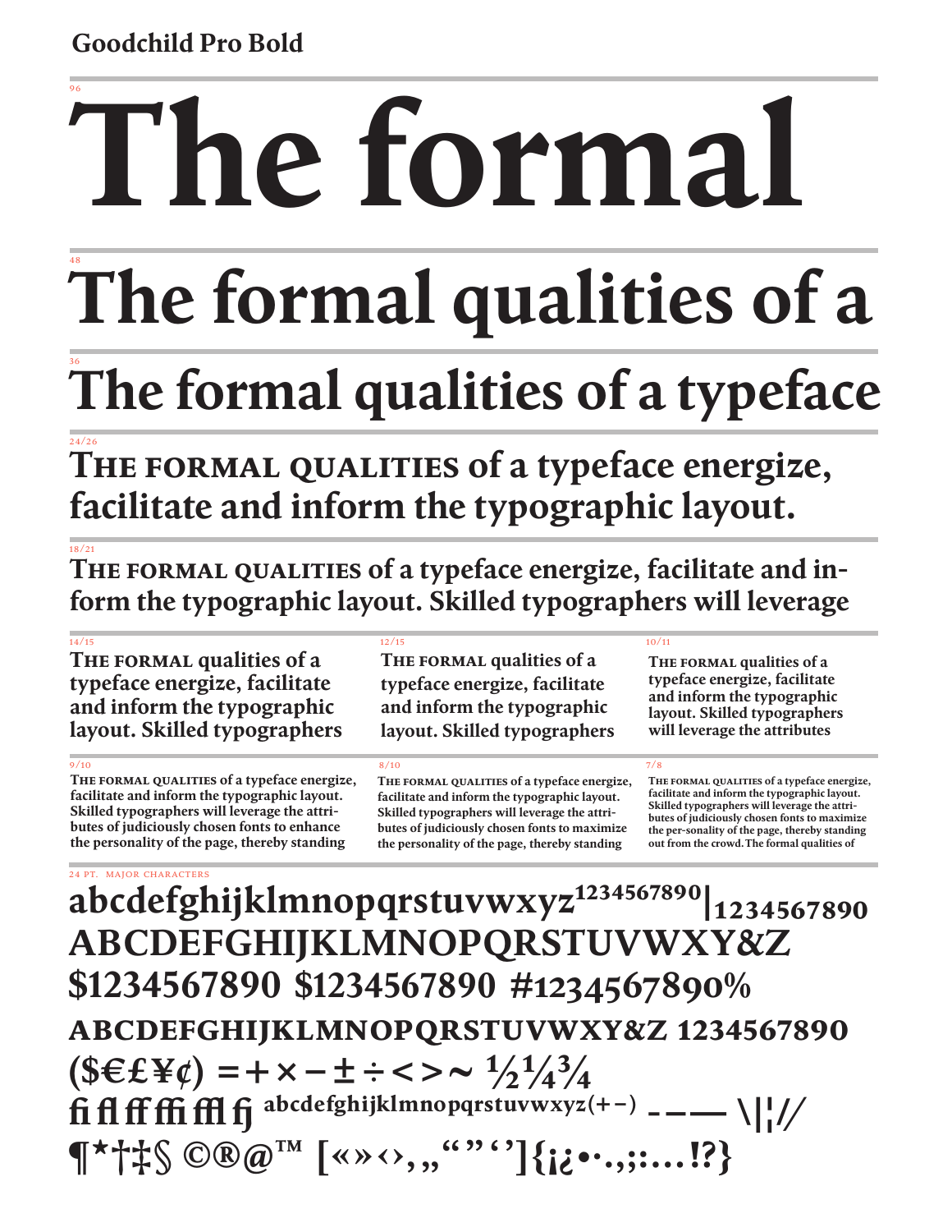# Goodchild Pro Bold

96

# The formal

48

# The formal qualities of a

36

## The formal qualities of a typeface

24/26

**THE FORMAL QUALITIES of a typeface energize, facilitate and inform the typographic layout.**

18/21

**THE FORMAL QUALITIES of a typeface energize, facilitate and in-form the typographic layout. Skilled typographers will leverage**

14/15

**THE FORMAL qualities of a typeface energize, facilitate and inform the typographic layout. Skilled typographers**

12/15

**THE FORMAL qualities of a typeface energize, facilitate and inform the typographic layout. Skilled typographers**

10/11

**THE FORMAL qualities of a typeface energize, facilitate and inform the typographic layout. Skilled typographers will leverage the attributes**

9/10

**THE FORMAL QUALITIES of a typeface energize, facilitate and inform the typographic layout. Skilled typographers will leverage the attri-butes of judiciously chosen fonts to enhance the personality of the page, thereby standing**

8/10

**THE FORMAL QUALITIES of a typeface energize, facilitate and inform the typographic layout. Skilled typographers will leverage the attri-butes of judiciously chosen fonts to maximize the personality of the page, thereby standing**

7/8

**THE FORMAL QUALITIES of a typeface energize, facilitate and inform the typographic layout. Skilled typographers will leverage the attri-butes of judiciously chosen fonts to maximize the per-sonality of the page, thereby standing out from the crowd. The formal qualities of**

24 PT. MAJOR CHARACTERS

**abcdefghijklmnopqrstuvwxyz[1234567890]|1234567890**
**ABCDEFGHIJKLMNOPQRSTUVWXY&Z**
**$1234567890 $1234567890 #1234567890%**
**ABCDEFGHIJKLMNOPQRSTUVWXY&Z 1234567890**
**($€£¥¢) =+×−±÷<>~ ½¼¾**
**fi fl ff ffi ffl fj abcdefghijklmnopqrstuvwxyz(+−) -–— \|¦//**
**¶*†‡§ ©®@™ [«»‹›,„“”‘’]{¡¿•·.,;:…!?}**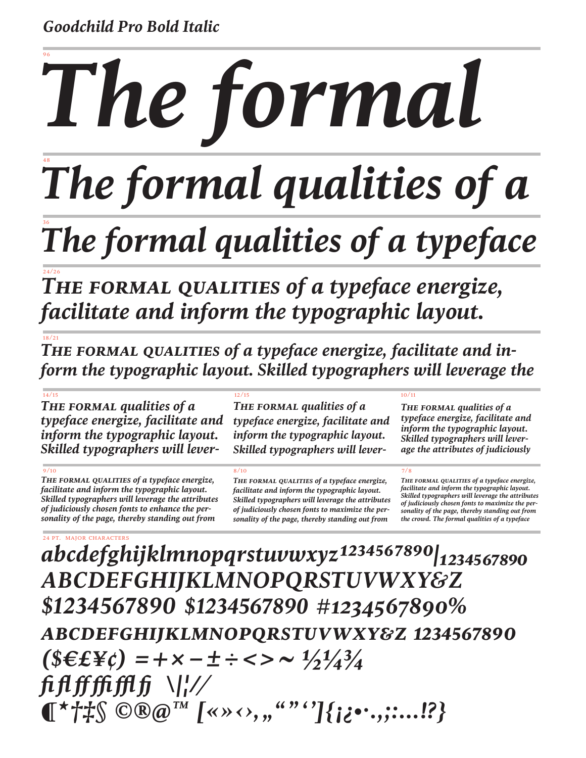# *Goodchild Pro Bold Italic*

96

***The formal***

48

***The formal qualities of a***

36

***The formal qualities of a typeface***

24/26

***THE FORMAL QUALITIES of a typeface energize, facilitate and inform the typographic layout.***

18/21

***THE FORMAL QUALITIES of a typeface energize, facilitate and inform the typographic layout. Skilled typographers will leverage the***

14/15

***THE FORMAL qualities of a typeface energize, facilitate and inform the typographic layout. Skilled typographers will lever-***

12/15

***THE FORMAL qualities of a typeface energize, facilitate and inform the typographic layout. Skilled typographers will lever-***

10/11

***THE FORMAL qualities of a typeface energize, facilitate and inform the typographic layout. Skilled typographers will leverage the attributes of judiciously***

9/10

***THE FORMAL QUALITIES of a typeface energize, facilitate and inform the typographic layout. Skilled typographers will leverage the attributes of judiciously chosen fonts to enhance the personality of the page, thereby standing out from***

8/10

***THE FORMAL QUALITIES of a typeface energize, facilitate and inform the typographic layout. Skilled typographers will leverage the attributes of judiciously chosen fonts to maximize the personality of the page, thereby standing out from***

7/8

***THE FORMAL QUALITIES of a typeface energize, facilitate and inform the typographic layout. Skilled typographers will leverage the attributes of judiciously chosen fonts to maximize the personality of the page, thereby standing out from the crowd. The formal qualities of a typeface***

24 PT. MAJOR CHARACTERS

***abcdefghijklmnopqrstuvwxyz1234567890|1234567890***
***ABCDEFGHIJKLMNOPQRSTUVWXY&Z***
***$1234567890 $1234567890 #1234567890%***
***ABCDEFGHIJKLMNOPQRSTUVWXY&Z 1234567890***
***($€£¥¢) =+×−±÷<>~ ½¼¾***
***ﬁﬂﬀﬃﬄﬁ \|¦//***
***¶*†‡§ ©®@™ [«»‹›,„“”‘’]{¡¿•·.,;:…!?}***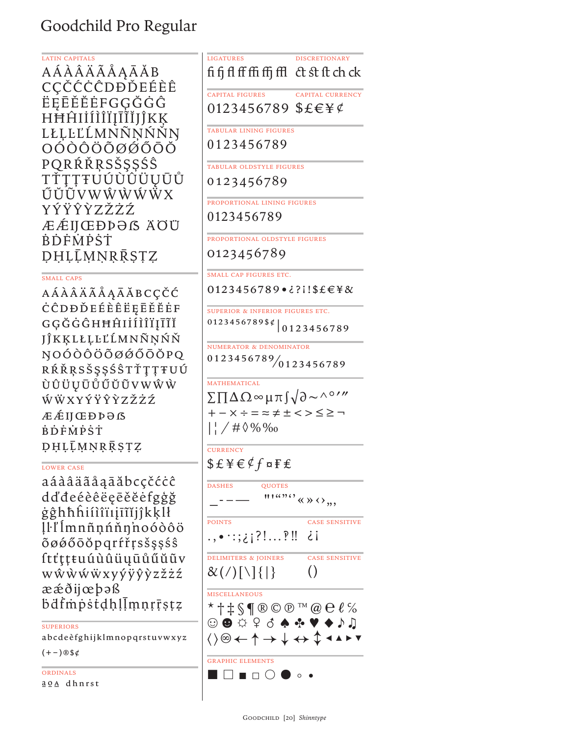# Goodchild Pro Regular

## Latin Capitals

AÁÀÂÄÃÅĄĀĂB
CÇČĆĊĈDĐĎEÉÈÊ
ËĘĒĚĔĖFGĢĞĠĜ
HĦĤIİÍÌÎÏĮĪĨĬJĴKĶ
LŁĻĿĽĹMNÑŅŃŇŊ
OÓÒÔÖÕØǾŐŌŎ
PQRŔŘŖSŠŞȘŚŜ
TŤŢȚŦUÚÙÛÜŲŪŮ
ŰŬŨVWŴẀẂẄX
YÝŸŶỲZŽŻŹ
ÆǼĲŒÐÞƏẞ ÄÖÜ
ḂḊḞṀṖṠṪ
ḌḤḶḸṂṆṚṜṢṬẒ

## Small Caps

AÁÀÂÄÃÅĄĀĂBCÇČĆ
ĊĈDĐĎEÉÈÊËĘĒĚĔĖF
GĢĞĠĜHĦĤIÍÌÎÏĮĪĨĬ
JĴKĶLŁĻĿĽĹMNÑŅŃŇ
ŊOÓÒÔÖÕØǾŐŌŎPQ
RŔŘŖSŠŞȘŚŜTŤŢȚŦUÚ
ÙÛÜŲŪŮŰŬŨVWŴẀ
ẂẄXYÝŸŶỲZŽŻŹ
ÆǼĲŒÐÞƏẞ
ḂḊḞṀṖṠṪ
ḌḤḶḸṂṆṚṜṢṬẒ

## Lower Case

aáàâäãåąāăbcçčćċĉ
dďđeéèêëęēěĕėfgģğ
ġĝhħĥiíìîïıįīĩĭjĵkķlł
ļŀľĺmnñņńňŋŉoóòôö
õøǿőōŏpqrŕřŗsšşșśŝ
ſtťţțŧuúùûüųūůűŭũv
wŵẁẃẅxyýÿŷỳzžżź
ææ̇ðĳœþəß
ḃḋḟṁṗṡṫḍḥḷḹṃṇṛṝṣṭẓ

## Superiors

abcdeèfghijklmnopqrstuvwxyz
(+−)®$¢

## Ordinals

ª º A dhnrst

## Ligatures

ﬁ ﬂ ﬀ ﬃ ﬄ

## Discretionary

ct st ft ch ck

## Capital Figures

0123456789

## Capital Currency

$£€¥¢

## Tabular Lining Figures

0123456789

## Tabular Oldstyle Figures

0123456789

## Proportional Lining Figures

0123456789

## Proportional Oldstyle Figures

0123456789

## Small Cap Figures etc.

0123456789•¿?¡!$£€¥&

## Superior & Inferior Figures etc.

0123456789$¢ | 0123456789

## Numerator & Denominator

0123456789⁄0123456789

## Mathematical

∑∏∆Ω∞µπ∫√∂~^°′″
+−×÷=≈≠±<>≤≥¬
|¦/#◊%‰

## Currency

$£¥€¢ƒ¤₣₤

## Dashes

_‐–—

## Quotes

"'"""'' «»‹›„‚

## Points

.,•·:;¿¡?!…‽‼

## Case Sensitive

¿¡

## Delimiters & Joiners

&(/)[\]{|}

## Case Sensitive

()

## Miscellaneous

*†‡§¶®©℗™@℮ℓ℅
☺☻☼♀♂♠♣♥♦♪♫
⟨⟩℗←↑→↓↔↕◄▲►▼

## Graphic Elements

■□▪▫○●◦•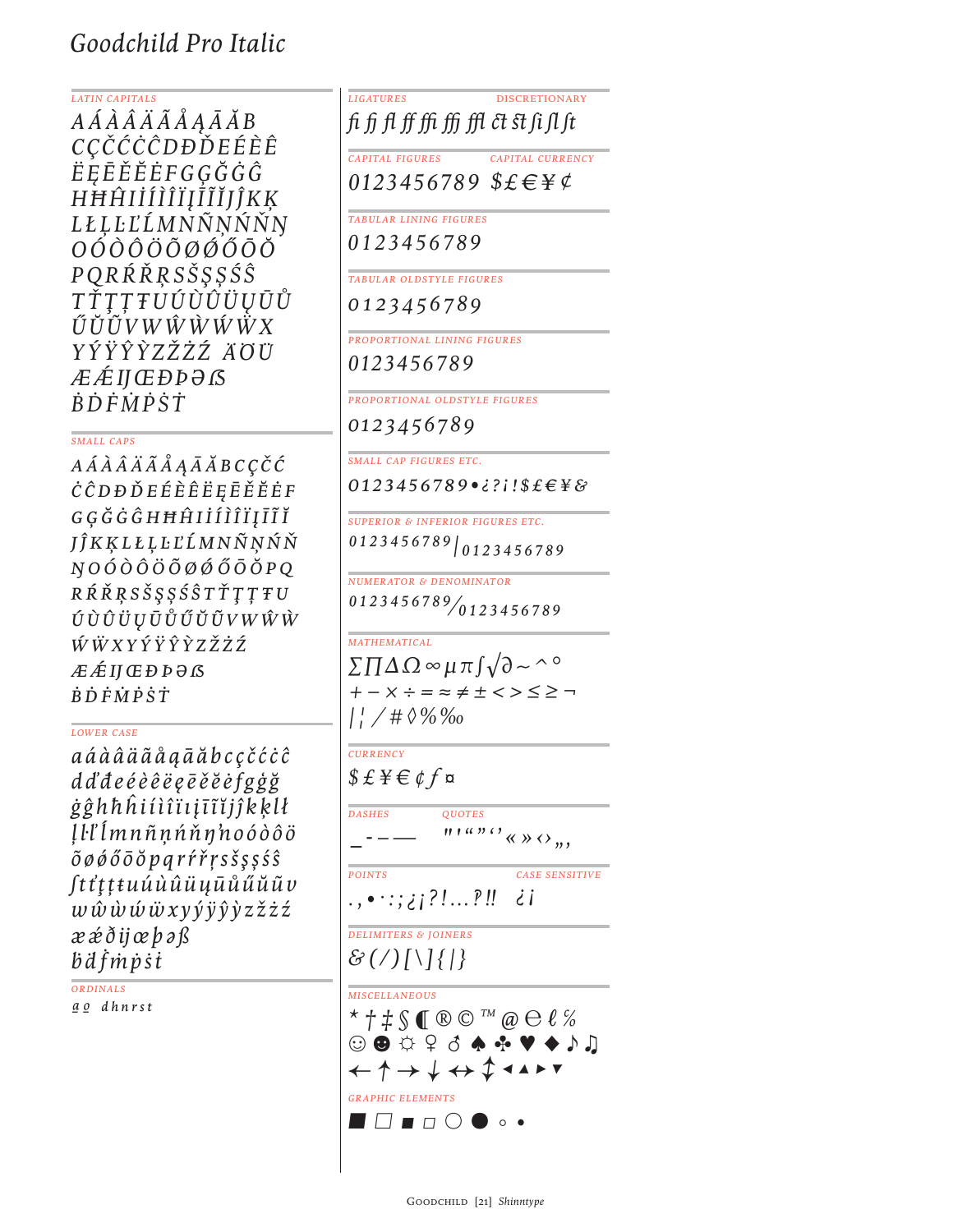# Goodchild Pro Italic

LATIN CAPITALS

A Á À Â Ä Ã Å Ą Ā Ă B
C Ç Č Ć Ċ Ĉ D Đ Ď E É È Ê
Ë Ę Ē Ě Ĕ Ė F G Ģ Ğ Ġ Ĝ
H Ħ Ĥ I İ Í Ì Î Ï Į Ĩ Ĭ J Ĵ K Ķ
L Ł Ļ Ŀ Ľ Ĺ M N Ñ Ņ Ń Ň Ŋ
O Ó Ò Ô Ö Õ Ø Ǿ Ő Ō Ŏ
P Q R Ŕ Ř Ŗ S Š Ş Ș Ś Ŝ
T Ť Ţ Ț Ŧ U Ú Ù Û Ü Ų Ū Ů
Ű Ŭ Ũ V W Ŵ Ẁ Ẃ Ẅ X
Y Ý Ÿ Ŷ Ỳ Z Ž Ż Ź Ä Ö Ü
Æ Ǽ Ĳ Œ Ð Þ Ə ẞ
Ḃ Ḋ Ḟ Ṁ Ṗ Ṡ Ṫ

SMALL CAPS

A Á À Â Ä Ã Å Ą Ā Ă B C Ç Č Ć
Ċ Ĉ D Đ Ď E É È Ê Ë Ę Ē Ě Ĕ Ė F
G Ģ Ğ Ġ Ĝ H Ħ Ĥ I İ Í Ì Î Ï Į Ĩ Ĭ
J Ĵ K Ķ L Ł Ļ Ŀ Ľ Ĺ M N Ñ Ņ Ń Ň
Ŋ O Ó Ò Ô Ö Õ Ø Ǿ Ő Ō Ŏ P Q
R Ŕ Ř Ŗ S Š Ş Ș Ś Ŝ T Ť Ţ Ț Ŧ U
Ú Ù Û Ü Ų Ū Ů Ű Ŭ Ũ V W Ŵ Ẁ
Ẃ Ẅ X Y Ý Ÿ Ŷ Ỳ Z Ž Ż Ź
Æ Ǽ Ĳ Œ Ð Þ Ə ẞ
Ḃ Ḋ Ḟ Ṁ Ṗ Ṡ Ṫ

LOWER CASE

a á à â ä ã å ą ā ă b c ç č ć ċ ĉ
d ď đ e é è ê ë ę ē ě ĕ ė f g ģ ğ
ġ ĝ h ħ ĥ i í ì î ı į ĩ ĭ j ĵ k ķ l ł
ļ ŀ ľ ĺ m n ñ ņ ń ň ŋ ŉ o ó ò ô ö
õ ø ǿ ő ō ŏ p q r ŕ ř ŗ s š ş ș ś ŝ
ſ t ť ţ ț ŧ u ú ù û ü ų ū ů ű ŭ ũ v
w ŵ ẁ ẃ ẅ x y ý ÿ ŷ ỳ z ž ż ź
æ ǽ ð ĳ œ þ ə ß
ḃ ḋ ḟ ṁ ṗ ṡ ṫ

ORDINALS

ª º d h n r s t

LIGATURES / DISCRETIONARY

fi fj fl ff ffi ffj ffl ct st ſi ſl ſt

CAPITAL FIGURES / CAPITAL CURRENCY

0123456789 $£€¥¢

TABULAR LINING FIGURES

0123456789

TABULAR OLDSTYLE FIGURES

0123456789

PROPORTIONAL LINING FIGURES

0123456789

PROPORTIONAL OLDSTYLE FIGURES

0123456789

SMALL CAP FIGURES ETC.

0123456789•¿?¡!$£€¥&

SUPERIOR & INFERIOR FIGURES ETC.

0123456789|0123456789

NUMERATOR & DENOMINATOR

0123456789⁄0123456789

MATHEMATICAL

∑∏∆Ω∞µπ∫√∂~^°
+−×÷=≈≠±<>≤≥¬
|¦/#◊%‰

CURRENCY

$£¥€¢ƒ¤

DASHES / QUOTES

_ - – — " ' " " ' ' « » ‹ › „ ‚

POINTS / CASE SENSITIVE

. , • · : ; ¿ ¡ ? ! … ‽ ‼ ¿ ¡

DELIMITERS & JOINERS

& ( / ) [ \ ] { | }

MISCELLANEOUS

* † ‡ § ¶ ® © ™ @ ℮ ℓ ℅
☺ ☻ ☼ ♀ ♂ ♠ ♣ ♥ ♦ ♪ ♫
← ↑ → ↓ ↔ ↕ ◄ ▲ ► ▼

GRAPHIC ELEMENTS

■ □ ▪ ▫ ○ ● ◦ •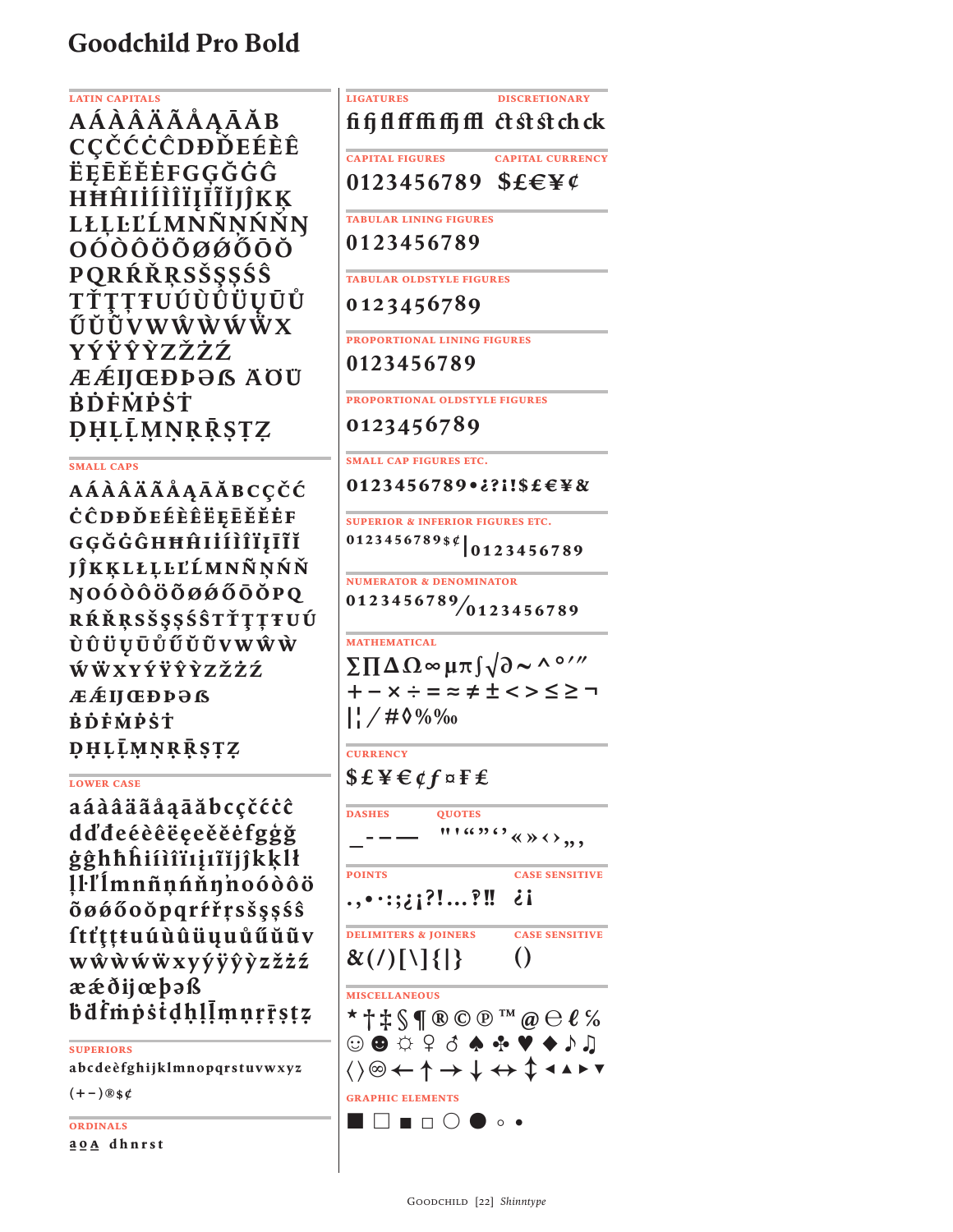# Goodchild Pro Bold

## LATIN CAPITALS

AÁÀÂÄÃÅĄĀĂB
CÇČĆĊĈDĐĎEÉÈÊ
ËĘĒĚĔĖFGĢĞĠĜ
HĦĤIÍÌÎÏĮĪĨĬJĴKĶ
LŁĻĿĽĹMNÑŅŃŇŊ
OÓÒÔÖÕØǾŐŌŎ
PQRŔŘŖSŠŞȘŚŜ
TŤŢȚŦUÚÙÛÜŲŪŮ
ŰŬŨVWŴẀẂẄX
YÝŸŶỲZŽŻŹ
ÆǼĲŒÐÞƏẞ ÄÖÜ
ḂḊḞṀṖṠṪ
ḌḤḶḸṂṆṚṜṢṬẒ

## SMALL CAPS

AÁÀÂÄÃÅĄĀĂBCÇČĆ
ĊĈDĐĎEÉÈÊËĘĒĚĔĖF
GĢĞĠĜHĦĤIÍÌÎÏĮĪĨĬ
JĴKĶLŁĻĿĽĹMNÑŅŃŇ
ŊOÓÒÔÖÕØǾŐŌŎPQ
RŔŘŖSŠŞȘŚŜTŤŢȚŦUÚ
ÙÛÜŲŪŮŰŬŨVWŴẀ
ẂẄXYÝŸŶỲZŽŻŹ
ÆǼĲŒÐÞƏẞ
ḂḊḞṀṖṠṪ
ḌḤḶḸṂṆṚṜṢṬẒ

## LOWER CASE

aáàâäãåąāăbcçčćċĉ
dďđeéèêëęēěĕėfgģğ
ġĝhħĥiíìîïıįīĩĭjĵkķlł
ļŀľĺmnñņńňŋŉoóòôö
õøǿőōŏpqrŕřŗsšşșśŝ
ſtťţțŧuúùûüųūůűŭũv
wŵẁẃẅxyýÿŷỳzžżź
æǽðĳœþəß
ḃḋḟṁṗṡṫḍḥḷḹṃṇṛṝṣṭẓ

## SUPERIORS

abcdeèfghijklmnopqrstuvwxyz
(+−)®$¢

## ORDINALS

ª º ª dhnrst

## LIGATURES / DISCRETIONARY

ﬁ ﬀ ﬂ ﬀ ﬃ ﬀj ﬄ ct st ſt ch ck

## CAPITAL FIGURES / CAPITAL CURRENCY

0123456789 $£€¥¢

## TABULAR LINING FIGURES

0123456789

## TABULAR OLDSTYLE FIGURES

0123456789

## PROPORTIONAL LINING FIGURES

0123456789

## PROPORTIONAL OLDSTYLE FIGURES

0123456789

## SMALL CAP FIGURES ETC.

0123456789•¿?¡!$£€¥&

## SUPERIOR & INFERIOR FIGURES ETC.

0123456789$¢|0123456789

## NUMERATOR & DENOMINATOR

0123456789⁄0123456789

## MATHEMATICAL

∑∏∆Ω∞µπ∫√∂~^°′″
+−×÷==≈≠±<>≤≥¬
|¦/#◊%‰

## CURRENCY

$£¥€¢ƒ¤₣₤

## DASHES / QUOTES

_ - – — "'“”‘’«»‹›„‚

## POINTS / CASE SENSITIVE

.,•·:;¿¡?!…?‼ ¿¡

## DELIMITERS & JOINERS / CASE SENSITIVE

&(/)[\]{|} ()

## MISCELLANEOUS

*†‡§¶®©℗™@℮ℓ℅
☺☻☼♀♂♠♣♥♦♪♫
⟨⟩⊗←↑→↓↔↕◄▲►▼

## GRAPHIC ELEMENTS

■□▪▫○●◦•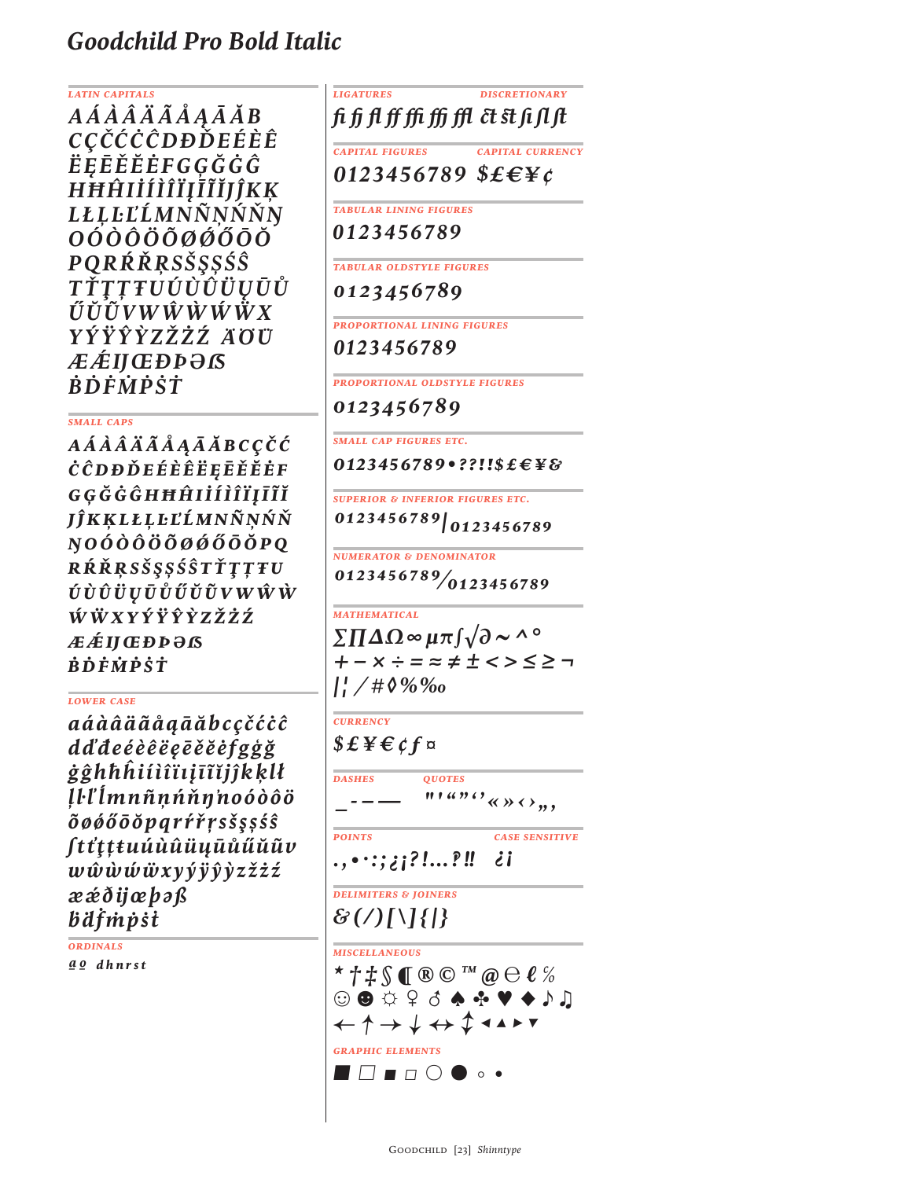# Goodchild Pro Bold Italic

LATIN CAPITALS

AÁÀÂÄÃÅĄĀĂB
CÇČĆĊĈDĐĎEÉÈÊ
ËĘĒĚĔĖFGĢĞĠĜ
HĦĤIİÍÌÎÏĮĪĨĬĲĴKĶ
LŁĻĿĽĹMNÑŅŃŇŊ
OÓÒÔÖÕØǾŐŌŎ
PQRŔŘŖSŠŞȘŚŜ
TŤŢȚŦUÚÙÛÜŲŪŮ
ŰŬŨVWŴẀẂẄX
YÝŸŶỲZŽŻŹ ÄÖÜ
ÆǼĲŒÐÞƏẞ
ḂḊḞṀṖṠṪ

SMALL CAPS

AÁÀÂÄÃÅĄĀĂBCÇČĆ
ĊĈDĐĎEÉÈÊËĘĒĚĔĖF
GĢĞĠĜHĦĤIÍÌÎÏĮĪĨĬ
ĴKĶLŁĻĿĽĹMNÑŅŃŇ
ŊOÓÒÔÖÕØǾŐŌŎPQ
RŔŘŖSŠŞȘŚŜTŤŢȚŦ
ÚÙÛÜŲŪŮŰŬŨVWŴẀ
ẂẄXYÝŸŶỲZŽŻŹ
ÆǼĲŒÐÞƏẞ
ḂḊḞṀṖṠṪ

LOWER CASE

aáàâäãåąāăbcçčćċĉ
dďđeéèêëęēěĕėfgģğ
ġĝhħĥiíìîïıįīĩĭĳjĵkķlł
ļŀľĺmnñņńňŋŉoóòôö
õøǿőōŏpqrŕřŗsšşșśŝ
ſtťţțŧuúùûüųūůűŭũv
wŵẁẃẅxyýÿŷỳzžżź
æǽðĳœþəß
ḃḋḟṁṗṡṫ

ORDINALS

ª º dhnrst

LIGATURES

fi fj fl ff ffi ffj ffl

DISCRETIONARY

ct st ſi ſl ſt

CAPITAL FIGURES

0123456789

CAPITAL CURRENCY

$£€¥¢

TABULAR LINING FIGURES

0123456789

TABULAR OLDSTYLE FIGURES

0123456789

PROPORTIONAL LINING FIGURES

0123456789

PROPORTIONAL OLDSTYLE FIGURES

0123456789

SMALL CAP FIGURES ETC.

0123456789•??!!$£€¥&

SUPERIOR & INFERIOR FIGURES ETC.

0123456789|0123456789

NUMERATOR & DENOMINATOR

0123456789⁄0123456789

MATHEMATICAL

∑∏∆Ω∞µπ∫√∂~^°
+−×÷=≈≠±<>≤≥¬
|¦/#◊%‰

CURRENCY

$£¥€¢ƒ¤

DASHES

_ - – —

QUOTES

" ' " " ' ' « » ‹ › „ ‚

POINTS

. , • · : ; ¿ ¡ ? ! … ‽ ‼

CASE SENSITIVE

¿ ¡

DELIMITERS & JOINERS

& ( / ) [ \ ] { | }

MISCELLANEOUS

* † ‡ § ¶ ® © ™ @ ℮ ℓ ℅
☺ ☻ ☼ ♀ ♂ ♠ ♣ ♥ ♦ ♪ ♫
← ↑ → ↓ ↔ ↕ ◄ ▲ ► ▼

GRAPHIC ELEMENTS

■ □ ▪ ▫ ○ ● ◦ •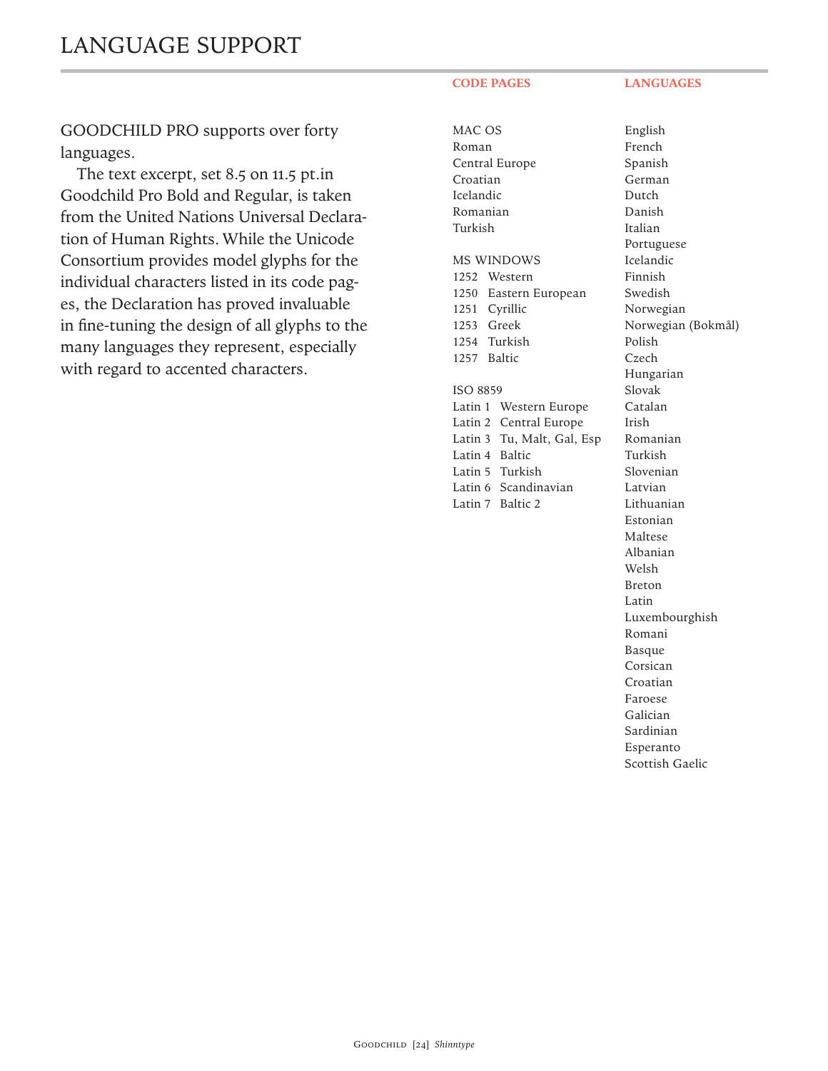# LANGUAGE SUPPORT

GOODCHILD PRO supports over forty languages.

The text excerpt, set 8.5 on 11.5 pt.in Goodchild Pro Bold and Regular, is taken from the United Nations Universal Declaration of Human Rights. While the Unicode Consortium provides model glyphs for the individual characters listed in its code pages, the Declaration has proved invaluable in fine-tuning the design of all glyphs to the many languages they represent, especially with regard to accented characters.

**CODE PAGES**

MAC OS
- Roman
- Central Europe
- Croatian
- Icelandic
- Romanian
- Turkish

MS WINDOWS
- 1252 Western
- 1250 Eastern European
- 1251 Cyrillic
- 1253 Greek
- 1254 Turkish
- 1257 Baltic

ISO 8859
- Latin 1 Western Europe
- Latin 2 Central Europe
- Latin 3 Tu, Malt, Gal, Esp
- Latin 4 Baltic
- Latin 5 Turkish
- Latin 6 Scandinavian
- Latin 7 Baltic 2

**LANGUAGES**

- English
- French
- Spanish
- German
- Dutch
- Danish
- Italian
- Portuguese
- Icelandic
- Finnish
- Swedish
- Norwegian
- Norwegian (Bokmål)
- Polish
- Czech
- Hungarian
- Slovak
- Catalan
- Irish
- Romanian
- Turkish
- Slovenian
- Latvian
- Lithuanian
- Estonian
- Maltese
- Albanian
- Welsh
- Breton
- Latin
- Luxembourghish
- Romani
- Basque
- Corsican
- Croatian
- Faroese
- Galician
- Sardinian
- Esperanto
- Scottish Gaelic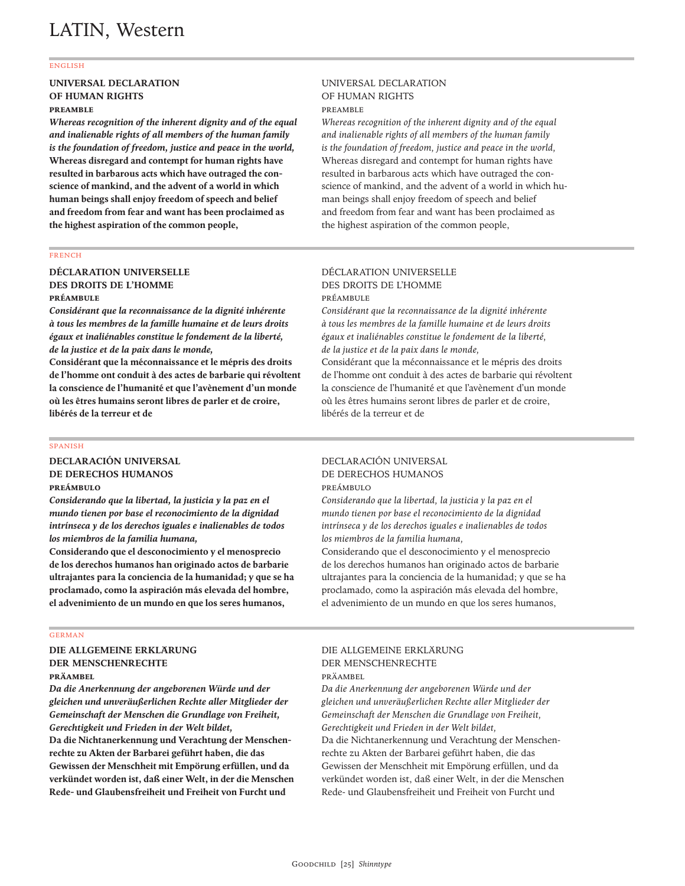# LATIN, Western

ENGLISH

**UNIVERSAL DECLARATION OF HUMAN RIGHTS**

**PREAMBLE**

***Whereas recognition of the inherent dignity and of the equal and inalienable rights of all members of the human family is the foundation of freedom, justice and peace in the world,***

**Whereas disregard and contempt for human rights have resulted in barbarous acts which have outraged the conscience of mankind, and the advent of a world in which human beings shall enjoy freedom of speech and belief and freedom from fear and want has been proclaimed as the highest aspiration of the common people,**

UNIVERSAL DECLARATION OF HUMAN RIGHTS

PREAMBLE

*Whereas recognition of the inherent dignity and of the equal and inalienable rights of all members of the human family is the foundation of freedom, justice and peace in the world,*

Whereas disregard and contempt for human rights have resulted in barbarous acts which have outraged the conscience of mankind, and the advent of a world in which human beings shall enjoy freedom of speech and belief and freedom from fear and want has been proclaimed as the highest aspiration of the common people,

FRENCH

**DÉCLARATION UNIVERSELLE DES DROITS DE L'HOMME**

**PRÉAMBULE**

***Considérant que la reconnaissance de la dignité inhérente à tous les membres de la famille humaine et de leurs droits égaux et inaliénables constitue le fondement de la liberté, de la justice et de la paix dans le monde,***

**Considérant que la méconnaissance et le mépris des droits de l'homme ont conduit à des actes de barbarie qui révoltent la conscience de l'humanité et que l'avènement d'un monde où les êtres humains seront libres de parler et de croire, libérés de la terreur et de**

DÉCLARATION UNIVERSELLE DES DROITS DE L'HOMME

PRÉAMBULE

*Considérant que la reconnaissance de la dignité inhérente à tous les membres de la famille humaine et de leurs droits égaux et inaliénables constitue le fondement de la liberté, de la justice et de la paix dans le monde,*

Considérant que la méconnaissance et le mépris des droits de l'homme ont conduit à des actes de barbarie qui révoltent la conscience de l'humanité et que l'avènement d'un monde où les êtres humains seront libres de parler et de croire, libérés de la terreur et de

SPANISH

**DECLARACIÓN UNIVERSAL DE DERECHOS HUMANOS**

**PREÁMBULO**

***Considerando que la libertad, la justicia y la paz en el mundo tienen por base el reconocimiento de la dignidad intrínseca y de los derechos iguales e inalienables de todos los miembros de la familia humana,***

**Considerando que el desconocimiento y el menosprecio de los derechos humanos han originado actos de barbarie ultrajantes para la conciencia de la humanidad; y que se ha proclamado, como la aspiración más elevada del hombre, el advenimiento de un mundo en que los seres humanos,**

DECLARACIÓN UNIVERSAL DE DERECHOS HUMANOS

PREÁMBULO

*Considerando que la libertad, la justicia y la paz en el mundo tienen por base el reconocimiento de la dignidad intrínseca y de los derechos iguales e inalienables de todos los miembros de la familia humana,*

Considerando que el desconocimiento y el menosprecio de los derechos humanos han originado actos de barbarie ultrajantes para la conciencia de la humanidad; y que se ha proclamado, como la aspiración más elevada del hombre, el advenimiento de un mundo en que los seres humanos,

GERMAN

**DIE ALLGEMEINE ERKLÄRUNG DER MENSCHENRECHTE**

**PRÄAMBEL**

***Da die Anerkennung der angeborenen Würde und der gleichen und unveräußerlichen Rechte aller Mitglieder der Gemeinschaft der Menschen die Grundlage von Freiheit, Gerechtigkeit und Frieden in der Welt bildet,***

**Da die Nichtanerkennung und Verachtung der Menschenrechte zu Akten der Barbarei geführt haben, die das Gewissen der Menschheit mit Empörung erfüllen, und da verkündet worden ist, daß einer Welt, in der die Menschen Rede- und Glaubensfreiheit und Freiheit von Furcht und**

DIE ALLGEMEINE ERKLÄRUNG DER MENSCHENRECHTE

PRÄAMBEL

*Da die Anerkennung der angeborenen Würde und der gleichen und unveräußerlichen Rechte aller Mitglieder der Gemeinschaft der Menschen die Grundlage von Freiheit, Gerechtigkeit und Frieden in der Welt bildet,*

Da die Nichtanerkennung und Verachtung der Menschenrechte zu Akten der Barbarei geführt haben, die das Gewissen der Menschheit mit Empörung erfüllen, und da verkündet worden ist, daß einer Welt, in der die Menschen Rede- und Glaubensfreiheit und Freiheit von Furcht und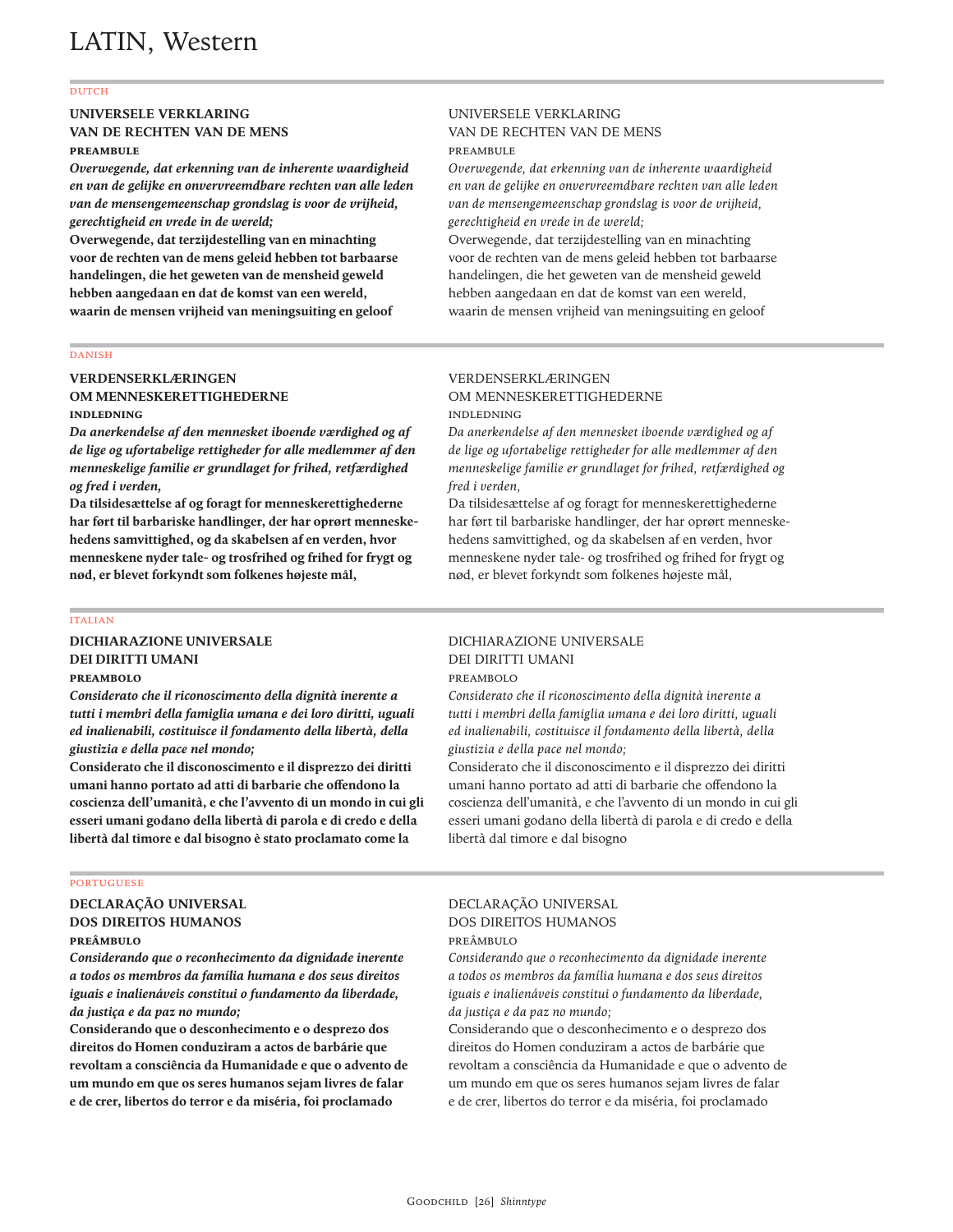# LATIN, Western

DUTCH

**UNIVERSELE VERKLARING VAN DE RECHTEN VAN DE MENS**

**PREAMBULE**

***Overwegende, dat erkenning van de inherente waardigheid en van de gelijke en onvervreemdbare rechten van alle leden van de mensengemeenschap grondslag is voor de vrijheid, gerechtigheid en vrede in de wereld;***

**Overwegende, dat terzijdestelling van en minachting voor de rechten van de mens geleid hebben tot barbaarse handelingen, die het geweten van de mensheid geweld hebben aangedaan en dat de komst van een wereld, waarin de mensen vrijheid van meningsuiting en geloof**

UNIVERSELE VERKLARING VAN DE RECHTEN VAN DE MENS

PREAMBULE

*Overwegende, dat erkenning van de inherente waardigheid en van de gelijke en onvervreemdbare rechten van alle leden van de mensengemeenschap grondslag is voor de vrijheid, gerechtigheid en vrede in de wereld;*

Overwegende, dat terzijdestelling van en minachting voor de rechten van de mens geleid hebben tot barbaarse handelingen, die het geweten van de mensheid geweld hebben aangedaan en dat de komst van een wereld, waarin de mensen vrijheid van meningsuiting en geloof

DANISH

**VERDENSERKLÆRINGEN OM MENNESKERETTIGHEDERNE**

**INDLEDNING**

***Da anerkendelse af den mennesket iboende værdighed og af de lige og ufortabelige rettigheder for alle medlemmer af den menneskelige familie er grundlaget for frihed, retfærdighed og fred i verden,***

**Da tilsidesættelse af og foragt for menneskerettighederne har ført til barbariske handlinger, der har oprørt menneskehedens samvittighed, og da skabelsen af en verden, hvor menneskene nyder tale- og trosfrihed og frihed for frygt og nød, er blevet forkyndt som folkenes højeste mål,**

VERDENSERKLÆRINGEN OM MENNESKERETTIGHEDERNE

INDLEDNING

*Da anerkendelse af den mennesket iboende værdighed og af de lige og ufortabelige rettigheder for alle medlemmer af den menneskelige familie er grundlaget for frihed, retfærdighed og fred i verden,*

Da tilsidesættelse af og foragt for menneskerettighederne har ført til barbariske handlinger, der har oprørt menneskehedens samvittighed, og da skabelsen af en verden, hvor menneskene nyder tale- og trosfrihed og frihed for frygt og nød, er blevet forkyndt som folkenes højeste mål,

ITALIAN

**DICHIARAZIONE UNIVERSALE DEI DIRITTI UMANI**

**PREAMBOLO**

***Considerato che il riconoscimento della dignità inerente a tutti i membri della famiglia umana e dei loro diritti, uguali ed inalienabili, costituisce il fondamento della libertà, della giustizia e della pace nel mondo;***

**Considerato che il disconoscimento e il disprezzo dei diritti umani hanno portato ad atti di barbarie che offendono la coscienza dell'umanità, e che l'avvento di un mondo in cui gli esseri umani godano della libertà di parola e di credo e della libertà dal timore e dal bisogno è stato proclamato come la**

DICHIARAZIONE UNIVERSALE DEI DIRITTI UMANI

PREAMBOLO

*Considerato che il riconoscimento della dignità inerente a tutti i membri della famiglia umana e dei loro diritti, uguali ed inalienabili, costituisce il fondamento della libertà, della giustizia e della pace nel mondo;*

Considerato che il disconoscimento e il disprezzo dei diritti umani hanno portato ad atti di barbarie che offendono la coscienza dell'umanità, e che l'avvento di un mondo in cui gli esseri umani godano della libertà di parola e di credo e della libertà dal timore e dal bisogno

PORTUGUESE

**DECLARAÇÃO UNIVERSAL DOS DIREITOS HUMANOS**

**PREÂMBULO**

***Considerando que o reconhecimento da dignidade inerente a todos os membros da família humana e dos seus direitos iguais e inalienáveis constitui o fundamento da liberdade, da justiça e da paz no mundo;***

**Considerando que o desconhecimento e o desprezo dos direitos do Homen conduziram a actos de barbárie que revoltam a consciência da Humanidade e que o advento de um mundo em que os seres humanos sejam livres de falar e de crer, libertos do terror e da miséria, foi proclamado**

DECLARAÇÃO UNIVERSAL DOS DIREITOS HUMANOS

PREÂMBULO

*Considerando que o reconhecimento da dignidade inerente a todos os membros da família humana e dos seus direitos iguais e inalienáveis constitui o fundamento da liberdade, da justiça e da paz no mundo;*

Considerando que o desconhecimento e o desprezo dos direitos do Homen conduziram a actos de barbárie que revoltam a consciência da Humanidade e que o advento de um mundo em que os seres humanos sejam livres de falar e de crer, libertos do terror e da miséria, foi proclamado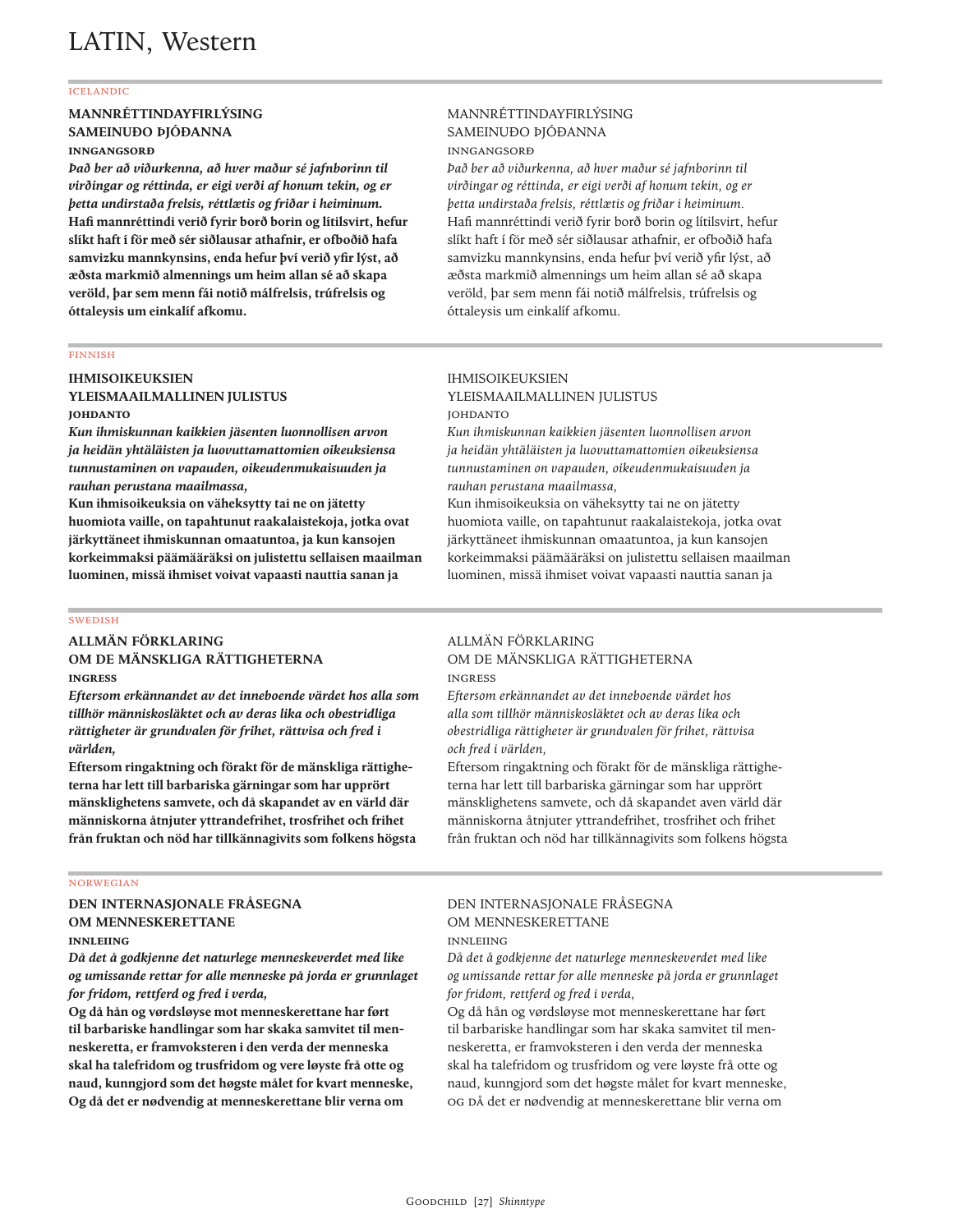# LATIN, Western

ICELANDIC

**MANNRÉTTINDAYFIRLÝSING**
**SAMEINUÐU ÞJÓÐANNA**
**INNGANGSORÐ**
***Það ber að viðurkenna, að hver maður sé jafnborinn til virðingar og réttinda, er eigi verði af honum tekin, og er þetta undirstaða frelsis, réttlætis og friðar i heiminum.***
**Hafi mannréttindi verið fyrir borð borin og lítilsvirt, hefur slíkt haft í för með sér siðlausar athafnir, er ofboðið hafa samvizku mannkynsins, enda hefur því verið yfir lýst, að æðsta markmið almennings um heim allan sé að skapa veröld, þar sem menn fái notið málfrelsis, trúfrelsis og óttaleysis um einkalíf afkomu.**

MANNRÉTTINDAYFIRLÝSING
SAMEINUÐU ÞJÓÐANNA
INNGANGSORÐ
*Það ber að viðurkenna, að hver maður sé jafnborinn til virðingar og réttinda, er eigi verði af honum tekin, og er þetta undirstaða frelsis, réttlætis og friðar i heiminum.*
Hafi mannréttindi verið fyrir borð borin og lítilsvirt, hefur slíkt haft í för með sér siðlausar athafnir, er ofboðið hafa samvizku mannkynsins, enda hefur því verið yfir lýst, að æðsta markmið almennings um heim allan sé að skapa veröld, þar sem menn fái notið málfrelsis, trúfrelsis og óttaleysis um einkalíf afkomu.

FINNISH

**IHMISOIKEUKSIEN**
**YLEISMAAILMALLINEN JULISTUS**
**JOHDANTO**
***Kun ihmiskunnan kaikkien jäsenten luonnollisen arvon ja heidän yhtäläisten ja luovuttamattomien oikeuksiensa tunnustaminen on vapauden, oikeudenmukaisuuden ja rauhan perustana maailmassa,***
**Kun ihmisoikeuksia on väheksytty tai ne on jätetty huomiota vaille, on tapahtunut raakalaistekoja, jotka ovat järkyttäneet ihmiskunnan omaatuntoa, ja kun kansojen korkeimmaksi päämääräksi on julistettu sellaisen maailman luominen, missä ihmiset voivat vapaasti nauttia sanan ja**

IHMISOIKEUKSIEN
YLEISMAAILMALLINEN JULISTUS
JOHDANTO
*Kun ihmiskunnan kaikkien jäsenten luonnollisen arvon ja heidän yhtäläisten ja luovuttamattomien oikeuksiensa tunnustaminen on vapauden, oikeudenmukaisuuden ja rauhan perustana maailmassa,*
Kun ihmisoikeuksia on väheksytty tai ne on jätetty huomiota vaille, on tapahtunut raakalaistekoja, jotka ovat järkyttäneet ihmiskunnan omaatuntoa, ja kun kansojen korkeimmaksi päämääräksi on julistettu sellaisen maailman luominen, missä ihmiset voivat vapaasti nauttia sanan ja

SWEDISH

**ALLMÄN FÖRKLARING**
**OM DE MÄNSKLIGA RÄTTIGHETERNA**
**INGRESS**
***Eftersom erkännandet av det inneboende värdet hos alla som tillhör människosläktet och av deras lika och obestridliga rättigheter är grundvalen för frihet, rättvisa och fred i världen,***
**Eftersom ringaktning och förakt för de mänskliga rättigheterna har lett till barbariska gärningar som har upprört mänsklighetens samvete, och då skapandet av en värld där människorna åtnjuter yttrandefrihet, trosfrihet och frihet från fruktan och nöd har tillkännagivits som folkens högsta**

ALLMÄN FÖRKLARING
OM DE MÄNSKLIGA RÄTTIGHETERNA
INGRESS
*Eftersom erkännandet av det inneboende värdet hos alla som tillhör människosläktet och av deras lika och obestridliga rättigheter är grundvalen för frihet, rättvisa och fred i världen,*
Eftersom ringaktning och förakt för de mänskliga rättigheterna har lett till barbariska gärningar som har upprört mänsklighetens samvete, och då skapandet aven värld där människorna åtnjuter yttrandefrihet, trosfrihet och frihet från fruktan och nöd har tillkännagivits som folkens högsta

NORWEGIAN

**DEN INTERNASJONALE FRÅSEGNA**
**OM MENNESKERETTANE**
**INNLEIING**
***Då det å godkjenne det naturlege menneskeverdet med like og umissande rettar for alle menneske på jorda er grunnlaget for fridom, rettferd og fred i verda,***
**Og då hån og vørdsløyse mot menneskerettane har ført til barbariske handlingar som har skaka samvitet til menneskeretta, er framvoksteren i den verda der menneska skal ha talefridom og trusfridom og vere løyste frå otte og naud, kunngjord som det høgste målet for kvart menneske, Og då det er nødvendig at menneskerettane blir verna om**

DEN INTERNASJONALE FRÅSEGNA
OM MENNESKERETTANE
INNLEIING
*Då det å godkjenne det naturlege menneskeverdet med like og umissande rettar for alle menneske på jorda er grunnlaget for fridom, rettferd og fred i verda,*
Og då hån og vørdsløyse mot menneskerettane har ført til barbariske handlingar som har skaka samvitet til menneskeretta, er framvoksteren i den verda der menneska skal ha talefridom og trusfridom og vere løyste frå otte og naud, kunngjord som det høgste målet for kvart menneske, OG DÅ det er nødvendig at menneskerettane blir verna om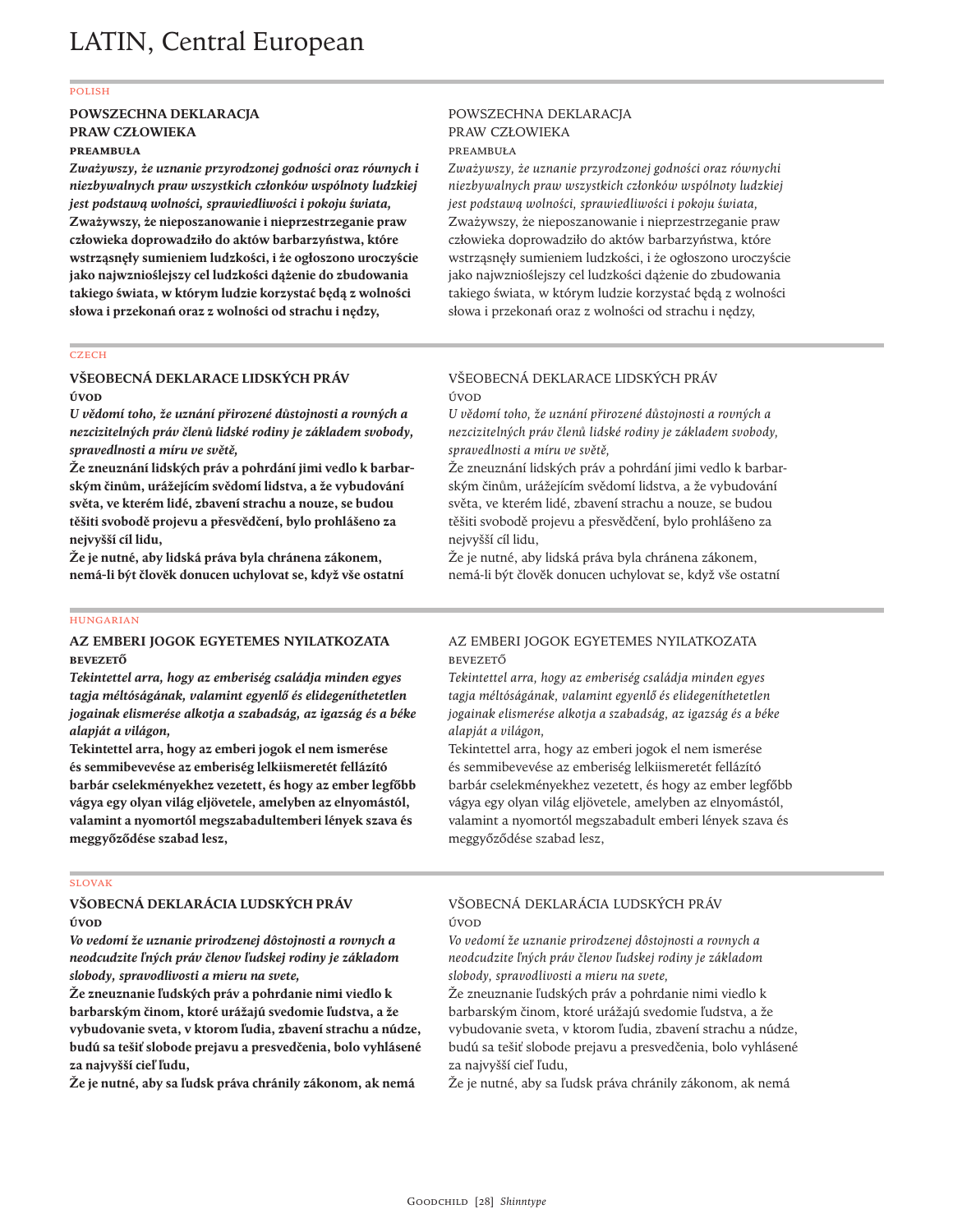# LATIN, Central European

POLISH

**POWSZECHNA DEKLARACJA PRAW CZŁOWIEKA**

**PREAMBUŁA**

***Zważywszy, że uznanie przyrodzonej godności oraz równych i niezbywalnych praw wszystkich członków wspólnoty ludzkiej jest podstawą wolności, sprawiedliwości i pokoju świata,***

**Zważywszy, że nieposzanowanie i nieprzestrzeganie praw człowieka doprowadziło do aktów barbarzyństwa, które wstrząsnęły sumieniem ludzkości, i że ogłoszono uroczyście jako najwznioślejszy cel ludzkości dążenie do zbudowania takiego świata, w którym ludzie korzystać będą z wolności słowa i przekonań oraz z wolności od strachu i nędzy,**

POWSZECHNA DEKLARACJA PRAW CZŁOWIEKA

PREAMBUŁA

*Zważywszy, że uznanie przyrodzonej godności oraz równychi niezbywalnych praw wszystkich członków wspólnoty ludzkiej jest podstawą wolności, sprawiedliwości i pokoju świata,*

Zważywszy, że nieposzanowanie i nieprzestrzeganie praw człowieka doprowadziło do aktów barbarzyństwa, które wstrząsnęły sumieniem ludzkości, i że ogłoszono uroczyście jako najwznioślejszy cel ludzkości dążenie do zbudowania takiego świata, w którym ludzie korzystać będą z wolności słowa i przekonań oraz z wolności od strachu i nędzy,

CZECH

**VŠEOBECNÁ DEKLARACE LIDSKÝCH PRÁV**

**ÚVOD**

***U vědomí toho, že uznání přirozené důstojnosti a rovných a nezcizitelných práv členů lidské rodiny je základem svobody, spravedlnosti a míru ve světě,***

**Že zneuznání lidských práv a pohrdání jimi vedlo k barbarským činům, urážejícím svědomí lidstva, a že vybudování světa, ve kterém lidé, zbavení strachu a nouze, se budou těšiti svobodě projevu a přesvědčení, bylo prohlášeno za nejvyšší cíl lidu,**

**Že je nutné, aby lidská práva byla chránena zákonem, nemá-li být člověk donucen uchylovat se, když vše ostatní**

VŠEOBECNÁ DEKLARACE LIDSKÝCH PRÁV

ÚVOD

*U vědomí toho, že uznání přirozené důstojnosti a rovných a nezcizitelných práv členů lidské rodiny je základem svobody, spravedlnosti a míru ve světě,*

Že zneuznání lidských práv a pohrdání jimi vedlo k barbarským činům, urážejícím svědomí lidstva, a že vybudování světa, ve kterém lidé, zbavení strachu a nouze, se budou těšiti svobodě projevu a přesvědčení, bylo prohlášeno za nejvyšší cíl lidu,

Že je nutné, aby lidská práva byla chránena zákonem, nemá-li být člověk donucen uchylovat se, když vše ostatní

HUNGARIAN

**AZ EMBERI JOGOK EGYETEMES NYILATKOZATA**

**BEVEZETŐ**

***Tekintettel arra, hogy az emberiség családja minden egyes tagja méltóságának, valamint egyenlő és elidegeníthetetlen jogainak elismerése alkotja a szabadság, az igazság és a béke alapját a világon,***

**Tekintettel arra, hogy az emberi jogok el nem ismerése és semmibevevése az emberiség lelkiismeretét fellázító barbár cselekményekhez vezetett, és hogy az ember legfőbb vágya egy olyan világ eljövetele, amelyben az elnyomástól, valamint a nyomortól megszabadultemberi lények szava és meggyőződése szabad lesz,**

AZ EMBERI JOGOK EGYETEMES NYILATKOZATA

BEVEZETŐ

*Tekintettel arra, hogy az emberiség családja minden egyes tagja méltóságának, valamint egyenlő és elidegeníthetetlen jogainak elismerése alkotja a szabadság, az igazság és a béke alapját a világon,*

Tekintettel arra, hogy az emberi jogok el nem ismerése és semmibevevése az emberiség lelkiismeretét fellázító barbár cselekményekhez vezetett, és hogy az ember legfőbb vágya egy olyan világ eljövetele, amelyben az elnyomástól, valamint a nyomortól megszabadult emberi lények szava és meggyőződése szabad lesz,

SLOVAK

**VŠOBECNÁ DEKLARÁCIA ĽUDSKÝCH PRÁV**

**ÚVOD**

***Vo vedomí že uznanie prirodzenej dôstojnosti a rovnych a neodcudzite ľných práv členov ľudskej rodiny je základom slobody, spravodlivosti a mieru na svete,***

**Že zneuznanie ľudských práv a pohrdanie nimi viedlo k barbarským činom, ktoré urážajú svedomie ľudstva, a že vybudovanie sveta, v ktorom ľudia, zbavení strachu a núdze, budú sa tešiť slobode prejavu a presvedčenia, bolo vyhlásené za najvyšší cieľ ľudu,**

**Že je nutné, aby sa ľudsk práva chránily zákonom, ak nemá**

VŠOBECNÁ DEKLARÁCIA ĽUDSKÝCH PRÁV

ÚVOD

*Vo vedomí že uznanie prirodzenej dôstojnosti a rovnych a neodcudzite ľných práv členov ľudskej rodiny je základom slobody, spravodlivosti a mieru na svete,*

Že zneuznanie ľudských práv a pohrdanie nimi viedlo k barbarským činom, ktoré urážajú svedomie ľudstva, a že vybudovanie sveta, v ktorom ľudia, zbavení strachu a núdze, budú sa tešiť slobode prejavu a presvedčenia, bolo vyhlásené za najvyšší cieľ ľudu,

Že je nutné, aby sa ľudsk práva chránily zákonom, ak nemá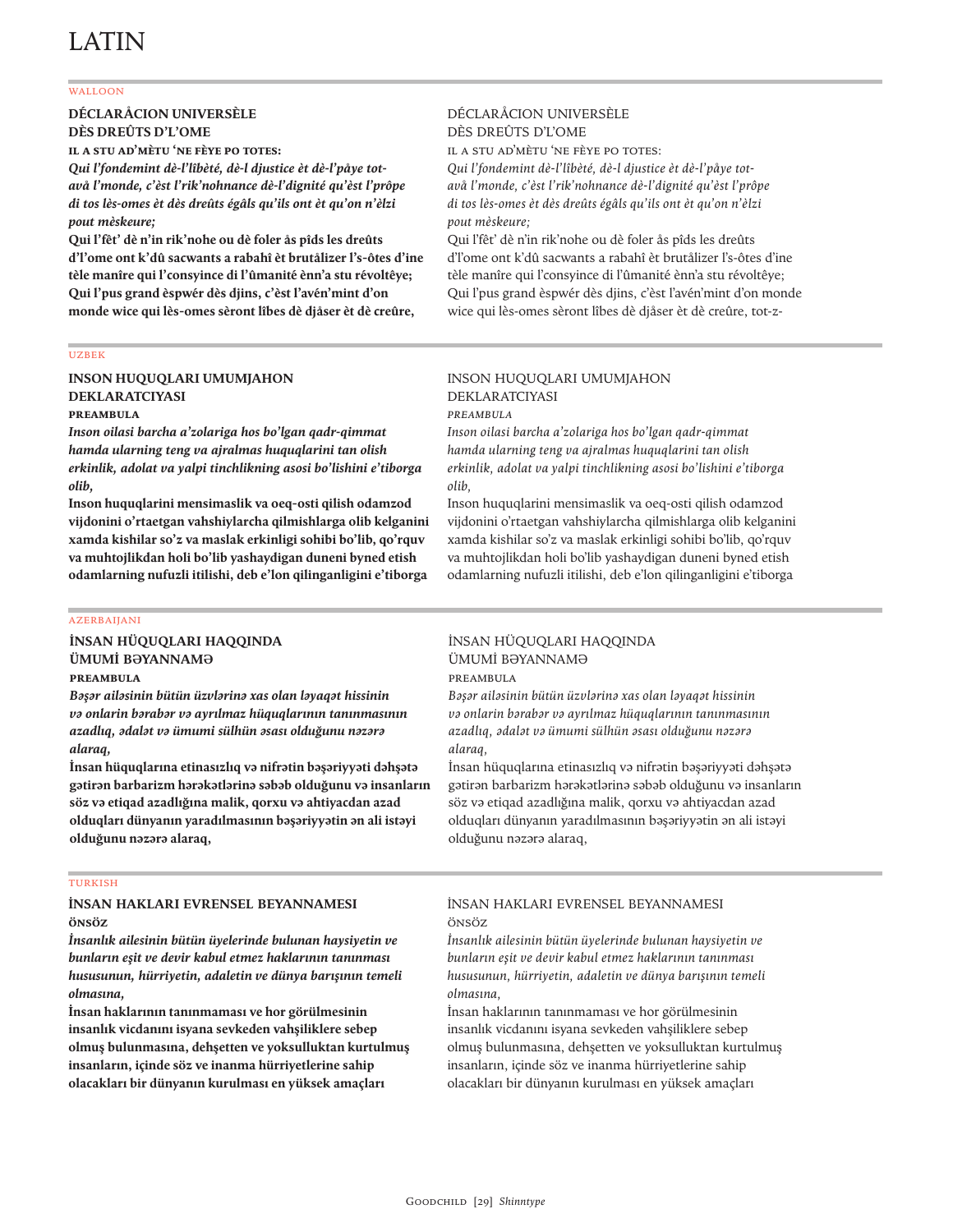# LATIN

WALLOON

**DÉCLARÅCION UNIVERSÈLE**
**DÈS DREÛTS D'L'OME**

**IL A STU AD'MÈTU 'NE FÈYE PO TOTES:**

***Qui l'fondemint dè-l'lîbèté, dè-l djustice èt dè-l'påye tot-avå l'monde, c'èst l'rik'nohnance dè-l'dignité qu'èst l'prôpe di tos lès-omes èt dès dreûts égâls qu'ils ont èt qu'on n'èlzi pout mèskeure;***

**Qui l'fêt' dè n'in rik'nohe ou dè foler ås pîds les dreûts d'l'ome ont k'dû sacwants a rabahî èt brutålizer l's-ôtes d'ine tèle manîre qui l'consyince di l'ûmanité ènn'a stu révoltêye; Qui l'pus grand èspwér dès djins, c'èst l'avén'mint d'on monde wice qui lès-omes sèront lîbes dè djåser èt dè creûre,**

DÉCLARÅCION UNIVERSÈLE
DÈS DREÛTS D'L'OME

IL A STU AD'MÈTU 'NE FÈYE PO TOTES:

*Qui l'fondemint dè-l'lîbèté, dè-l djustice èt dè-l'påye tot-avå l'monde, c'èst l'rik'nohnance dè-l'dignité qu'èst l'prôpe di tos lès-omes èt dès dreûts égâls qu'ils ont èt qu'on n'èlzi pout mèskeure;*

Qui l'fêt' dè n'in rik'nohe ou dè foler ås pîds les dreûts d'l'ome ont k'dû sacwants a rabahî èt brutålizer l's-ôtes d'ine tèle manîre qui l'consyince di l'ûmanité ènn'a stu révoltêye; Qui l'pus grand èspwér dès djins, c'èst l'avén'mint d'on monde wice qui lès-omes sèront lîbes dè djåser èt dè creûre, tot-z-

UZBEK

**INSON HUQUQLARI UMUMJAHON**
**DEKLARATCIYASI**

**PREAMBULA**

***Inson oilasi barcha a'zolariga hos bo'lgan qadr-qimmat hamda ularning teng va ajralmas huquqlarini tan olish erkinlik, adolat va yalpi tinchlikning asosi bo'lishini e'tiborga olib,***

**Inson huquqlarini mensimaslik va oeq-osti qilish odamzod vijdonini o'rtaetgan vahshiylarcha qilmishlarga olib kelganini xamda kishilar so'z va maslak erkinligi sohibi bo'lib, qo'rquv va muhtojlikdan holi bo'lib yashaydigan duneni byned etish odamlarning nufuzli itilishi, deb e'lon qilinganligini e'tiborga**

INSON HUQUQLARI UMUMJAHON
DEKLARATCIYASI

*PREAMBULA*

*Inson oilasi barcha a'zolariga hos bo'lgan qadr-qimmat hamda ularning teng va ajralmas huquqlarini tan olish erkinlik, adolat va yalpi tinchlikning asosi bo'lishini e'tiborga olib,*

Inson huquqlarini mensimaslik va oeq-osti qilish odamzod vijdonini o'rtaetgan vahshiylarcha qilmishlarga olib kelganini xamda kishilar so'z va maslak erkinligi sohibi bo'lib, qo'rquv va muhtojlikdan holi bo'lib yashaydigan duneni byned etish odamlarning nufuzli itilishi, deb e'lon qilinganligini e'tiborga

AZERBAIJANI

**İNSAN HÜQUQLARI HAQQINDA**
**ÜMUMİ BƏYANNAMƏ**

**PREAMBULA**

***Bəşər ailəsinin bütün üzvlərinə xas olan ləyaqət hissinin və onlarin bərabər və ayrılmaz hüquqlarının tanınmasının azadlıq, ədalət və ümumi sülhün əsası olduğunu nəzərə alaraq,***

**İnsan hüquqlarına etinasızlıq və nifrətin bəşəriyyəti dəhşətə gətirən barbarizm hərəkətlərinə səbəb olduğunu və insanların söz və etiqad azadlığına malik, qorxu və ahtiyacdan azad olduqları dünyanın yaradılmasının bəşəriyyətin ən ali istəyi olduğunu nəzərə alaraq,**

İNSAN HÜQUQLARI HAQQINDA
ÜMUMİ BƏYANNAMƏ

PREAMBULA

*Bəşər ailəsinin bütün üzvlərinə xas olan ləyaqət hissinin və onlarin bərabər və ayrılmaz hüquqlarının tanınmasının azadlıq, ədalət və ümumi sülhün əsası olduğunu nəzərə alaraq,*

İnsan hüquqlarına etinasızlıq və nifrətin bəşəriyyəti dəhşətə gətirən barbarizm hərəkətlərinə səbəb olduğunu və insanların söz və etiqad azadlığına malik, qorxu və ahtiyacdan azad olduqları dünyanın yaradılmasının bəşəriyyətin ən ali istəyi olduğunu nəzərə alaraq,

TURKISH

**İNSAN HAKLARI EVRENSEL BEYANNAMESI**

**ÖNSÖZ**

***İnsanlık ailesinin bütün üyelerinde bulunan haysiyetin ve bunların eşit ve devir kabul etmez haklarının tanınması hususunun, hürriyetin, adaletin ve dünya barışının temeli olmasına,***

**İnsan haklarının tanınmaması ve hor görülmesinin insanlık vicdanını isyana sevkeden vahşiliklere sebep olmuş bulunmasına, dehşetten ve yoksulluktan kurtulmuş insanların, içinde söz ve inanma hürriyetlerine sahip olacakları bir dünyanın kurulması en yüksek amaçları**

İNSAN HAKLARI EVRENSEL BEYANNAMESI

ÖNSÖZ

*İnsanlık ailesinin bütün üyelerinde bulunan haysiyetin ve bunların eşit ve devir kabul etmez haklarının tanınması hususunun, hürriyetin, adaletin ve dünya barışının temeli olmasına,*

İnsan haklarının tanınmaması ve hor görülmesinin insanlık vicdanını isyana sevkeden vahşiliklere sebep olmuş bulunmasına, dehşetten ve yoksulluktan kurtulmuş insanların, içinde söz ve inanma hürriyetlerine sahip olacakları bir dünyanın kurulması en yüksek amaçları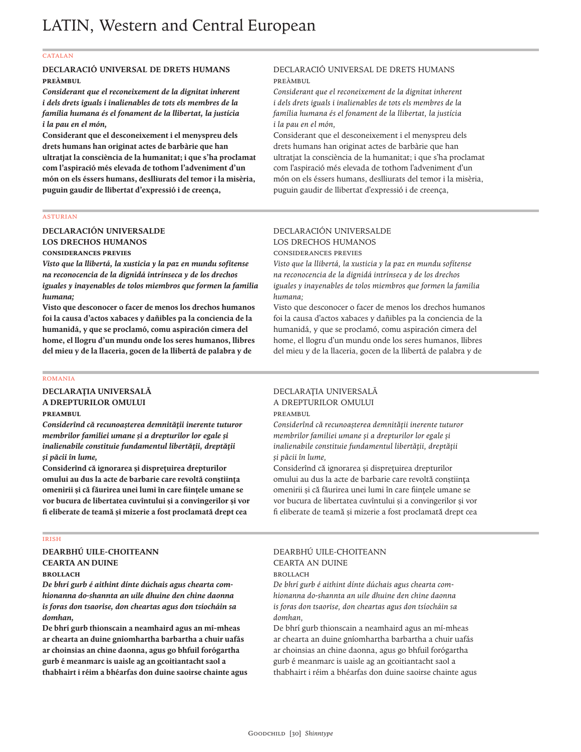# LATIN, Western and Central European

## CATALAN

**DECLARACIÓ UNIVERSAL DE DRETS HUMANS**
**PREÀMBUL**
***Considerant que el reconeixement de la dignitat inherent i dels drets iguals i inalienables de tots els membres de la família humana és el fonament de la llibertat, la justícia i la pau en el món,***
**Considerant que el desconeixement i el menyspreu dels drets humans han originat actes de barbàrie que han ultratjat la consciència de la humanitat; i que s'ha proclamat com l'aspiració més elevada de tothom l'adveniment d'un món on els éssers humans, deslliurats del temor i la misèria, puguin gaudir de llibertat d'expressió i de creença,**

DECLARACIÓ UNIVERSAL DE DRETS HUMANS
PREÀMBUL
*Considerant que el reconeixement de la dignitat inherent i dels drets iguals i inalienables de tots els membres de la família humana és el fonament de la llibertat, la justícia i la pau en el món,*
Considerant que el desconeixement i el menyspreu dels drets humans han originat actes de barbàrie que han ultratjat la consciència de la humanitat; i que s'ha proclamat com l'aspiració més elevada de tothom l'adveniment d'un món on els éssers humans, deslliurats del temor i la misèria, puguin gaudir de llibertat d'expressió i de creença,

## ASTURIAN

**DECLARACIÓN UNIVERSALDE LOS DRECHOS HUMANOS**
**CONSIDERANCES PREVIES**
***Visto que la llibertá, la xusticia y la paz en mundu sofítense na reconocencia de la dignidá intrínseca y de los drechos iguales y inayenables de tolos miembros que formen la familia humana;***
**Visto que desconocer o facer de menos los drechos humanos foi la causa d'actos xabaces y dañibles pa la conciencia de la humanidá, y que se proclamó, comu aspiración cimera del home, el llogru d'un mundu onde los seres humanos, llibres del mieu y de la llaceria, gocen de la llibertá de palabra y de**

DECLARACIÓN UNIVERSALDE LOS DRECHOS HUMANOS
CONSIDERANCES PREVIES
*Visto que la llibertá, la xusticia y la paz en mundu sofítense na reconocencia de la dignidá intrínseca y de los drechos iguales y inayenables de tolos miembros que formen la familia humana;*
Visto que desconocer o facer de menos los drechos humanos foi la causa d'actos xabaces y dañibles pa la conciencia de la humanidá, y que se proclamó, comu aspiración cimera del home, el llogru d'un mundu onde los seres humanos, llibres del mieu y de la llaceria, gocen de la llibertá de palabra y de

## ROMANIA

**DECLARAŢIA UNIVERSALĂ A DREPTURILOR OMULUI**
**PREAMBUL**
***Considerînd că recunoaşterea demnităţii inerente tuturor membrilor familiei umane şi a drepturilor lor egale şi inalienabile constituie fundamentul libertăţii, dreptăţii şi păcii în lume,***
**Considerînd că ignorarea şi dispreţuirea drepturilor omului au dus la acte de barbarie care revoltă conştiinţa omenirii şi că făurirea unei lumi în care fiinţele umane se vor bucura de libertatea cuvîntului şi a convingerilor şi vor fi eliberate de teamă şi mizerie a fost proclamată drept cea**

DECLARAŢIA UNIVERSALĂ A DREPTURILOR OMULUI
PREAMBUL
*Considerînd că recunoaşterea demnităţii inerente tuturor membrilor familiei umane şi a drepturilor lor egale şi inalienabile constituie fundamentul libertăţii, dreptăţii şi păcii în lume,*
Considerînd că ignorarea şi dispreţuirea drepturilor omului au dus la acte de barbarie care revoltă conştiinţa omenirii şi că făurirea unei lumi în care fiinţele umane se vor bucura de libertatea cuvîntului şi a convingerilor şi vor fi eliberate de teamă şi mizerie a fost proclamată drept cea

## IRISH

**DEARBHÚ UILE-CHOITEANN CEARTA AN DUINE**
**BROLLACH**
***De bhrí gurb é aithint dínte dúchais agus chearta comhionanna do-shannta an uile dhuine den chine daonna is foras don tsaorise, don cheartas agus don tsíocháin sa domhan,***
**De bhrí gurb thionscain a neamhaird agus an mí-mheas ar chearta an duine gníomhartha barbartha a chuir uafás ar choinsias an chine daonna, agus go bhfuil forógartha gurb é meanmarc is uaisle ag an gcoitiantacht saol a thabhairt i réim a bhéarfas don duine saoirse chainte agus**

DEARBHÚ UILE-CHOITEANN CEARTA AN DUINE
BROLLACH
*De bhrí gurb é aithint dínte dúchais agus chearta comhionanna do-shannta an uile dhuine den chine daonna is foras don tsaorise, don cheartas agus don tsíocháin sa domhan,*
De bhrí gurb thionscain a neamhaird agus an mí-mheas ar chearta an duine gníomhartha barbartha a chuir uafás ar choinsias an chine daonna, agus go bhfuil forógartha gurb é meanmarc is uaisle ag an gcoitiantacht saol a thabhairt i réim a bhéarfas don duine saoirse chainte agus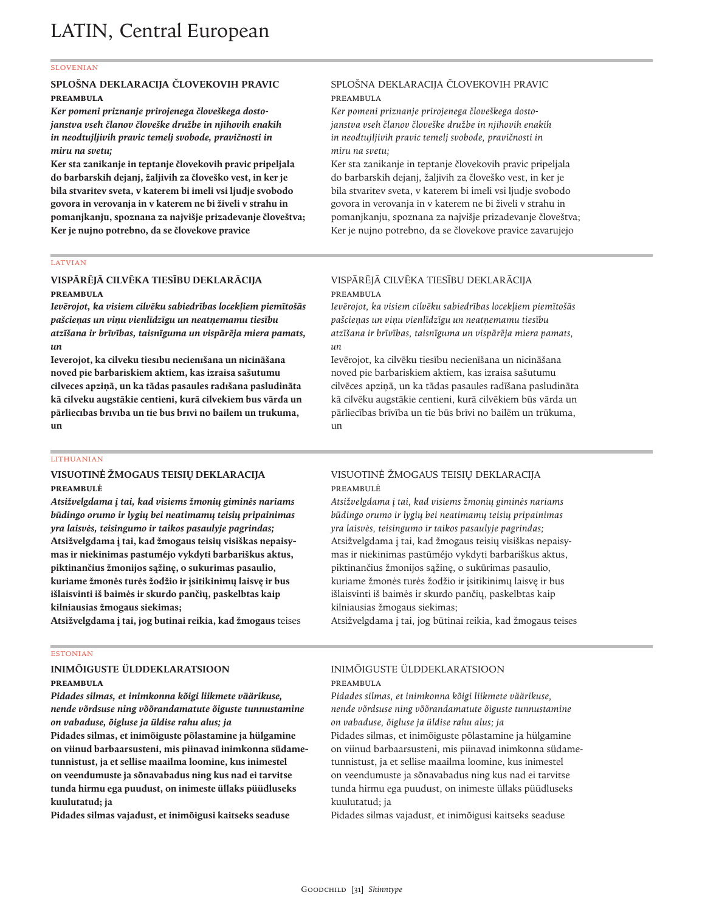# LATIN, Central European

SLOVENIAN

**SPLOŠNA DEKLARACIJA ČLOVEKOVIH PRAVIC**
**PREAMBULA**
***Ker pomeni priznanje prirojenega človeškega dostojanstva vseh članov človeške družbe in njihovih enakih in neodtujljivih pravic temelj svobode, pravičnosti in miru na svetu;***
**Ker sta zanikanje in teptanje človekovih pravic pripeljala do barbarskih dejanj, žaljivih za človeško vest, in ker je bila stvaritev sveta, v katerem bi imeli vsi ljudje svobodo govora in verovanja in v katerem ne bi živeli v strahu in pomanjkanju, spoznana za najvišje prizadevanje človeštva; Ker je nujno potrebno, da se človekove pravice**

SPLOŠNA DEKLARACIJA ČLOVEKOVIH PRAVIC
PREAMBULA
*Ker pomeni priznanje prirojenega človeškega dostojanstva vseh članov človeške družbe in njihovih enakih in neodtujljivih pravic temelj svobode, pravičnosti in miru na svetu;*
Ker sta zanikanje in teptanje človekovih pravic pripeljala do barbarskih dejanj, žaljivih za človeško vest, in ker je bila stvaritev sveta, v katerem bi imeli vsi ljudje svobodo govora in verovanja in v katerem ne bi živeli v strahu in pomanjkanju, spoznana za najvišje prizadevanje človeštva; Ker je nujno potrebno, da se človekove pravice zavarujejo

LATVIAN

**VISPĀRĒJĀ CILVĒKA TIESĪBU DEKLARĀCIJA**
**PREAMBULA**
***Ievērojot, ka visiem cilvēku sabiedrības locekļiem piemītošās pašcieņas un viņu vienlīdzīgu un neatņemamu tiesību atzīšana ir brīvības, taisnīguma un vispārēja miera pamats, un***
**Ieverojot, ka cilveku tiesību necienīšana un nicināšana noved pie barbariskiem aktiem, kas izraisa sašutumu cilveces apziņā, un ka tādas pasaules radīšana pasludināta kā cilveku augstākie centieni, kurā cilvekiem bus vārda un pārliecības brıvība un tie bus brıvi no bailem un trukuma, un**

VISPĀRĒJĀ CILVĒKA TIESĪBU DEKLARĀCIJA
PREAMBULA
*Ievērojot, ka visiem cilvēku sabiedrības locekļiem piemītošās pašcieņas un viņu vienlīdzīgu un neatņemamu tiesību atzīšana ir brīvības, taisnīguma un vispārēja miera pamats, un*
Ievērojot, ka cilvēku tiesību necienīšana un nicināšana noved pie barbariskiem aktiem, kas izraisa sašutumu cilvēces apziņā, un ka tādas pasaules radīšana pasludināta kā cilvēku augstākie centieni, kurā cilvēkiem būs vārda un pārliecības brīvība un tie būs brīvi no bailēm un trūkuma, un

LITHUANIAN

**VISUOTINĖ ŽMOGAUS TEISIŲ DEKLARACIJA**
**PREAMBULĖ**
***Atsižvelgdama į tai, kad visiems žmonių giminės nariams būdingo orumo ir lygių bei neatimamų teisių pripainimas yra laisvės, teisingumo ir taikos pasaulyje pagrindas;***
**Atsižvelgdama į tai, kad žmogaus teisių visiškas nepaisymas ir niekinimas pastumėjo vykdyti barbariškus aktus, piktinančius žmonijos sąžinę, o sukurimas pasaulio, kuriame žmonės turės žodžio ir įsitikinimų laisvę ir bus išlaisvinti iš baimės ir skurdo pančių, paskelbtas kaip kilniausias žmogaus siekimas;**
**Atsižvelgdama į tai, jog butinai reikia, kad žmogaus** teises

VISUOTINĖ ŽMOGAUS TEISIŲ DEKLARACIJA
PREAMBULĖ
*Atsižvelgdama į tai, kad visiems žmonių giminės nariams būdingo orumo ir lygių bei neatimamų teisių pripainimas yra laisvės, teisingumo ir taikos pasaulyje pagrindas;*
Atsižvelgdama į tai, kad žmogaus teisių visiškas nepaisymas ir niekinimas pastūméjo vykdyti barbariškus aktus, piktinančius žmonijos sąžinę, o sukūrimas pasaulio, kuriame žmonės turės žodžio ir įsitikinimų laisvę ir bus išlaisvinti iš baimės ir skurdo pančių, paskelbtas kaip kilniausias žmogaus siekimas;
Atsižvelgdama į tai, jog būtinai reikia, kad žmogaus teises

ESTONIAN

**INIMÕIGUSTE ÜLDDEKLARATSIOON**
**PREAMBULA**
***Pidades silmas, et inimkonna kõigi liikmete väärikuse, nende võrdsuse ning võõrandamatute õiguste tunnustamine on vabaduse, õigluse ja üldise rahu alus; ja***
**Pidades silmas, et inimõiguste põlastamine ja hülgamine on viinud barbaarsusteni, mis piinavad inimkonna südametunnistust, ja et sellise maailma loomine, kus inimestel on veendumuste ja sõnavabadus ning kus nad ei tarvitse tunda hirmu ega puudust, on inimeste üllaks püüdluseks kuulutatud; ja**
**Pidades silmas vajadust, et inimõigusi kaitseks seaduse**

INIMÕIGUSTE ÜLDDEKLARATSIOON
PREAMBULA
*Pidades silmas, et inimkonna kõigi liikmete väärikuse, nende võrdsuse ning võõrandamatute õiguste tunnustamine on vabaduse, õigluse ja üldise rahu alus; ja*
Pidades silmas, et inimõiguste põlastamine ja hülgamine on viinud barbaarsusteni, mis piinavad inimkonna südametunnistust, ja et sellise maailma loomine, kus inimestel on veendumuste ja sõnavabadus ning kus nad ei tarvitse tunda hirmu ega puudust, on inimeste üllaks püüdluseks kuulutatud; ja
Pidades silmas vajadust, et inimõigusi kaitseks seaduse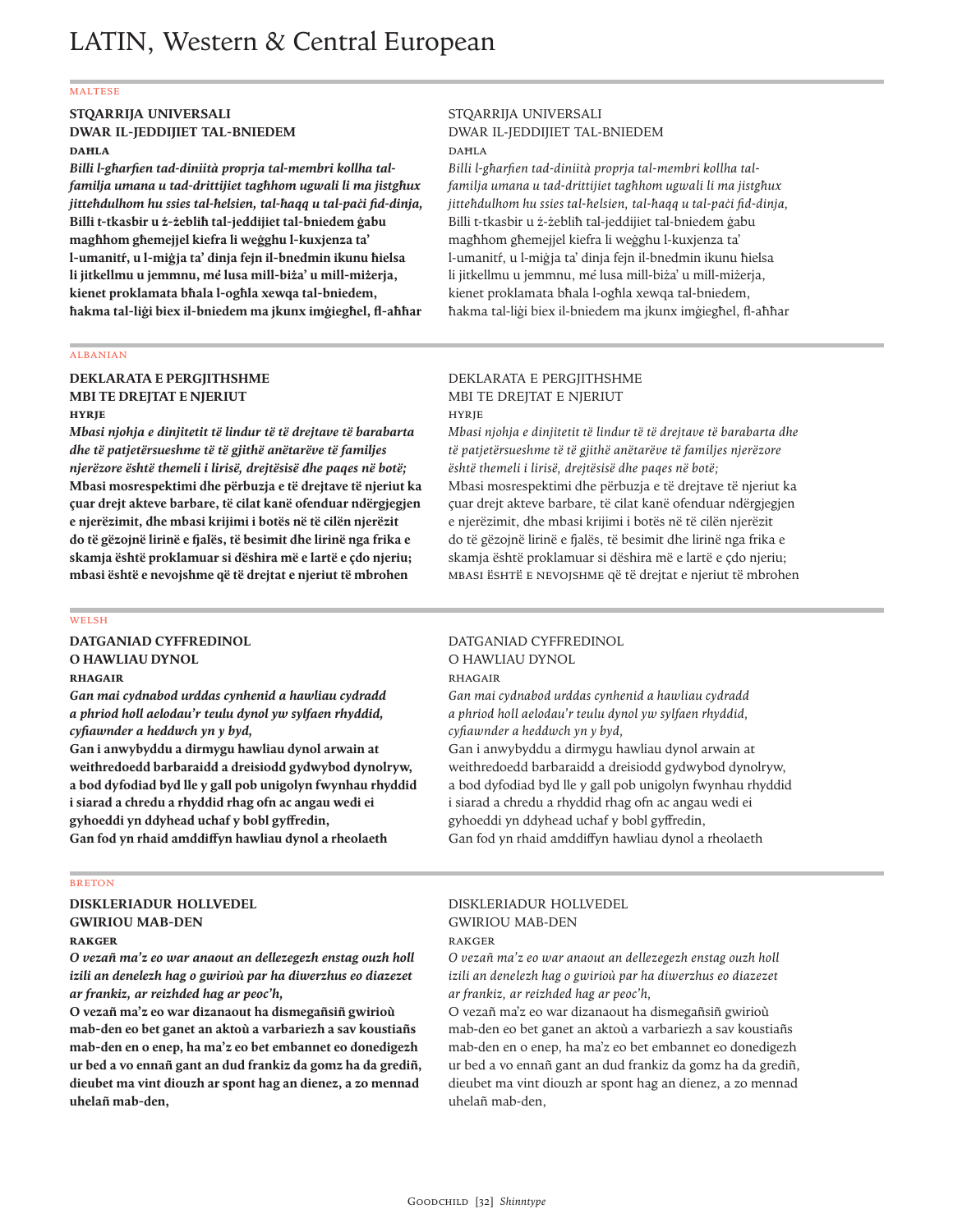# LATIN, Western & Central European

MALTESE

**STQARRIJA UNIVERSALI**
**DWAR IL-JEDDIJIET TAL-BNIEDEM**
**DAĦLA**
***Billi l-għarfien tad-diniità proprja tal-membri kollha tal-familja umana u tad-drittijiet tagħhom ugwali li ma jistgħux jitteħdulhom hu ssies tal-ħelsien, tal-ħaqq u tal-paċi fid-dinja,***
**Billi t-tkasbir u ż-żebliħ tal-jeddijiet tal-bniedem ġabu magħhom għemejjel kiefra li weġġhu l-kuxjenza ta' l-umanitŕ, u l-miġja ta' dinja fejn il-bnedmin ikunu ħielsa li jitkellmu u jemmnu, meħ lusa mill-biża' u mill-miżerja, kienet proklamata bħala l-ogħla xewqa tal-bniedem, ħakma tal-liġi biex il-bniedem ma jkunx imġiegħel, fl-aħħar**

STQARRIJA UNIVERSALI
DWAR IL-JEDDIJIET TAL-BNIEDEM
DAĦLA
*Billi l-għarfien tad-diniità proprja tal-membri kollha tal-familja umana u tad-drittijiet tagħhom ugwali li ma jistgħux jitteħdulhom hu ssies tal-ħelsien, tal-ħaqq u tal-paċi fid-dinja,*
Billi t-tkasbir u ż-żebliħ tal-jeddijiet tal-bniedem ġabu magħhom għemejjel kiefra li weġġhu l-kuxjenza ta' l-umanitŕ, u l-miġja ta' dinja fejn il-bnedmin ikunu ħielsa li jitkellmu u jemmnu, meħ lusa mill-biża' u mill-miżerja, kienet proklamata bħala l-ogħla xewqa tal-bniedem, ħakma tal-liġi biex il-bniedem ma jkunx imġiegħel, fl-aħħar

ALBANIAN

**DEKLARATA E PERGJITHSHME**
**MBI TE DREJTAT E NJERIUT**
**HYRJE**
***Mbasi njohja e dinjitetit të lindur të të drejtave të barabarta dhe të patjetërsueshme të të gjithë anëtarëve të familjes njerëzore është themeli i lirisë, drejtësisë dhe paqes në botë;***
**Mbasi mosrespektimi dhe përbuzja e të drejtave të njeriut ka çuar drejt akteve barbare, të cilat kanë ofenduar ndërgjegjen e njerëzimit, dhe mbasi krijimi i botës në të cilën njerëzit do të gëzojnë lirinë e fjalës, të besimit dhe lirinë nga frika e skamja është proklamuar si dëshira më e lartë e çdo njeriu; mbasi është e nevojshme që të drejtat e njeriut të mbrohen**

DEKLARATA E PERGJITHSHME
MBI TE DREJTAT E NJERIUT
HYRJE
*Mbasi njohja e dinjitetit të lindur të të drejtave të barabarta dhe të patjetërsueshme të të gjithë anëtarëve të familjes njerëzore është themeli i lirisë, drejtësisë dhe paqes në botë;*
Mbasi mosrespektimi dhe përbuzja e të drejtave të njeriut ka çuar drejt akteve barbare, të cilat kanë ofenduar ndërgjegjen e njerëzimit, dhe mbasi krijimi i botës në të cilën njerëzit do të gëzojnë lirinë e fjalës, të besimit dhe lirinë nga frika e skamja është proklamuar si dëshira më e lartë e çdo njeriu; MBASI ËSHTË E NEVOJSHME që të drejtat e njeriut të mbrohen

WELSH

**DATGANIAD CYFFREDINOL**
**O HAWLIAU DYNOL**
**RHAGAIR**
***Gan mai cydnabod urddas cynhenid a hawliau cydradd a phriod holl aelodau'r teulu dynol yw sylfaen rhyddid, cyfiawnder a heddwch yn y byd,***
**Gan i anwybyddu a dirmygu hawliau dynol arwain at weithredoedd barbaraidd a dreisiodd gydwybod dynolryw, a bod dyfodiad byd lle y gall pob unigolyn fwynhau rhyddid i siarad a chredu a rhyddid rhag ofn ac angau wedi ei gyhoeddi yn ddyhead uchaf y bobl gyffredin, Gan fod yn rhaid amddiffyn hawliau dynol a rheolaeth**

DATGANIAD CYFFREDINOL
O HAWLIAU DYNOL
RHAGAIR
*Gan mai cydnabod urddas cynhenid a hawliau cydradd a phriod holl aelodau'r teulu dynol yw sylfaen rhyddid, cyfiawnder a heddwch yn y byd,*
Gan i anwybyddu a dirmygu hawliau dynol arwain at weithredoedd barbaraidd a dreisiodd gydwybod dynolryw, a bod dyfodiad byd lle y gall pob unigolyn fwynhau rhyddid i siarad a chredu a rhyddid rhag ofn ac angau wedi ei gyhoeddi yn ddyhead uchaf y bobl gyffredin, Gan fod yn rhaid amddiffyn hawliau dynol a rheolaeth

BRETON

**DISKLERIADUR HOLLVEDEL**
**GWIRIOU MAB-DEN**
**RAKGER**
***O vezañ ma'z eo war anaout an dellezegezh enstag ouzh holl izili an denelezh hag o gwirioù par ha diwerzhus eo diazezet ar frankiz, ar reizhded hag ar peoc'h,***
**O vezañ ma'z eo war dizanaout ha dismegañsiñ gwirioù mab-den eo bet ganet an aktoù a varbariezh a sav koustiañs mab-den en o enep, ha ma'z eo bet embannet eo donedigezh ur bed a vo ennañ gant an dud frankiz da gomz ha da grediñ, dieubet ma vint diouzh ar spont hag an dienez, a zo mennad uhelañ mab-den,**

DISKLERIADUR HOLLVEDEL
GWIRIOU MAB-DEN
RAKGER
*O vezañ ma'z eo war anaout an dellezegezh enstag ouzh holl izili an denelezh hag o gwirioù par ha diwerzhus eo diazezet ar frankiz, ar reizhded hag ar peoc'h,*
O vezañ ma'z eo war dizanaout ha dismegañsiñ gwirioù mab-den eo bet ganet an aktoù a varbariezh a sav koustiañs mab-den en o enep, ha ma'z eo bet embannet eo donedigezh ur bed a vo ennañ gant an dud frankiz da gomz ha da grediñ, dieubet ma vint diouzh ar spont hag an dienez, a zo mennad uhelañ mab-den,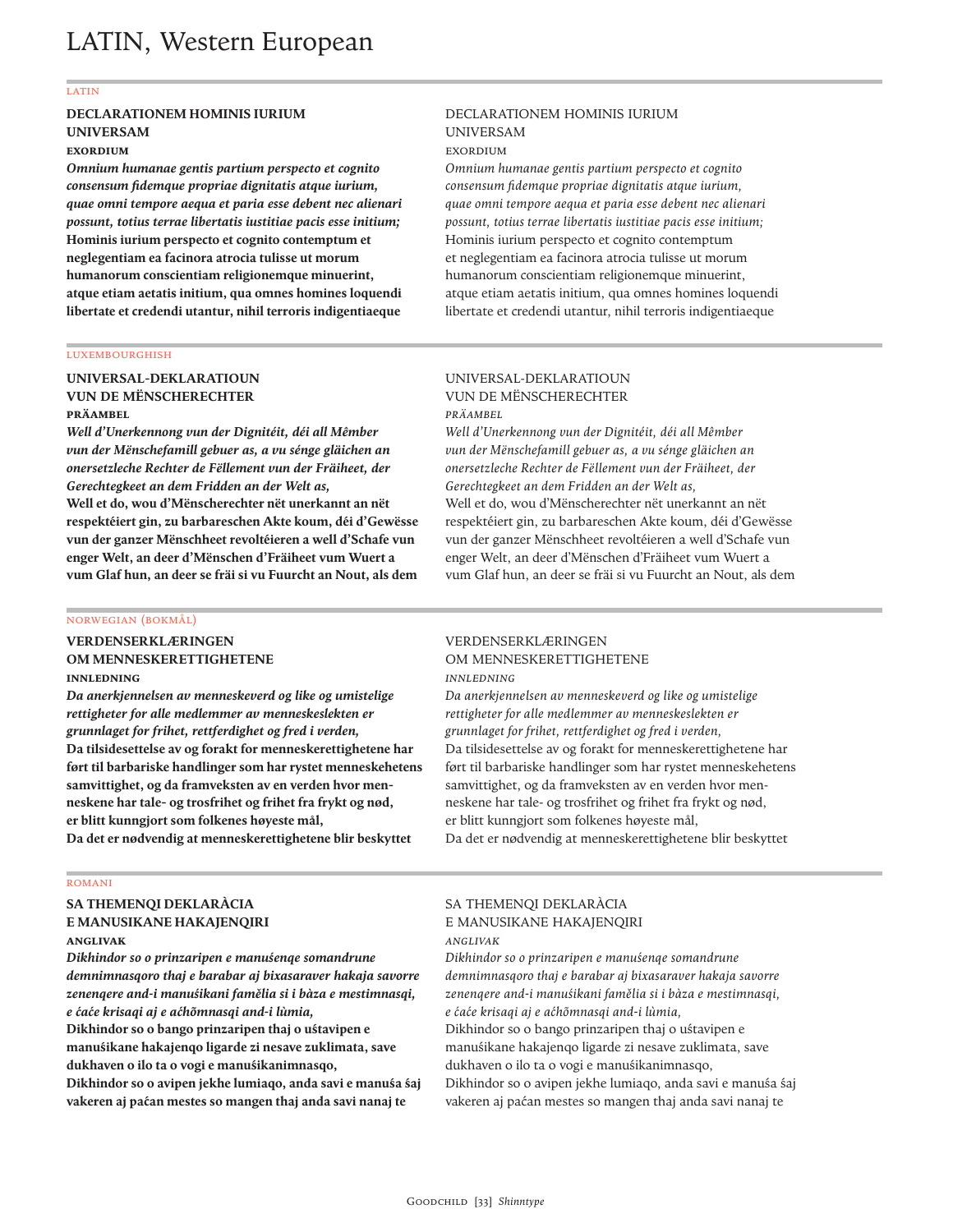# LATIN, Western European

LATIN

**DECLARATIONEM HOMINIS IURIUM UNIVERSAM**

**EXORDIUM**

***Omnium humanae gentis partium perspecto et cognito consensum fidemque propriae dignitatis atque iurium, quae omni tempore aequa et paria esse debent nec alienari possunt, totius terrae libertatis iustitiae pacis esse initium;***
**Hominis iurium perspecto et cognito contemptum et neglegentiam ea facinora atrocia tulisse ut morum humanorum conscientiam religionemque minuerint, atque etiam aetatis initium, qua omnes homines loquendi libertate et credendi utantur, nihil terroris indigentiaeque**

DECLARATIONEM HOMINIS IURIUM UNIVERSAM

EXORDIUM

*Omnium humanae gentis partium perspecto et cognito consensum fidemque propriae dignitatis atque iurium, quae omni tempore aequa et paria esse debent nec alienari possunt, totius terrae libertatis iustitiae pacis esse initium;*
Hominis iurium perspecto et cognito contemptum et neglegentiam ea facinora atrocia tulisse ut morum humanorum conscientiam religionemque minuerint, atque etiam aetatis initium, qua omnes homines loquendi libertate et credendi utantur, nihil terroris indigentiaeque

LUXEMBOURGHISH

**UNIVERSAL-DEKLARATIOUN VUN DE MËNSCHERECHTER**

**PRÄAMBEL**

***Well d'Unerkennong vun der Dignitéit, déi all Mêmber vun der Mënschefamill gebuer as, a vu sénge gläichen an onersetzleche Rechter de Fëllement vun der Fräiheet, der Gerechtegkeet an dem Fridden an der Welt as,***
**Well et do, wou d'Mënscherechter nët unerkannt an nët respektéiert gin, zu barbareschen Akte koum, déi d'Gewësse vun der ganzer Mënschheet revoltéieren a well d'Schafe vun enger Welt, an deer d'Mënschen d'Fräiheet vum Wuert a vum Glaf hun, an deer se fräi si vu Fuurcht an Nout, als dem**

UNIVERSAL-DEKLARATIOUN VUN DE MËNSCHERECHTER

*PRÄAMBEL*

*Well d'Unerkennong vun der Dignitéit, déi all Mêmber vun der Mënschefamill gebuer as, a vu sénge gläichen an onersetzleche Rechter de Fëllement vun der Fräiheet, der Gerechtegkeet an dem Fridden an der Welt as,*
Well et do, wou d'Mënscherechter nët unerkannt an nët respektéiert gin, zu barbareschen Akte koum, déi d'Gewësse vun der ganzer Mënschheet revoltéieren a well d'Schafe vun enger Welt, an deer d'Mënschen d'Fräiheet vum Wuert a vum Glaf hun, an deer se fräi si vu Fuurcht an Nout, als dem

NORWEGIAN (BOKMÅL)

**VERDENSERKLÆRINGEN OM MENNESKERETTIGHETENE**

**INNLEDNING**

***Da anerkjennelsen av menneskeverd og like og umistelige rettigheter for alle medlemmer av menneskeslekten er grunnlaget for frihet, rettferdighet og fred i verden,***
**Da tilsidesettelse av og forakt for menneskerettighetene har ført til barbariske handlinger som har rystet menneskehetens samvittighet, og da framveksten av en verden hvor menneskene har tale- og trosfrihet og frihet fra frykt og nød, er blitt kunngjort som folkenes høyeste mål,**
**Da det er nødvendig at menneskerettighetene blir beskyttet**

VERDENSERKLÆRINGEN OM MENNESKERETTIGHETENE

*INNLEDNING*

*Da anerkjennelsen av menneskeverd og like og umistelige rettigheter for alle medlemmer av menneskeslekten er grunnlaget for frihet, rettferdighet og fred i verden,*
Da tilsidesettelse av og forakt for menneskerettighetene har ført til barbariske handlinger som har rystet menneskehetens samvittighet, og da framveksten av en verden hvor menneskene har tale- og trosfrihet og frihet fra frykt og nød, er blitt kunngjort som folkenes høyeste mål,
Da det er nødvendig at menneskerettighetene blir beskyttet

ROMANI

**SA THEMENQI DEKLARÀCIA E MANUSIKANE HAKAJENQIRI**

**ANGLIVAK**

***Dikhindor so o prinzaripen e manuśenqe somandrune demnimnasqoro thaj e barabar aj bixasaraver hakaja savorre zenenqere and-i manuśikani famĕlia si i bàza e mestimnasqi, e ćaće krisaqi aj e aćhõmnasqi and-i lùmia,***
**Dikhindor so o bango prinzaripen thaj o uśtavipen e manuśikane hakajenqo ligarde zi nesave zuklimata, save dukhaven o ilo ta o vogi e manuśikanimnasqo,**
**Dikhindor so o avipen jekhe lumiaqo, anda savi e manuśa śaj vakeren aj paćan mestes so mangen thaj anda savi nanaj te**

SA THEMENQI DEKLARÀCIA E MANUSIKANE HAKAJENQIRI

*ANGLIVAK*

*Dikhindor so o prinzaripen e manuśenqe somandrune demnimnasqoro thaj e barabar aj bixasaraver hakaja savorre zenenqere and-i manuśikani famĕlia si i bàza e mestimnasqi, e ćaće krisaqi aj e aćhõmnasqi and-i lùmia,*
Dikhindor so o bango prinzaripen thaj o uśtavipen e manuśikane hakajenqo ligarde zi nesave zuklimata, save dukhaven o ilo ta o vogi e manuśikanimnasqo,
Dikhindor so o avipen jekhe lumiaqo, anda savi e manuśa śaj vakeren aj paćan mestes so mangen thaj anda savi nanaj te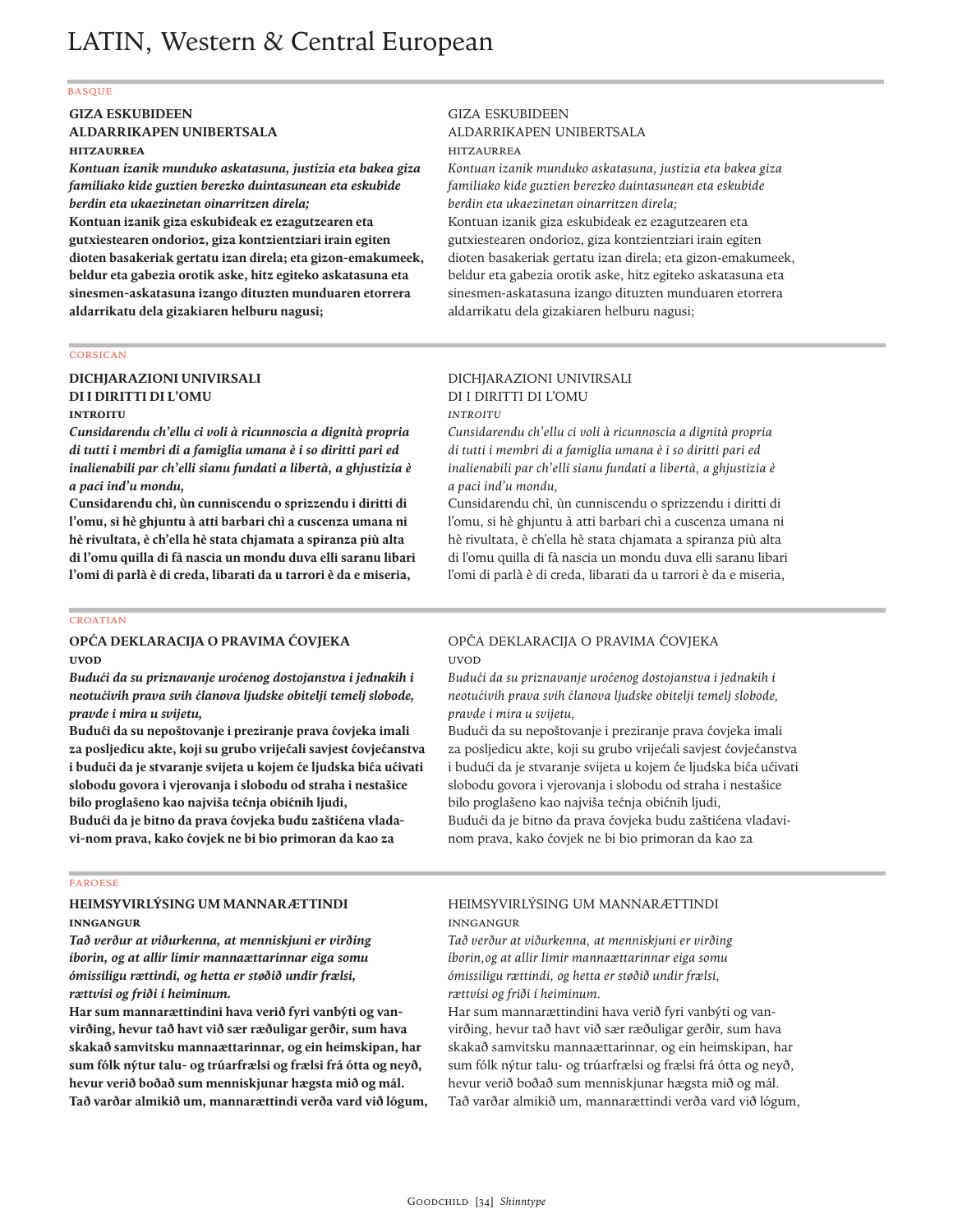# LATIN, Western & Central European

BASQUE

**GIZA ESKUBIDEEN**
**ALDARRIKAPEN UNIBERTSALA**
**HITZAURREA**
***Kontuan izanik munduko askatasuna, justizia eta bakea giza familiako kide guztien berezko duintasunean eta eskubide berdin eta ukaezinetan oinarritzen direla;***
**Kontuan izanik giza eskubideak ez ezagutzearen eta gutxiestearen ondorioz, giza kontzientziari irain egiten dioten basakeriak gertatu izan direla; eta gizon-emakumeek, beldur eta gabezia orotik aske, hitz egiteko askatasuna eta sinesmen-askatasuna izango dituzten munduaren etorrera aldarrikatu dela gizakiaren helburu nagusi;**

GIZA ESKUBIDEEN
ALDARRIKAPEN UNIBERTSALA
HITZAURREA
*Kontuan izanik munduko askatasuna, justizia eta bakea giza familiako kide guztien berezko duintasunean eta eskubide berdin eta ukaezinetan oinarritzen direla;*
Kontuan izanik giza eskubideak ez ezagutzearen eta gutxiestearen ondorioz, giza kontzientziari irain egiten dioten basakeriak gertatu izan direla; eta gizon-emakumeek, beldur eta gabezia orotik aske, hitz egiteko askatasuna eta sinesmen-askatasuna izango dituzten munduaren etorrera aldarrikatu dela gizakiaren helburu nagusi;

CORSICAN

**DICHJARAZIONI UNIVIRSALI**
**DI I DIRITTI DI L'OMU**
**INTROITU**
***Cunsidarendu ch'ellu ci voli à ricunnoscia a dignità propria di tutti i membri di a famiglia umana è i so diritti pari ed inalienabili par ch'elli sianu fundati a libertà, a ghjustizia è a paci ind'u mondu,***
**Cunsidarendu chì, ùn cunniscendu o sprizzendu i diritti di l'omu, si hè ghjuntu à atti barbari chì a cuscenza umana ni hè rivultata, è ch'ella hè stata chjamata a spiranza più alta di l'omu quilla di fà nascia un mondu duva elli saranu libari l'omi di parlà è di creda, libarati da u tarrori è da e miseria,**

DICHJARAZIONI UNIVIRSALI
DI I DIRITTI DI L'OMU
*INTROITU*
*Cunsidarendu ch'ellu ci voli à ricunnoscia a dignità propria di tutti i membri di a famiglia umana è i so diritti pari ed inalienabili par ch'elli sianu fundati a libertà, a ghjustizia è a paci ind'u mondu,*
Cunsidarendu chì, ùn cunniscendu o sprizzendu i diritti di l'omu, si hè ghjuntu à atti barbari chì a cuscenza umana ni hè rivultata, è ch'ella hè stata chjamata a spiranza più alta di l'omu quilla di fà nascia un mondu duva elli saranu libari l'omi di parlà è di creda, libarati da u tarrori è da e miseria,

CROATIAN

**OPĆA DEKLARACIJA O PRAVIMA ĆOVJEKA**
**UVOD**
***Budući da su priznavanje urođenog dostojanstva i jednakih i neotuđivih prava svih članova ljudske obitelji temelj slobode, pravde i mira u svijetu,***
**Budući da su nepoštovanje i preziranje prava čovjeka imali za posljedicu akte, koji su grubo vrijeđali savjest čovječanstva i budući da je stvaranje svijeta u kojem će ljudska bića uživati slobodu govora i vjerovanja i slobodu od straha i nestašice bilo proglašeno kao najviša težnja običnih ljudi,**
**Budući da je bitno da prava čovjeka budu zaštićena vladavi-nom prava, kako čovjek ne bi bio primoran da kao za**

OPĆA DEKLARACIJA O PRAVIMA ČOVJEKA
UVOD
*Budući da su priznavanje urođenog dostojanstva i jednakih i neotuđivih prava svih članova ljudske obitelji temelj slobode, pravde i mira u svijetu,*
Budući da su nepoštovanje i preziranje prava čovjeka imali za posljedicu akte, koji su grubo vrijeđali savjest čovječanstva i budući da je stvaranje svijeta u kojem će ljudska bića uživati slobodu govora i vjerovanja i slobodu od straha i nestašice bilo proglašeno kao najviša težnja običnih ljudi,
Budući da je bitno da prava čovjeka budu zaštićena vladavi-nom prava, kako čovjek ne bi bio primoran da kao za

FAROESE

**HEIMSYVIRLÝSING UM MANNARÆTTINDI**
**INNGANGUR**
***Tað verður at viðurkenna, at menniskjuni er virðing íborin, og at allir limir mannaættarinnar eiga somu ómissiligu rættindi, og hetta er støðið undir frælsi, rættvísi og friði í heiminum.***
**Har sum mannarættindini hava verið fyri vanbýti og vanvirðing, hevur tað havt við sær ræðuligar gerðir, sum hava skakað samvitsku mannaættarinnar, og ein heimskipan, har sum fólk nýtur talu- og trúarfrælsi og frælsi frá ótta og neyð, hevur verið boðað sum menniskjunar hægsta mið og mál.**
**Tað varðar almikið um, mannarættindi verða vard við lógum,**

HEIMSYVIRLÝSING UM MANNARÆTTINDI
INNGANGUR
*Tað verður at viðurkenna, at menniskjuni er virðing íborin,og at allir limir mannaættarinnar eiga somu ómissiligu rættindi, og hetta er støðið undir frælsi, rættvísi og friði í heiminum.*
Har sum mannarættindini hava verið fyri vanbýti og vanvirðing, hevur tað havt við sær ræðuligar gerðir, sum hava skakað samvitsku mannaættarinnar, og ein heimskipan, har sum fólk nýtur talu- og trúarfrælsi og frælsi frá ótta og neyð, hevur verið boðað sum menniskjunar hægsta mið og mál.
Tað varðar almikið um, mannarættindi verða vard við lógum,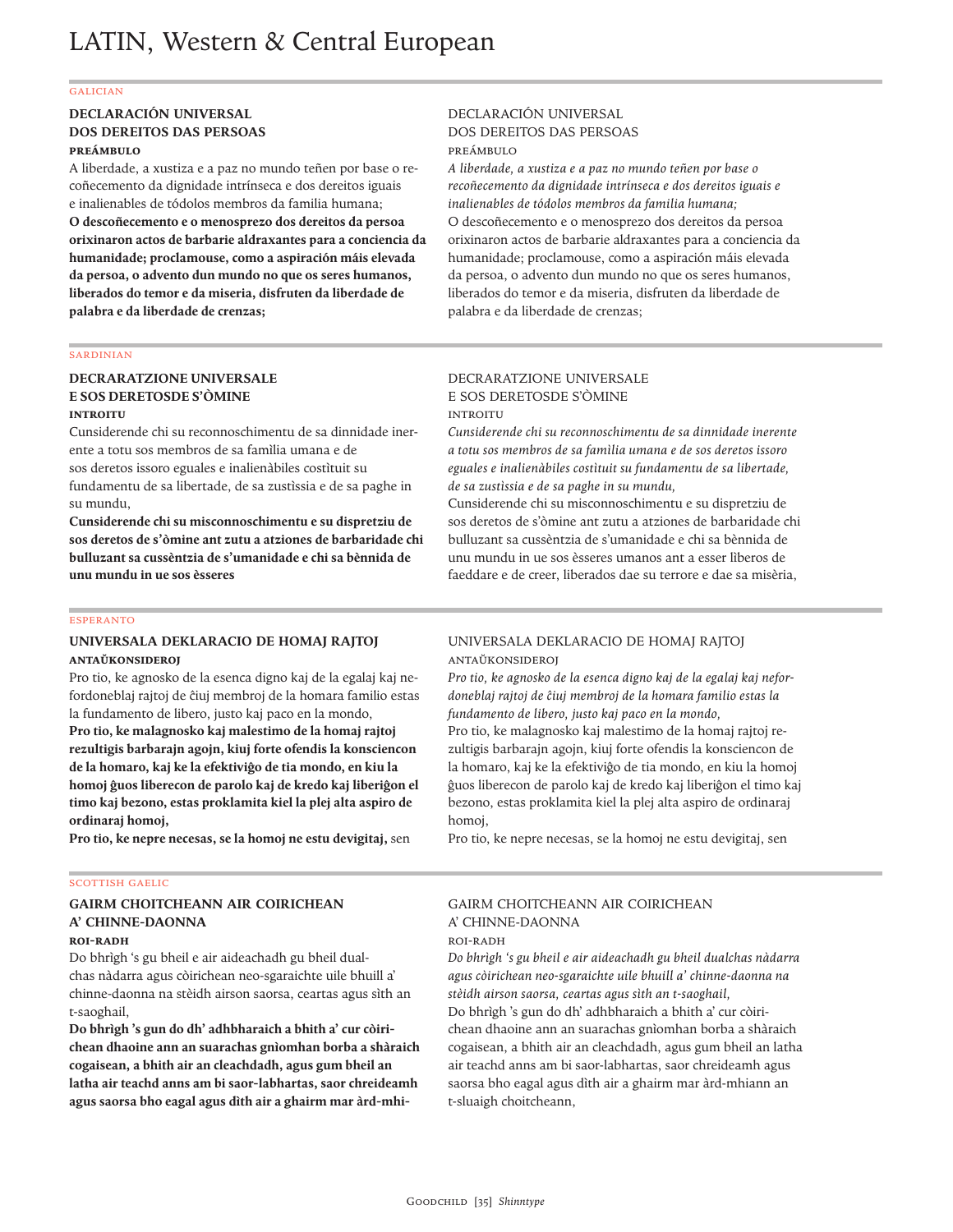# LATIN, Western & Central European

GALICIAN

**DECLARACIÓN UNIVERSAL**
**DOS DEREITOS DAS PERSOAS**
**PREÁMBULO**

A liberdade, a xustiza e a paz no mundo teñen por base o recoñecemento da dignidade intrínseca e dos dereitos iguais e inalienables de tódolos membros da familia humana;
**O descoñecemento e o menosprezo dos dereitos da persoa orixinaron actos de barbarie aldraxantes para a conciencia da humanidade; proclamouse, como a aspiración máis elevada da persoa, o advento dun mundo no que os seres humanos, liberados do temor e da miseria, disfruten da liberdade de palabra e da liberdade de crenzas;**

DECLARACIÓN UNIVERSAL
DOS DEREITOS DAS PERSOAS
PREÁMBULO

*A liberdade, a xustiza e a paz no mundo teñen por base o recoñecemento da dignidade intrínseca e dos dereitos iguais e inalienables de tódolos membros da familia humana;*
O descoñecemento e o menosprezo dos dereitos da persoa orixinaron actos de barbarie aldraxantes para a conciencia da humanidade; proclamouse, como a aspiración máis elevada da persoa, o advento dun mundo no que os seres humanos, liberados do temor e da miseria, disfruten da liberdade de palabra e da liberdade de crenzas;

SARDINIAN

**DECRARATZIONE UNIVERSALE**
**E SOS DERETOSDE S'ÒMINE**
**INTROITU**

Cunsiderende chi su reconnoschimentu de sa dinnidade inerente a totu sos membros de sa famìlia umana e de sos deretos issoro eguales e inalienàbiles costìtuit su fundamentu de sa libertade, de sa zustìssia e de sa paghe in su mundu,
**Cunsiderende chi su misconnoschimentu e su dispretziu de sos deretos de s'òmine ant zutu a atziones de barbaridade chi bulluzant sa cussèntzia de s'umanidade e chi sa bènnida de unu mundu in ue sos èsseres**

DECRARATZIONE UNIVERSALE
E SOS DERETOSDE S'ÒMINE
INTROITU

*Cunsiderende chi su reconnoschimentu de sa dinnidade inerente a totu sos membros de sa famìlia umana e de sos deretos issoro eguales e inalienàbiles costìtuit su fundamentu de sa libertade, de sa zustìssia e de sa paghe in su mundu,*
Cunsiderende chi su misconnoschimentu e su dispretziu de sos deretos de s'òmine ant zutu a atziones de barbaridade chi bulluzant sa cussèntzia de s'umanidade e chi sa bènnida de unu mundu in ue sos èsseres umanos ant a esser lìberos de faeddare e de creer, liberados dae su terrore e dae sa misèria,

ESPERANTO

**UNIVERSALA DEKLARACIO DE HOMAJ RAJTOJ**
**ANTAŬKONSIDEROJ**

Pro tio, ke agnosko de la esenca digno kaj de la egalaj kaj nefordoneblaj rajtoj de ĉiuj membroj de la homara familio estas la fundamento de libero, justo kaj paco en la mondo,
**Pro tio, ke malagnosko kaj malestimo de la homaj rajtoj rezultigis barbarajn agojn, kiuj forte ofendis la konsciencon de la homaro, kaj ke la efektiviĝo de tia mondo, en kiu la homoj ĝuos liberecon de parolo kaj de kredo kaj liberiĝon el timo kaj bezono, estas proklamita kiel la plej alta aspiro de ordinaraj homoj,**
**Pro tio, ke nepre necesas, se la homoj ne estu devigitaj,** sen

UNIVERSALA DEKLARACIO DE HOMAJ RAJTOJ
ANTAŬKONSIDEROJ

*Pro tio, ke agnosko de la esenca digno kaj de la egalaj kaj nefordoneblaj rajtoj de ĉiuj membroj de la homara familio estas la fundamento de libero, justo kaj paco en la mondo,*
Pro tio, ke malagnosko kaj malestimo de la homaj rajtoj rezultigis barbarajn agojn, kiuj forte ofendis la konsciencon de la homaro, kaj ke la efektiviĝo de tia mondo, en kiu la homoj ĝuos liberecon de parolo kaj de kredo kaj liberiĝon el timo kaj bezono, estas proklamita kiel la plej alta aspiro de ordinaraj homoj,
Pro tio, ke nepre necesas, se la homoj ne estu devigitaj, sen

SCOTTISH GAELIC

**GAIRM CHOITCHEANN AIR COIRICHEAN**
**A' CHINNE-DAONNA**
**ROI-RADH**

Do bhrìgh 's gu bheil e air aideachadh gu bheil dualchas nàdarra agus còirichean neo-sgaraichte uile bhuill a' chinne-daonna na stèidh airson saorsa, ceartas agus sìth an t-saoghail,
**Do bhrìgh 's gun do dh' adhbharaich a bhith a' cur còirichean dhaoine ann an suarachas gnìomhan borba a shàraich cogaisean, a bhith air an cleachdadh, agus gum bheil an latha air teachd anns am bi saor-labhartas, saor chreideamh agus saorsa bho eagal agus dìth air a ghairm mar àrd-mhi-**

GAIRM CHOITCHEANN AIR COIRICHEAN
A' CHINNE-DAONNA
ROI-RADH

*Do bhrìgh 's gu bheil e air aideachadh gu bheil dualchas nàdarra agus còirichean neo-sgaraichte uile bhuill a' chinne-daonna na stèidh airson saorsa, ceartas agus sìth an t-saoghail,*
Do bhrìgh 's gun do dh' adhbharaich a bhith a' cur còirichean dhaoine ann an suarachas gnìomhan borba a shàraich cogaisean, a bhith air an cleachdadh, agus gum bheil an latha air teachd anns am bi saor-labhartas, saor chreideamh agus saorsa bho eagal agus dìth air a ghairm mar àrd-mhiann an t-sluaigh choitcheann,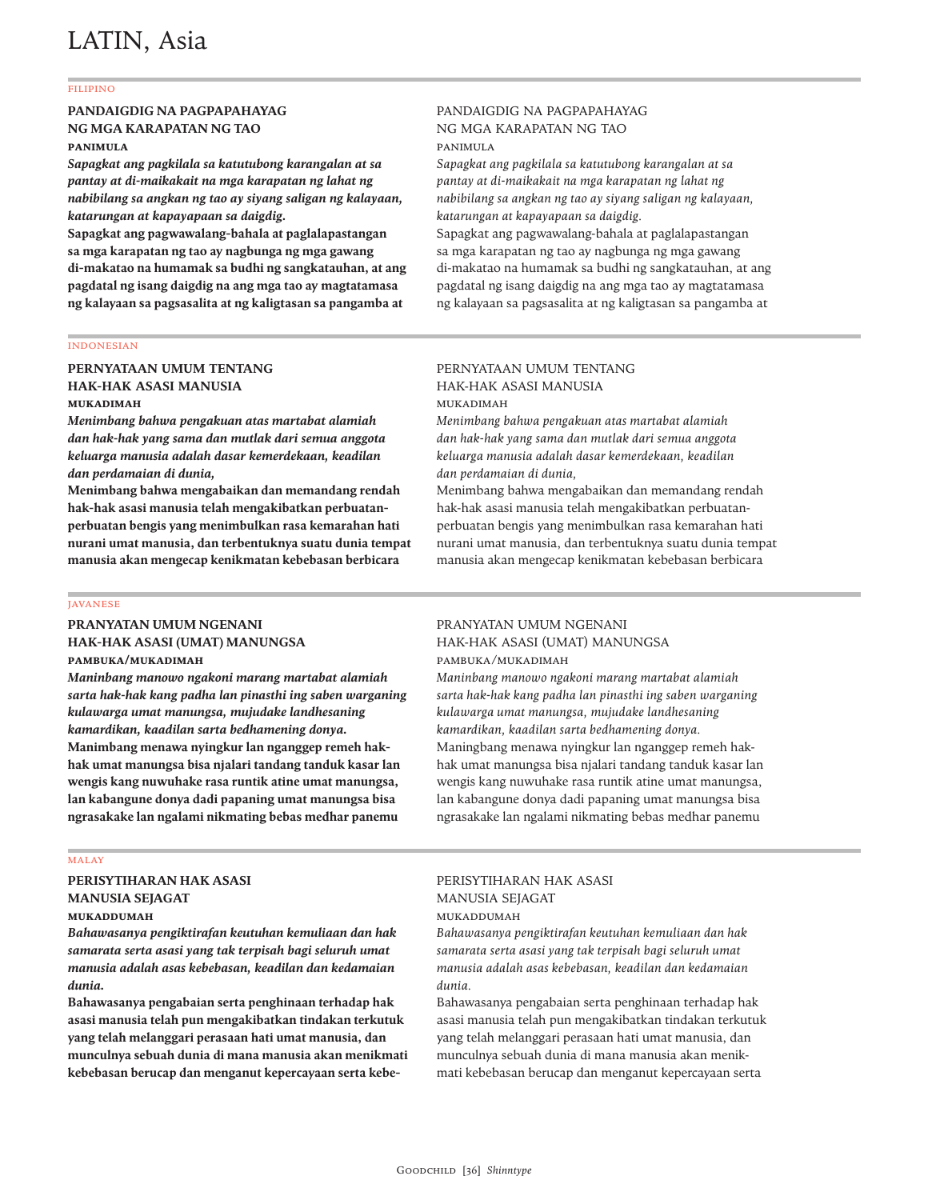# LATIN, Asia

FILIPINO

**PANDAIGDIG NA PAGPAPAHAYAG NG MGA KARAPATAN NG TAO**

**PANIMULA**

***Sapagkat ang pagkilala sa katutubong karangalan at sa pantay at di-maikakait na mga karapatan ng lahat ng nabibilang sa angkan ng tao ay siyang saligan ng kalayaan, katarungan at kapayapaan sa daigdig.***

**Sapagkat ang pagwawalang-bahala at paglalapastangan sa mga karapatan ng tao ay nagbunga ng mga gawang di-makatao na humamak sa budhi ng sangkatauhan, at ang pagdatal ng isang daigdig na ang mga tao ay magtatamasa ng kalayaan sa pagsasalita at ng kaligtasan sa pangamba at**

PANDAIGDIG NA PAGPAPAHAYAG NG MGA KARAPATAN NG TAO

PANIMULA

*Sapagkat ang pagkilala sa katutubong karangalan at sa pantay at di-maikakait na mga karapatan ng lahat ng nabibilang sa angkan ng tao ay siyang saligan ng kalayaan, katarungan at kapayapaan sa daigdig.*

Sapagkat ang pagwawalang-bahala at paglalapastangan sa mga karapatan ng tao ay nagbunga ng mga gawang di-makatao na humamak sa budhi ng sangkatauhan, at ang pagdatal ng isang daigdig na ang mga tao ay magtatamasa ng kalayaan sa pagsasalita at ng kaligtasan sa pangamba at

INDONESIAN

**PERNYATAAN UMUM TENTANG HAK-HAK ASASI MANUSIA**

**MUKADIMAH**

***Menimbang bahwa pengakuan atas martabat alamiah dan hak-hak yang sama dan mutlak dari semua anggota keluarga manusia adalah dasar kemerdekaan, keadilan dan perdamaian di dunia,***

**Menimbang bahwa mengabaikan dan memandang rendah hak-hak asasi manusia telah mengakibatkan perbuatan-perbuatan bengis yang menimbulkan rasa kemarahan hati nurani umat manusia, dan terbentuknya suatu dunia tempat manusia akan mengecap kenikmatan kebebasan berbicara**

PERNYATAAN UMUM TENTANG HAK-HAK ASASI MANUSIA

MUKADIMAH

*Menimbang bahwa pengakuan atas martabat alamiah dan hak-hak yang sama dan mutlak dari semua anggota keluarga manusia adalah dasar kemerdekaan, keadilan dan perdamaian di dunia,*

Menimbang bahwa mengabaikan dan memandang rendah hak-hak asasi manusia telah mengakibatkan perbuatan-perbuatan bengis yang menimbulkan rasa kemarahan hati nurani umat manusia, dan terbentuknya suatu dunia tempat manusia akan mengecap kenikmatan kebebasan berbicara

JAVANESE

**PRANYATAN UMUM NGENANI HAK-HAK ASASI (UMAT) MANUNGSA**

**PAMBUKA/MUKADIMAH**

***Maninbang manowo ngakoni marang martabat alamiah sarta hak-hak kang padha lan pinasthi ing saben warganing kulawarga umat manungsa, mujudake landhesaning kamardikan, kaadilan sarta bedhamening donya.***

**Manimbang menawa nyingkur lan nganggep remeh hak-hak umat manungsa bisa njalari tandang tanduk kasar lan wengis kang nuwuhake rasa runtik atine umat manungsa, lan kabangune donya dadi papaning umat manungsa bisa ngrasakake lan ngalami nikmating bebas medhar panemu**

PRANYATAN UMUM NGENANI HAK-HAK ASASI (UMAT) MANUNGSA

PAMBUKA/MUKADIMAH

*Maninbang manowo ngakoni marang martabat alamiah sarta hak-hak kang padha lan pinasthi ing saben warganing kulawarga umat manungsa, mujudake landhesaning kamardikan, kaadilan sarta bedhamening donya.*

Maningbang menawa nyingkur lan nganggep remeh hak-hak umat manungsa bisa njalari tandang tanduk kasar lan wengis kang nuwuhake rasa runtik atine umat manungsa, lan kabangune donya dadi papaning umat manungsa bisa ngrasakake lan ngalami nikmating bebas medhar panemu

MALAY

**PERISYTIHARAN HAK ASASI MANUSIA SEJAGAT**

**MUKADDUMAH**

***Bahawasanya pengiktirafan keutuhan kemuliaan dan hak samarata serta asasi yang tak terpisah bagi seluruh umat manusia adalah asas kebebasan, keadilan dan kedamaian dunia.***

**Bahawasanya pengabaian serta penghinaan terhadap hak asasi manusia telah pun mengakibatkan tindakan terkutuk yang telah melanggari perasaan hati umat manusia, dan munculnya sebuah dunia di mana manusia akan menikmati kebebasan berucap dan menganut kepercayaan serta kebe-**

PERISYTIHARAN HAK ASASI MANUSIA SEJAGAT

MUKADDUMAH

*Bahawasanya pengiktirafan keutuhan kemuliaan dan hak samarata serta asasi yang tak terpisah bagi seluruh umat manusia adalah asas kebebasan, keadilan dan kedamaian dunia.*

Bahawasanya pengabaian serta penghinaan terhadap hak asasi manusia telah pun mengakibatkan tindakan terkutuk yang telah melanggari perasaan hati umat manusia, dan munculnya sebuah dunia di mana manusia akan menikmati kebebasan berucap dan menganut kepercayaan serta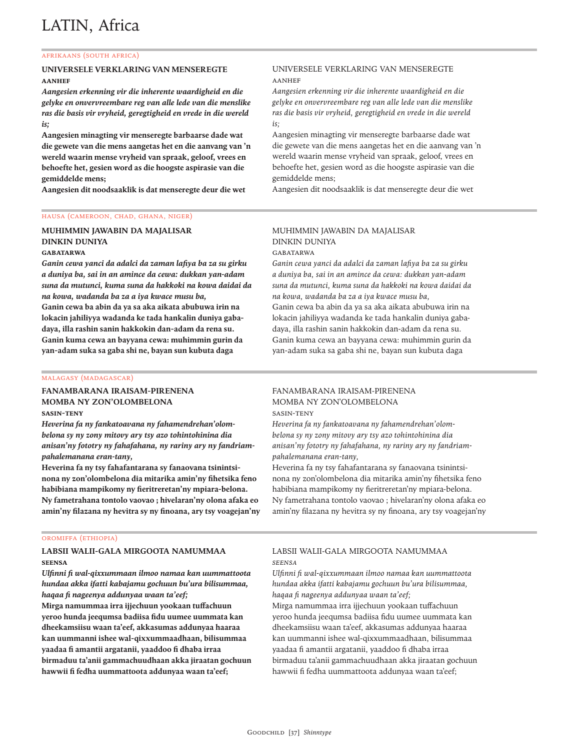# LATIN, Africa

AFRIKAANS (SOUTH AFRICA)

**UNIVERSELE VERKLARING VAN MENSEREGTE**
**AANHEF**
***Aangesien erkenning vir die inherente waardigheid en die gelyke en onvervreembare reg van alle lede van die menslike ras die basis vir vryheid, geregtigheid en vrede in die wereld is;***
**Aangesien minagting vir menseregte barbaarse dade wat die gewete van die mens aangetas het en die aanvang van 'n wereld waarin mense vryheid van spraak, geloof, vrees en behoefte het, gesien word as die hoogste aspirasie van die gemiddelde mens;**
**Aangesien dit noodsaaklik is dat menseregte deur die wet**

UNIVERSELE VERKLARING VAN MENSEREGTE
AANHEF
*Aangesien erkenning vir die inherente waardigheid en die gelyke en onvervreembare reg van alle lede van die menslike ras die basis vir vryheid, geregtigheid en vrede in die wereld is;*
Aangesien minagting vir menseregte barbaarse dade wat die gewete van die mens aangetas het en die aanvang van 'n wereld waarin mense vryheid van spraak, geloof, vrees en behoefte het, gesien word as die hoogste aspirasie van die gemiddelde mens;
Aangesien dit noodsaaklik is dat menseregte deur die wet

HAUSA (CAMEROON, CHAD, GHANA, NIGER)

**MUHIMMIN JAWABIN DA MAJALISAR DINKIN DUNIYA**
**GABATARWA**
***Ganin cewa yanci da adalci da zaman lafiya ba za su girku a duniya ba, sai in an amince da cewa: dukkan yan-adam suna da mutunci, kuma suna da hakkoki na kowa daidai da na kowa, wadanda ba za a iya kwace musu ba,***
**Ganin cewa ba abin da ya sa aka aikata abubuwa irin na lokacin jahiliyya wadanda ke tada hankalin duniya gaba-daya, illa rashin sanin hakkokin dan-adam da rena su. Ganin kuma cewa an bayyana cewa: muhimmin gurin da yan-adam suka sa gaba shi ne, bayan sun kubuta daga**

MUHIMMIN JAWABIN DA MAJALISAR DINKIN DUNIYA
GABATARWA
*Ganin cewa yanci da adalci da zaman lafiya ba za su girku a duniya ba, sai in an amince da cewa: dukkan yan-adam suna da mutunci, kuma suna da hakkoki na kowa daidai da na kowa, wadanda ba za a iya kwace musu ba,*
Ganin cewa ba abin da ya sa aka aikata abubuwa irin na lokacin jahiliyya wadanda ke tada hankalin duniya gaba-daya, illa rashin sanin hakkokin dan-adam da rena su. Ganin kuma cewa an bayyana cewa: muhimmin gurin da yan-adam suka sa gaba shi ne, bayan sun kubuta daga

MALAGASY (MADAGASCAR)

**FANAMBARANA IRAISAM-PIRENENA MOMBA NY ZON'OLOMBELONA**
**SASIN-TENY**
***Heverina fa ny fankatoavana ny fahamendrehan'olombelona sy ny zony mitovy ary tsy azo tohintohinina dia anisan'ny fototry ny fahafahana, ny rariny ary ny fandriampahalemanana eran-tany,***
**Heverina fa ny tsy fahafantarana sy fanaovana tsinintsinona ny zon'olombelona dia mitarika amin'ny fihetsika feno habibiana mampikomy ny fieritreretan'ny mpiara-belona. Ny fametrahana tontolo vaovao ; hivelaran'ny olona afaka eo amin'ny filazana ny hevitra sy ny finoana, ary tsy voagejan'ny**

FANAMBARANA IRAISAM-PIRENENA MOMBA NY ZON'OLOMBELONA
SASIN-TENY
*Heverina fa ny fankatoavana ny fahamendrehan'olombelona sy ny zony mitovy ary tsy azo tohintohinina dia anisan'ny fototry ny fahafahana, ny rariny ary ny fandriampahalemanana eran-tany,*
Heverina fa ny tsy fahafantarana sy fanaovana tsinintsinona ny zon'olombelona dia mitarika amin'ny fihetsika feno habibiana mampikomy ny fieritreretan'ny mpiara-belona. Ny fametrahana tontolo vaovao ; hivelaran'ny olona afaka eo amin'ny filazana ny hevitra sy ny finoana, ary tsy voagejan'ny

OROMIFFA (ETHIOPIA)

**LABSII WALII-GALA MIRGOOTA NAMUMMAA**
**SEENSA**
***Ulfinni fi wal-qixxummaan ilmoo namaa kan uummattoota hundaa akka ifatti kabajamu gochuun bu'ura bilisummaa, haqaa fi nageenya addunyaa waan ta'eef;***
**Mirga namummaa irra ijjechuun yookaan tuffachuun yeroo hunda jeequmsa badiisa fidu uumee uummata kan dheekamsiisu waan ta'eef, akkasumas addunyaa haaraa kan uummanni ishee wal-qixxummaadhaan, bilisummaa yaadaa fi amantii argatanii, yaaddoo fi dhaba irraa birmaduu ta'anii gammachuudhaan akka jiraatan gochuun hawwii fi fedha uummattoota addunyaa waan ta'eef;**

LABSII WALII-GALA MIRGOOTA NAMUMMAA
*SEENSA*
*Ulfinni fi wal-qixxummaan ilmoo namaa kan uummattoota hundaa akka ifatti kabajamu gochuun bu'ura bilisummaa, haqaa fi nageenya addunyaa waan ta'eef;*
Mirga namummaa irra ijjechuun yookaan tuffachuun yeroo hunda jeequmsa badiisa fidu uumee uummata kan dheekamsiisu waan ta'eef, akkasumas addunyaa haaraa kan uummanni ishee wal-qixxummaadhaan, bilisummaa yaadaa fi amantii argatanii, yaaddoo fi dhaba irraa birmaduu ta'anii gammachuudhaan akka jiraatan gochuun hawwii fi fedha uummattoota addunyaa waan ta'eef;